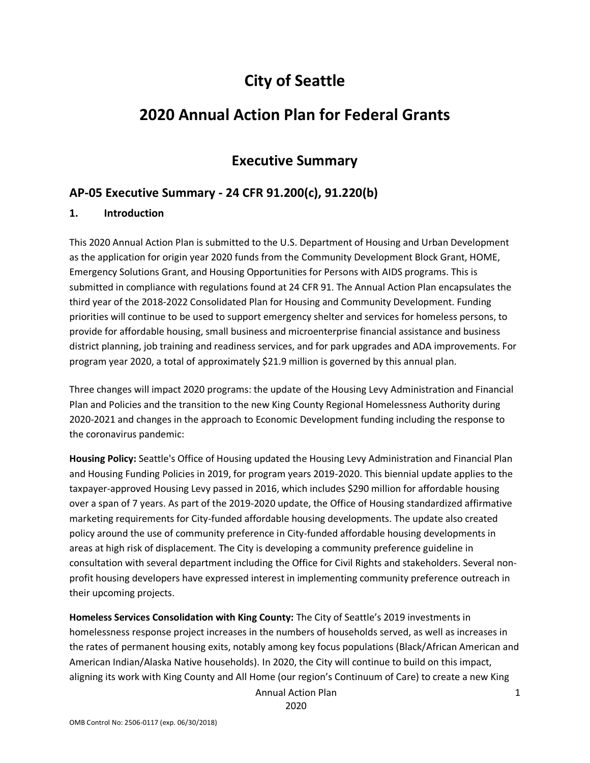# City of Seattle

# 2020 Annual Action Plan for Federal Grants

## Executive Summary

### AP-05 Executive Summary - 24 CFR 91.200(c), 91.220(b)

**1. Introduction**

This 2020 Annual Action Plan is submitted to the U.S. Department of Housing and Urban Development as the application for origin year 2020 funds from the Community Development Block Grant, HOME, Emergency Solutions Grant, and Housing Opportunities for Persons with AIDS programs. This is submitted in compliance with regulations found at 24 CFR 91. The Annual Action Plan encapsulates the third year of the 2018-2022 Consolidated Plan for Housing and Community Development. Funding priorities will continue to be used to support emergency shelter and services for homeless persons, to provide for affordable housing, small business and microenterprise financial assistance and business district planning, job training and readiness services, and for park upgrades and ADA improvements. For program year 2020, a total of approximately $21.9 million is governed by this annual plan.

Three changes will impact 2020 programs: the update of the Housing Levy Administration and Financial Plan and Policies and the transition to the new King County Regional Homelessness Authority during 2020-2021 and changes in the approach to Economic Development funding including the response to the coronavirus pandemic:

**Housing Policy:** Seattle's Office of Housing updated the Housing Levy Administration and Financial Plan and Housing Funding Policies in 2019, for program years 2019-2020. This biennial update applies to the taxpayer-approved Housing Levy passed in 2016, which includes $290 million for affordable housing over a span of 7 years. As part of the 2019-2020 update, the Office of Housing standardized affirmative marketing requirements for City-funded affordable housing developments. The update also created policy around the use of community preference in City-funded affordable housing developments in areas at high risk of displacement. The City is developing a community preference guideline in consultation with several department including the Office for Civil Rights and stakeholders. Several non-profit housing developers have expressed interest in implementing community preference outreach in their upcoming projects.

**Homeless Services Consolidation with King County:** The City of Seattle's 2019 investments in homelessness response project increases in the numbers of households served, as well as increases in the rates of permanent housing exits, notably among key focus populations (Black/African American and American Indian/Alaska Native households). In 2020, the City will continue to build on this impact, aligning its work with King County and All Home (our region's Continuum of Care) to create a new King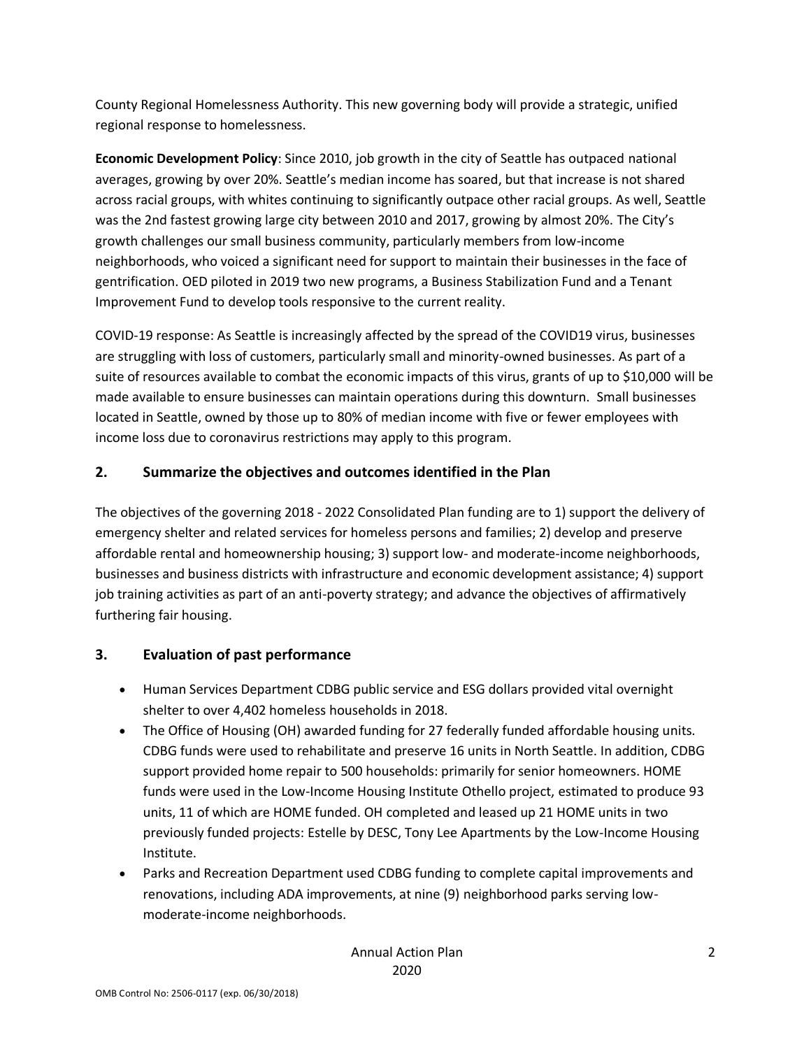County Regional Homelessness Authority. This new governing body will provide a strategic, unified regional response to homelessness.

**Economic Development Policy**: Since 2010, job growth in the city of Seattle has outpaced national averages, growing by over 20%. Seattle's median income has soared, but that increase is not shared across racial groups, with whites continuing to significantly outpace other racial groups. As well, Seattle was the 2nd fastest growing large city between 2010 and 2017, growing by almost 20%. The City's growth challenges our small business community, particularly members from low-income neighborhoods, who voiced a significant need for support to maintain their businesses in the face of gentrification. OED piloted in 2019 two new programs, a Business Stabilization Fund and a Tenant Improvement Fund to develop tools responsive to the current reality.

COVID-19 response: As Seattle is increasingly affected by the spread of the COVID19 virus, businesses are struggling with loss of customers, particularly small and minority-owned businesses. As part of a suite of resources available to combat the economic impacts of this virus, grants of up to $10,000 will be made available to ensure businesses can maintain operations during this downturn. Small businesses located in Seattle, owned by those up to 80% of median income with five or fewer employees with income loss due to coronavirus restrictions may apply to this program.

## 2. Summarize the objectives and outcomes identified in the Plan

The objectives of the governing 2018 - 2022 Consolidated Plan funding are to 1) support the delivery of emergency shelter and related services for homeless persons and families; 2) develop and preserve affordable rental and homeownership housing; 3) support low- and moderate-income neighborhoods, businesses and business districts with infrastructure and economic development assistance; 4) support job training activities as part of an anti-poverty strategy; and advance the objectives of affirmatively furthering fair housing.

## 3. Evaluation of past performance

- Human Services Department CDBG public service and ESG dollars provided vital overnight shelter to over 4,402 homeless households in 2018.
- The Office of Housing (OH) awarded funding for 27 federally funded affordable housing units. CDBG funds were used to rehabilitate and preserve 16 units in North Seattle. In addition, CDBG support provided home repair to 500 households: primarily for senior homeowners. HOME funds were used in the Low-Income Housing Institute Othello project, estimated to produce 93 units, 11 of which are HOME funded. OH completed and leased up 21 HOME units in two previously funded projects: Estelle by DESC, Tony Lee Apartments by the Low-Income Housing Institute.
- Parks and Recreation Department used CDBG funding to complete capital improvements and renovations, including ADA improvements, at nine (9) neighborhood parks serving low-moderate-income neighborhoods.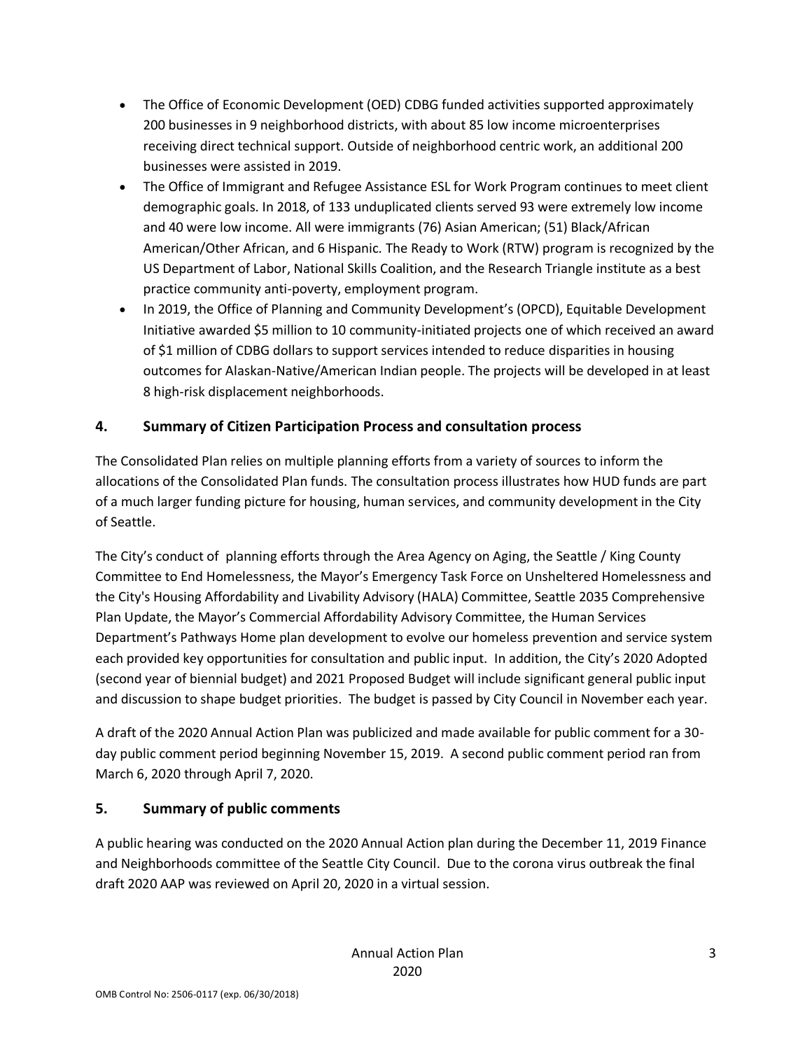- The Office of Economic Development (OED) CDBG funded activities supported approximately 200 businesses in 9 neighborhood districts, with about 85 low income microenterprises receiving direct technical support. Outside of neighborhood centric work, an additional 200 businesses were assisted in 2019.
- The Office of Immigrant and Refugee Assistance ESL for Work Program continues to meet client demographic goals. In 2018, of 133 unduplicated clients served 93 were extremely low income and 40 were low income. All were immigrants (76) Asian American; (51) Black/African American/Other African, and 6 Hispanic. The Ready to Work (RTW) program is recognized by the US Department of Labor, National Skills Coalition, and the Research Triangle institute as a best practice community anti-poverty, employment program.
- In 2019, the Office of Planning and Community Development's (OPCD), Equitable Development Initiative awarded $5 million to 10 community-initiated projects one of which received an award of $1 million of CDBG dollars to support services intended to reduce disparities in housing outcomes for Alaskan-Native/American Indian people. The projects will be developed in at least 8 high-risk displacement neighborhoods.

## 4. Summary of Citizen Participation Process and consultation process

The Consolidated Plan relies on multiple planning efforts from a variety of sources to inform the allocations of the Consolidated Plan funds. The consultation process illustrates how HUD funds are part of a much larger funding picture for housing, human services, and community development in the City of Seattle.

The City's conduct of planning efforts through the Area Agency on Aging, the Seattle / King County Committee to End Homelessness, the Mayor's Emergency Task Force on Unsheltered Homelessness and the City's Housing Affordability and Livability Advisory (HALA) Committee, Seattle 2035 Comprehensive Plan Update, the Mayor's Commercial Affordability Advisory Committee, the Human Services Department's Pathways Home plan development to evolve our homeless prevention and service system each provided key opportunities for consultation and public input. In addition, the City's 2020 Adopted (second year of biennial budget) and 2021 Proposed Budget will include significant general public input and discussion to shape budget priorities. The budget is passed by City Council in November each year.

A draft of the 2020 Annual Action Plan was publicized and made available for public comment for a 30-day public comment period beginning November 15, 2019. A second public comment period ran from March 6, 2020 through April 7, 2020.

## 5. Summary of public comments

A public hearing was conducted on the 2020 Annual Action plan during the December 11, 2019 Finance and Neighborhoods committee of the Seattle City Council. Due to the corona virus outbreak the final draft 2020 AAP was reviewed on April 20, 2020 in a virtual session.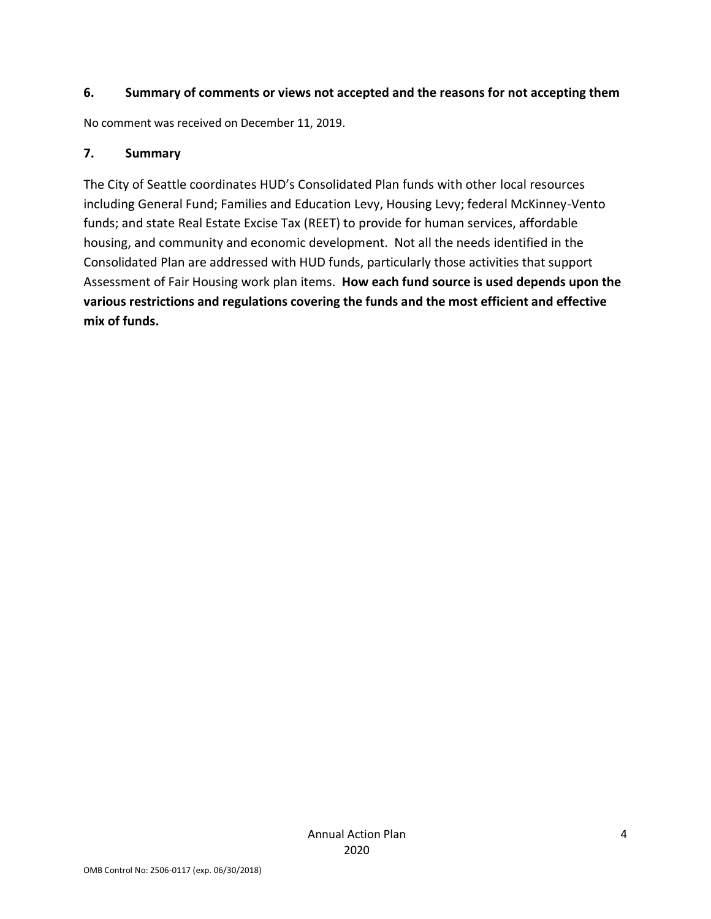### 6. Summary of comments or views not accepted and the reasons for not accepting them

No comment was received on December 11, 2019.

### 7. Summary

The City of Seattle coordinates HUD's Consolidated Plan funds with other local resources including General Fund; Families and Education Levy, Housing Levy; federal McKinney-Vento funds; and state Real Estate Excise Tax (REET) to provide for human services, affordable housing, and community and economic development. Not all the needs identified in the Consolidated Plan are addressed with HUD funds, particularly those activities that support Assessment of Fair Housing work plan items. **How each fund source is used depends upon the various restrictions and regulations covering the funds and the most efficient and effective mix of funds.**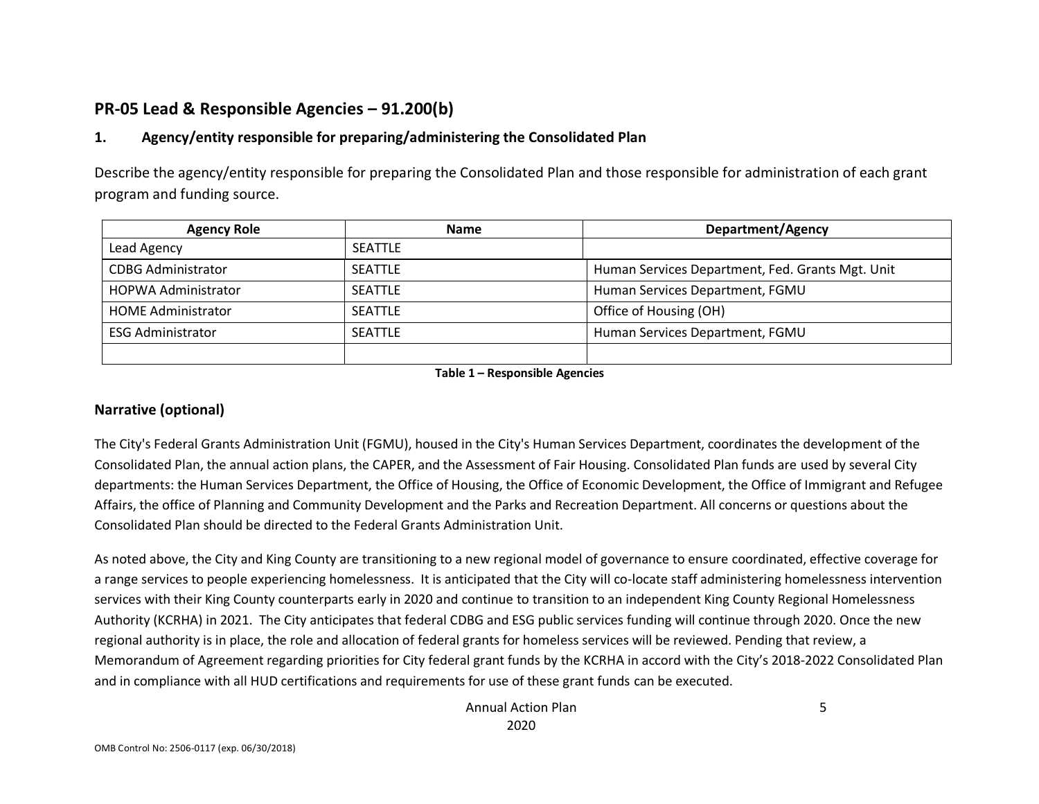## PR-05 Lead & Responsible Agencies – 91.200(b)

### 1. Agency/entity responsible for preparing/administering the Consolidated Plan

Describe the agency/entity responsible for preparing the Consolidated Plan and those responsible for administration of each grant program and funding source.

| Agency Role | Name | Department/Agency |
|---|---|---|
| Lead Agency | SEATTLE | |
| CDBG Administrator | SEATTLE | Human Services Department, Fed. Grants Mgt. Unit |
| HOPWA Administrator | SEATTLE | Human Services Department, FGMU |
| HOME Administrator | SEATTLE | Office of Housing (OH) |
| ESG Administrator | SEATTLE | Human Services Department, FGMU |
| | | |

**Table 1 – Responsible Agencies**

### Narrative (optional)

The City's Federal Grants Administration Unit (FGMU), housed in the City's Human Services Department, coordinates the development of the Consolidated Plan, the annual action plans, the CAPER, and the Assessment of Fair Housing. Consolidated Plan funds are used by several City departments: the Human Services Department, the Office of Housing, the Office of Economic Development, the Office of Immigrant and Refugee Affairs, the office of Planning and Community Development and the Parks and Recreation Department. All concerns or questions about the Consolidated Plan should be directed to the Federal Grants Administration Unit.

As noted above, the City and King County are transitioning to a new regional model of governance to ensure coordinated, effective coverage for a range services to people experiencing homelessness. It is anticipated that the City will co-locate staff administering homelessness intervention services with their King County counterparts early in 2020 and continue to transition to an independent King County Regional Homelessness Authority (KCRHA) in 2021. The City anticipates that federal CDBG and ESG public services funding will continue through 2020. Once the new regional authority is in place, the role and allocation of federal grants for homeless services will be reviewed. Pending that review, a Memorandum of Agreement regarding priorities for City federal grant funds by the KCRHA in accord with the City's 2018-2022 Consolidated Plan and in compliance with all HUD certifications and requirements for use of these grant funds can be executed.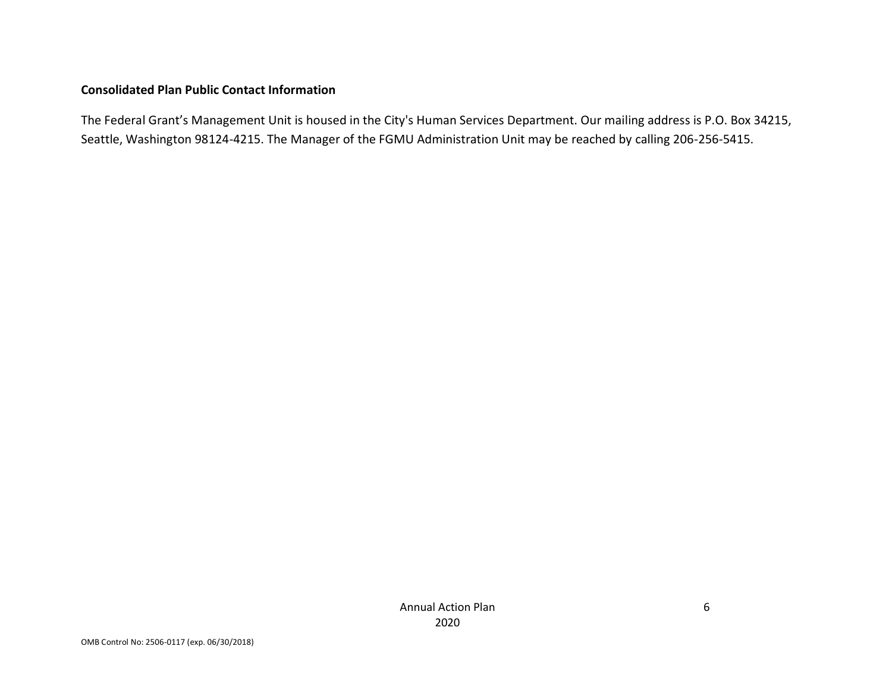**Consolidated Plan Public Contact Information**

The Federal Grant's Management Unit is housed in the City's Human Services Department. Our mailing address is P.O. Box 34215, Seattle, Washington 98124-4215. The Manager of the FGMU Administration Unit may be reached by calling 206-256-5415.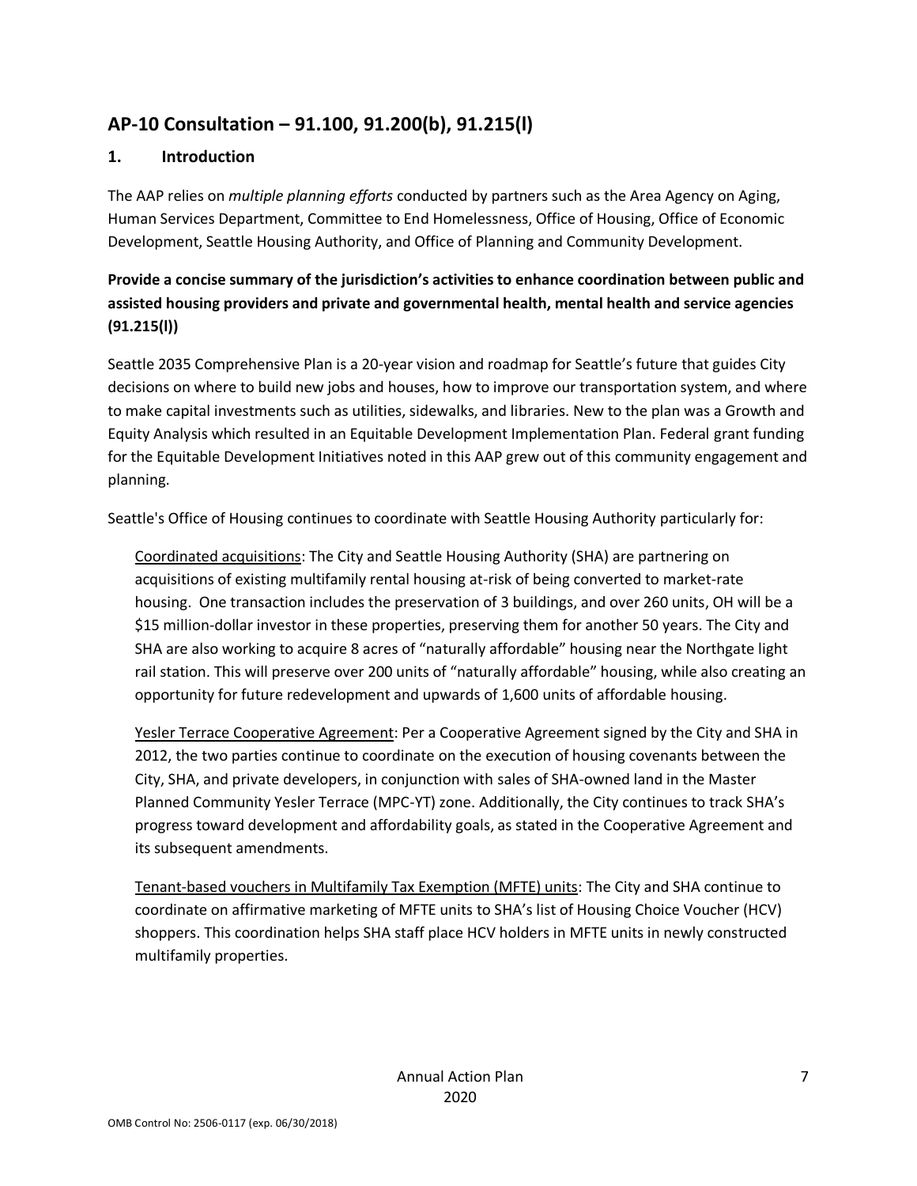## AP-10 Consultation – 91.100, 91.200(b), 91.215(l)

### 1. Introduction

The AAP relies on *multiple planning efforts* conducted by partners such as the Area Agency on Aging, Human Services Department, Committee to End Homelessness, Office of Housing, Office of Economic Development, Seattle Housing Authority, and Office of Planning and Community Development.

**Provide a concise summary of the jurisdiction's activities to enhance coordination between public and assisted housing providers and private and governmental health, mental health and service agencies (91.215(l))**

Seattle 2035 Comprehensive Plan is a 20-year vision and roadmap for Seattle's future that guides City decisions on where to build new jobs and houses, how to improve our transportation system, and where to make capital investments such as utilities, sidewalks, and libraries. New to the plan was a Growth and Equity Analysis which resulted in an Equitable Development Implementation Plan. Federal grant funding for the Equitable Development Initiatives noted in this AAP grew out of this community engagement and planning.

Seattle's Office of Housing continues to coordinate with Seattle Housing Authority particularly for:

<u>Coordinated acquisitions</u>: The City and Seattle Housing Authority (SHA) are partnering on acquisitions of existing multifamily rental housing at-risk of being converted to market-rate housing. One transaction includes the preservation of 3 buildings, and over 260 units, OH will be a $15 million-dollar investor in these properties, preserving them for another 50 years. The City and SHA are also working to acquire 8 acres of "naturally affordable" housing near the Northgate light rail station. This will preserve over 200 units of "naturally affordable" housing, while also creating an opportunity for future redevelopment and upwards of 1,600 units of affordable housing.

<u>Yesler Terrace Cooperative Agreement</u>: Per a Cooperative Agreement signed by the City and SHA in 2012, the two parties continue to coordinate on the execution of housing covenants between the City, SHA, and private developers, in conjunction with sales of SHA-owned land in the Master Planned Community Yesler Terrace (MPC-YT) zone. Additionally, the City continues to track SHA's progress toward development and affordability goals, as stated in the Cooperative Agreement and its subsequent amendments.

<u>Tenant-based vouchers in Multifamily Tax Exemption (MFTE) units</u>: The City and SHA continue to coordinate on affirmative marketing of MFTE units to SHA's list of Housing Choice Voucher (HCV) shoppers. This coordination helps SHA staff place HCV holders in MFTE units in newly constructed multifamily properties.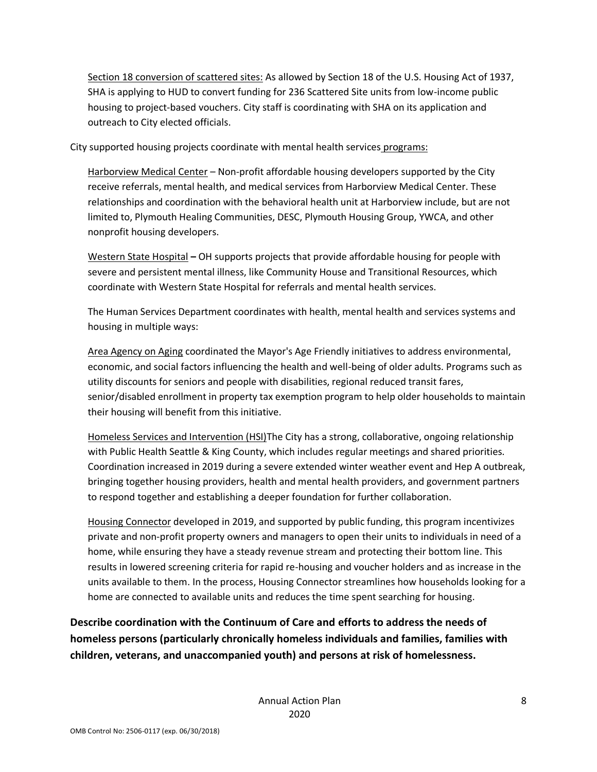Section 18 conversion of scattered sites: As allowed by Section 18 of the U.S. Housing Act of 1937, SHA is applying to HUD to convert funding for 236 Scattered Site units from low-income public housing to project-based vouchers. City staff is coordinating with SHA on its application and outreach to City elected officials.

City supported housing projects coordinate with mental health services programs:

Harborview Medical Center – Non-profit affordable housing developers supported by the City receive referrals, mental health, and medical services from Harborview Medical Center. These relationships and coordination with the behavioral health unit at Harborview include, but are not limited to, Plymouth Healing Communities, DESC, Plymouth Housing Group, YWCA, and other nonprofit housing developers.

Western State Hospital **–** OH supports projects that provide affordable housing for people with severe and persistent mental illness, like Community House and Transitional Resources, which coordinate with Western State Hospital for referrals and mental health services.

The Human Services Department coordinates with health, mental health and services systems and housing in multiple ways:

Area Agency on Aging coordinated the Mayor's Age Friendly initiatives to address environmental, economic, and social factors influencing the health and well-being of older adults. Programs such as utility discounts for seniors and people with disabilities, regional reduced transit fares, senior/disabled enrollment in property tax exemption program to help older households to maintain their housing will benefit from this initiative.

Homeless Services and Intervention (HSI)The City has a strong, collaborative, ongoing relationship with Public Health Seattle & King County, which includes regular meetings and shared priorities. Coordination increased in 2019 during a severe extended winter weather event and Hep A outbreak, bringing together housing providers, health and mental health providers, and government partners to respond together and establishing a deeper foundation for further collaboration.

Housing Connector developed in 2019, and supported by public funding, this program incentivizes private and non-profit property owners and managers to open their units to individuals in need of a home, while ensuring they have a steady revenue stream and protecting their bottom line. This results in lowered screening criteria for rapid re-housing and voucher holders and as increase in the units available to them. In the process, Housing Connector streamlines how households looking for a home are connected to available units and reduces the time spent searching for housing.

**Describe coordination with the Continuum of Care and efforts to address the needs of homeless persons (particularly chronically homeless individuals and families, families with children, veterans, and unaccompanied youth) and persons at risk of homelessness.**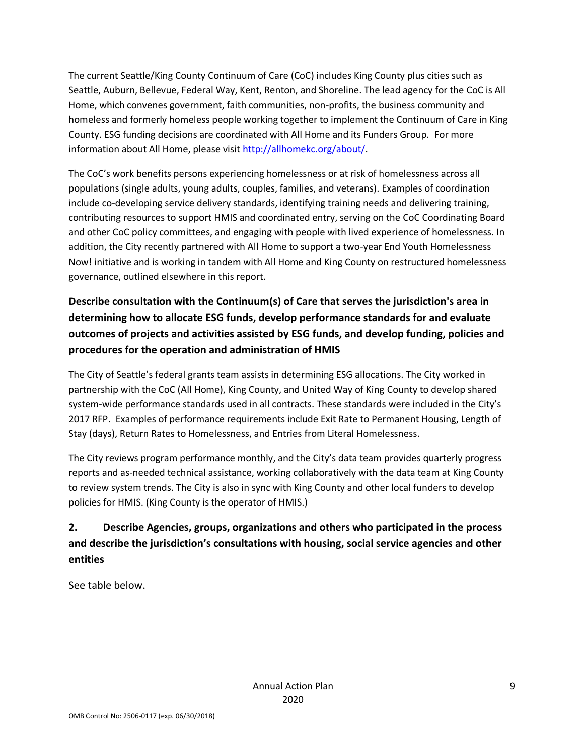The current Seattle/King County Continuum of Care (CoC) includes King County plus cities such as Seattle, Auburn, Bellevue, Federal Way, Kent, Renton, and Shoreline. The lead agency for the CoC is All Home, which convenes government, faith communities, non-profits, the business community and homeless and formerly homeless people working together to implement the Continuum of Care in King County. ESG funding decisions are coordinated with All Home and its Funders Group. For more information about All Home, please visit [http://allhomekc.org/about/](http://allhomekc.org/about/).

The CoC's work benefits persons experiencing homelessness or at risk of homelessness across all populations (single adults, young adults, couples, families, and veterans). Examples of coordination include co-developing service delivery standards, identifying training needs and delivering training, contributing resources to support HMIS and coordinated entry, serving on the CoC Coordinating Board and other CoC policy committees, and engaging with people with lived experience of homelessness. In addition, the City recently partnered with All Home to support a two-year End Youth Homelessness Now! initiative and is working in tandem with All Home and King County on restructured homelessness governance, outlined elsewhere in this report.

**Describe consultation with the Continuum(s) of Care that serves the jurisdiction's area in determining how to allocate ESG funds, develop performance standards for and evaluate outcomes of projects and activities assisted by ESG funds, and develop funding, policies and procedures for the operation and administration of HMIS**

The City of Seattle's federal grants team assists in determining ESG allocations. The City worked in partnership with the CoC (All Home), King County, and United Way of King County to develop shared system-wide performance standards used in all contracts. These standards were included in the City's 2017 RFP. Examples of performance requirements include Exit Rate to Permanent Housing, Length of Stay (days), Return Rates to Homelessness, and Entries from Literal Homelessness.

The City reviews program performance monthly, and the City's data team provides quarterly progress reports and as-needed technical assistance, working collaboratively with the data team at King County to review system trends. The City is also in sync with King County and other local funders to develop policies for HMIS. (King County is the operator of HMIS.)

**2. Describe Agencies, groups, organizations and others who participated in the process and describe the jurisdiction's consultations with housing, social service agencies and other entities**

See table below.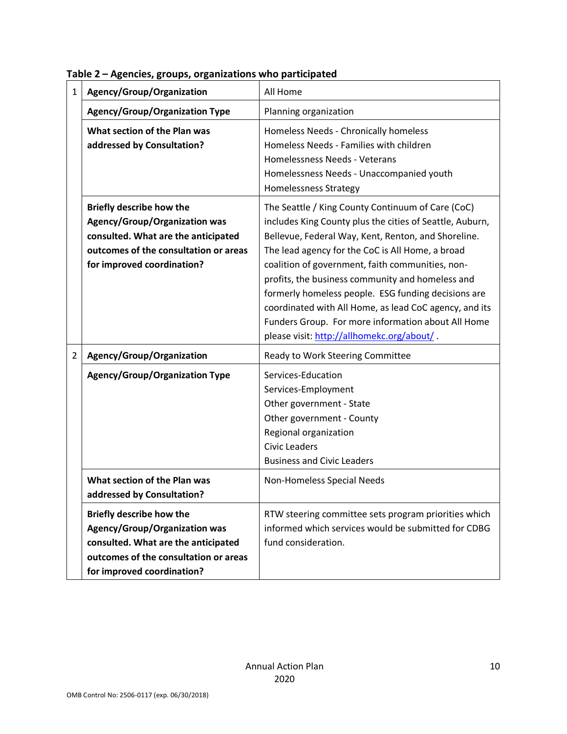**Table 2 – Agencies, groups, organizations who participated**

| | | |
|---|---|---|
| 1 | **Agency/Group/Organization** | All Home |
| | **Agency/Group/Organization Type** | Planning organization |
| | **What section of the Plan was addressed by Consultation?** | Homeless Needs - Chronically homeless<br>Homeless Needs - Families with children<br>Homelessness Needs - Veterans<br>Homelessness Needs - Unaccompanied youth<br>Homelessness Strategy |
| | **Briefly describe how the Agency/Group/Organization was consulted. What are the anticipated outcomes of the consultation or areas for improved coordination?** | The Seattle / King County Continuum of Care (CoC) includes King County plus the cities of Seattle, Auburn, Bellevue, Federal Way, Kent, Renton, and Shoreline. The lead agency for the CoC is All Home, a broad coalition of government, faith communities, non-profits, the business community and homeless and formerly homeless people. ESG funding decisions are coordinated with All Home, as lead CoC agency, and its Funders Group. For more information about All Home please visit: http://allhomekc.org/about/ . |
| 2 | **Agency/Group/Organization** | Ready to Work Steering Committee |
| | **Agency/Group/Organization Type** | Services-Education<br>Services-Employment<br>Other government - State<br>Other government - County<br>Regional organization<br>Civic Leaders<br>Business and Civic Leaders |
| | **What section of the Plan was addressed by Consultation?** | Non-Homeless Special Needs |
| | **Briefly describe how the Agency/Group/Organization was consulted. What are the anticipated outcomes of the consultation or areas for improved coordination?** | RTW steering committee sets program priorities which informed which services would be submitted for CDBG fund consideration. |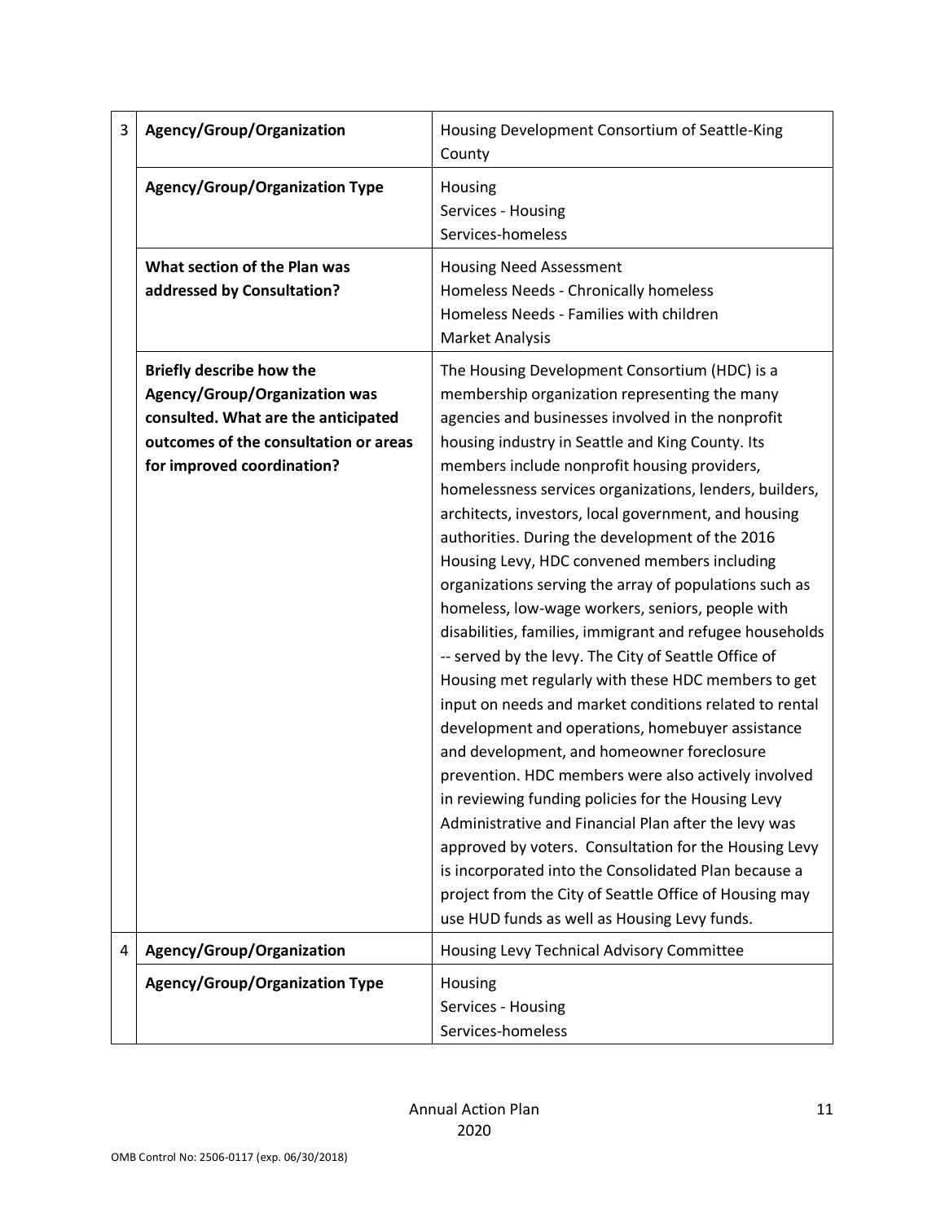| | | |
|---|---|---|
| 3 | **Agency/Group/Organization** | Housing Development Consortium of Seattle-King County |
| | **Agency/Group/Organization Type** | Housing<br>Services - Housing<br>Services-homeless |
| | **What section of the Plan was addressed by Consultation?** | Housing Need Assessment<br>Homeless Needs - Chronically homeless<br>Homeless Needs - Families with children<br>Market Analysis |
| | **Briefly describe how the Agency/Group/Organization was consulted. What are the anticipated outcomes of the consultation or areas for improved coordination?** | The Housing Development Consortium (HDC) is a membership organization representing the many agencies and businesses involved in the nonprofit housing industry in Seattle and King County. Its members include nonprofit housing providers, homelessness services organizations, lenders, builders, architects, investors, local government, and housing authorities. During the development of the 2016 Housing Levy, HDC convened members including organizations serving the array of populations such as homeless, low-wage workers, seniors, people with disabilities, families, immigrant and refugee households -- served by the levy. The City of Seattle Office of Housing met regularly with these HDC members to get input on needs and market conditions related to rental development and operations, homebuyer assistance and development, and homeowner foreclosure prevention. HDC members were also actively involved in reviewing funding policies for the Housing Levy Administrative and Financial Plan after the levy was approved by voters. Consultation for the Housing Levy is incorporated into the Consolidated Plan because a project from the City of Seattle Office of Housing may use HUD funds as well as Housing Levy funds. |
| 4 | **Agency/Group/Organization** | Housing Levy Technical Advisory Committee |
| | **Agency/Group/Organization Type** | Housing<br>Services - Housing<br>Services-homeless |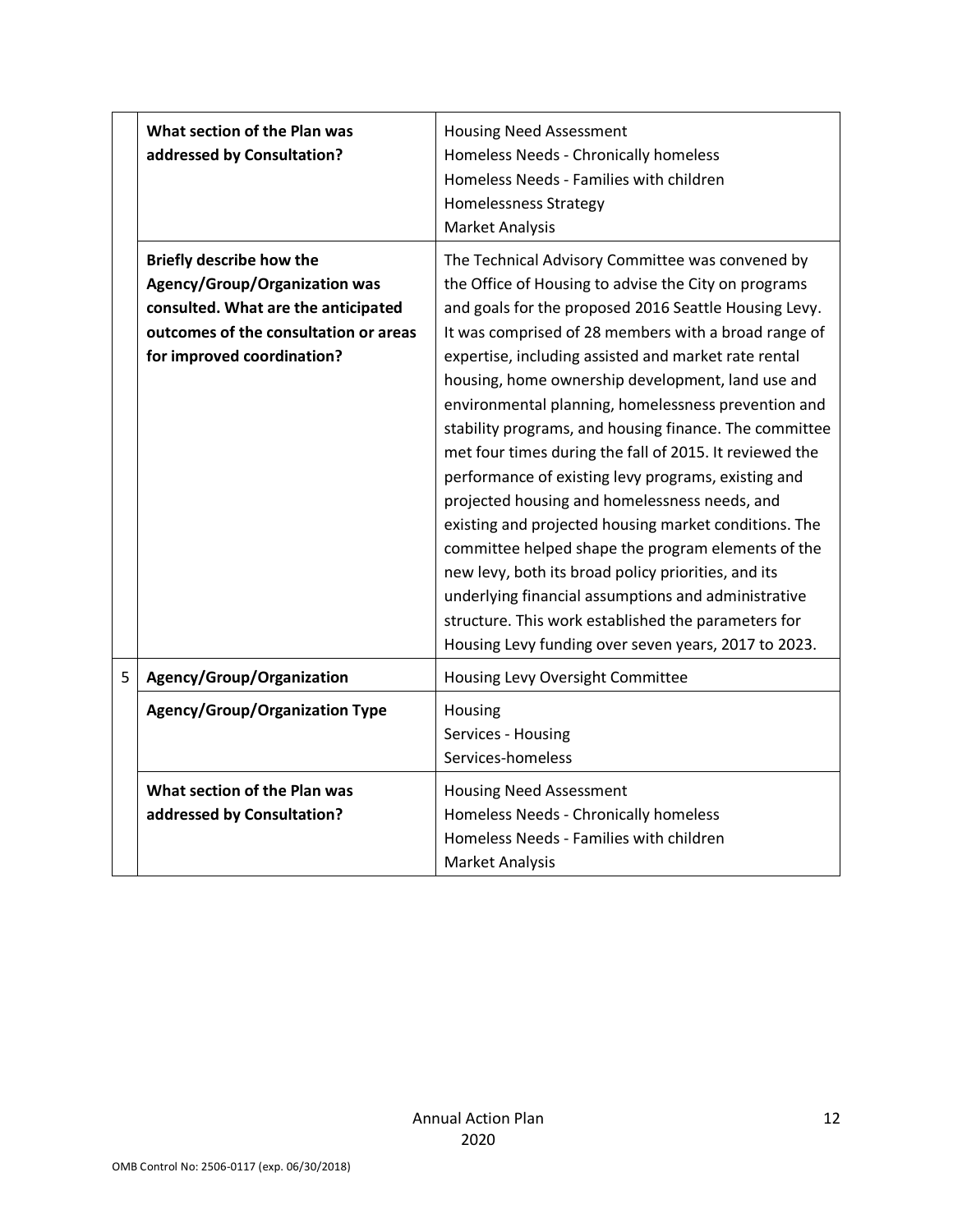| | | |
|---|---|---|
| | **What section of the Plan was addressed by Consultation?** | Housing Need Assessment<br>Homeless Needs - Chronically homeless<br>Homeless Needs - Families with children<br>Homelessness Strategy<br>Market Analysis |
| | **Briefly describe how the Agency/Group/Organization was consulted. What are the anticipated outcomes of the consultation or areas for improved coordination?** | The Technical Advisory Committee was convened by the Office of Housing to advise the City on programs and goals for the proposed 2016 Seattle Housing Levy. It was comprised of 28 members with a broad range of expertise, including assisted and market rate rental housing, home ownership development, land use and environmental planning, homelessness prevention and stability programs, and housing finance. The committee met four times during the fall of 2015. It reviewed the performance of existing levy programs, existing and projected housing and homelessness needs, and existing and projected housing market conditions. The committee helped shape the program elements of the new levy, both its broad policy priorities, and its underlying financial assumptions and administrative structure. This work established the parameters for Housing Levy funding over seven years, 2017 to 2023. |
| 5 | **Agency/Group/Organization** | Housing Levy Oversight Committee |
| | **Agency/Group/Organization Type** | Housing<br>Services - Housing<br>Services-homeless |
| | **What section of the Plan was addressed by Consultation?** | Housing Need Assessment<br>Homeless Needs - Chronically homeless<br>Homeless Needs - Families with children<br>Market Analysis |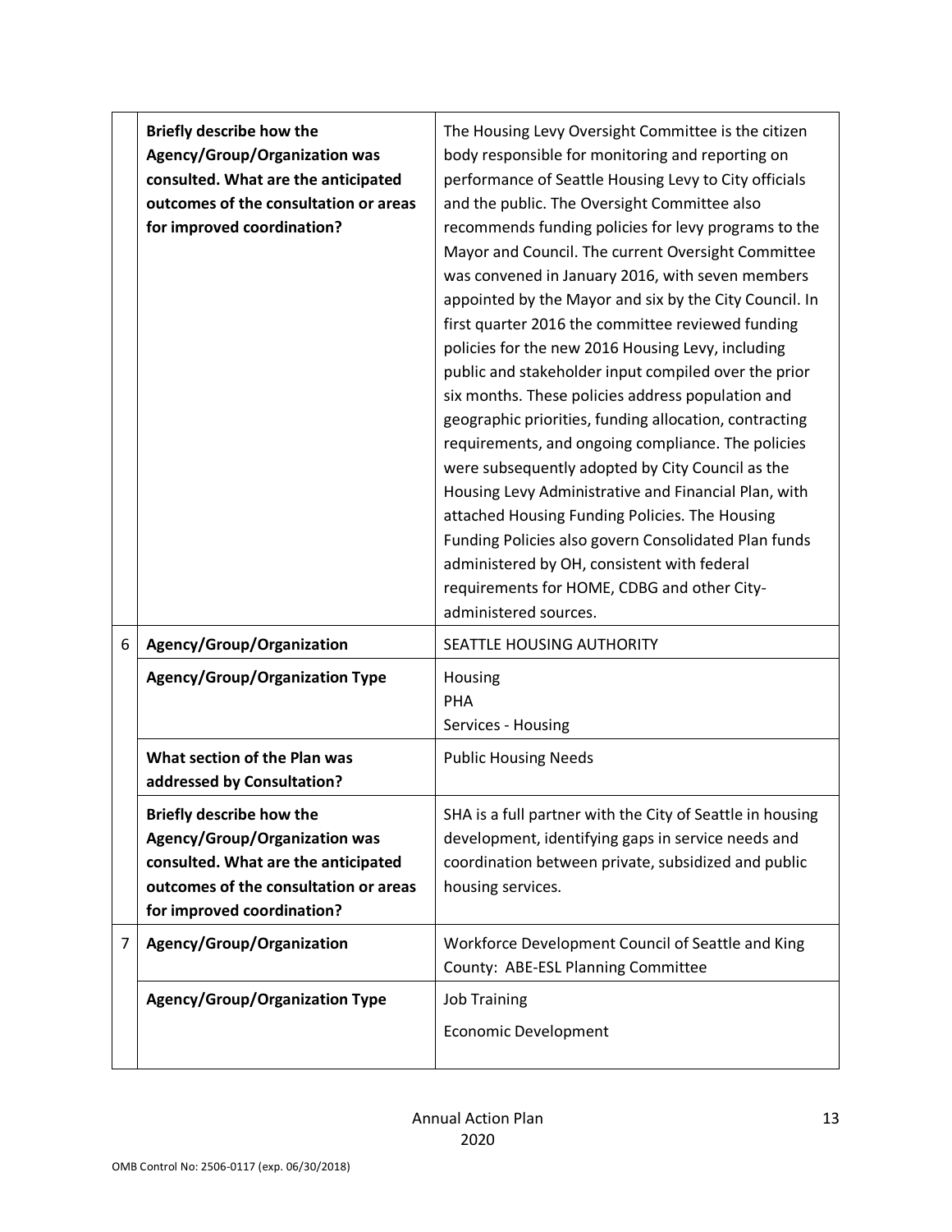| | | |
|---|---|---|
| | **Briefly describe how the Agency/Group/Organization was consulted. What are the anticipated outcomes of the consultation or areas for improved coordination?** | The Housing Levy Oversight Committee is the citizen body responsible for monitoring and reporting on performance of Seattle Housing Levy to City officials and the public. The Oversight Committee also recommends funding policies for levy programs to the Mayor and Council. The current Oversight Committee was convened in January 2016, with seven members appointed by the Mayor and six by the City Council. In first quarter 2016 the committee reviewed funding policies for the new 2016 Housing Levy, including public and stakeholder input compiled over the prior six months. These policies address population and geographic priorities, funding allocation, contracting requirements, and ongoing compliance. The policies were subsequently adopted by City Council as the Housing Levy Administrative and Financial Plan, with attached Housing Funding Policies. The Housing Funding Policies also govern Consolidated Plan funds administered by OH, consistent with federal requirements for HOME, CDBG and other City-administered sources. |
| 6 | **Agency/Group/Organization** | SEATTLE HOUSING AUTHORITY |
| | **Agency/Group/Organization Type** | Housing<br>PHA<br>Services - Housing |
| | **What section of the Plan was addressed by Consultation?** | Public Housing Needs |
| | **Briefly describe how the Agency/Group/Organization was consulted. What are the anticipated outcomes of the consultation or areas for improved coordination?** | SHA is a full partner with the City of Seattle in housing development, identifying gaps in service needs and coordination between private, subsidized and public housing services. |
| 7 | **Agency/Group/Organization** | Workforce Development Council of Seattle and King County: ABE-ESL Planning Committee |
| | **Agency/Group/Organization Type** | Job Training<br>Economic Development |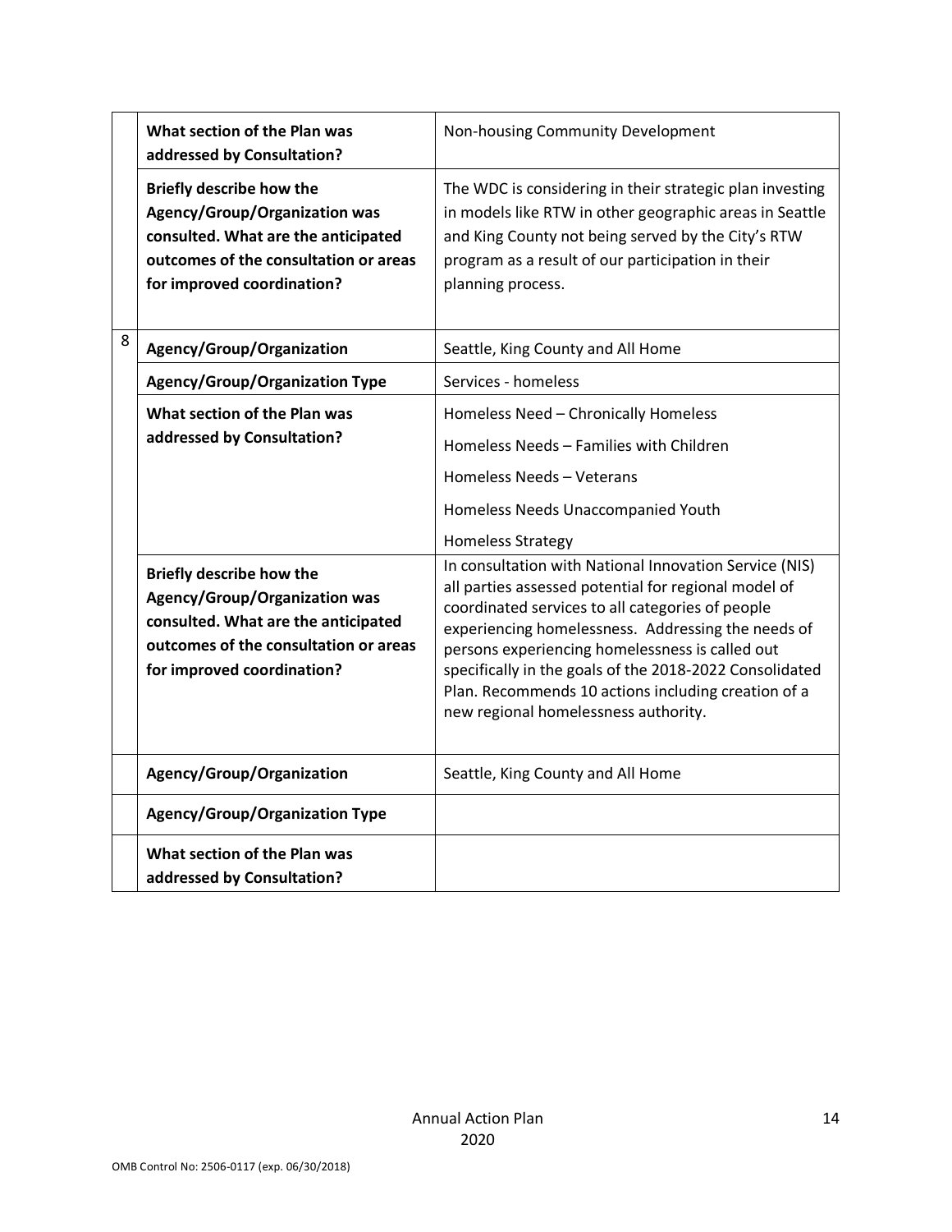| | | |
|---|---|---|
| | **What section of the Plan was addressed by Consultation?** | Non-housing Community Development |
| | **Briefly describe how the Agency/Group/Organization was consulted. What are the anticipated outcomes of the consultation or areas for improved coordination?** | The WDC is considering in their strategic plan investing in models like RTW in other geographic areas in Seattle and King County not being served by the City's RTW program as a result of our participation in their planning process. |
| 8 | **Agency/Group/Organization** | Seattle, King County and All Home |
| | **Agency/Group/Organization Type** | Services - homeless |
| | **What section of the Plan was addressed by Consultation?** | Homeless Need – Chronically Homeless<br>Homeless Needs – Families with Children<br>Homeless Needs – Veterans<br>Homeless Needs Unaccompanied Youth<br>Homeless Strategy |
| | **Briefly describe how the Agency/Group/Organization was consulted. What are the anticipated outcomes of the consultation or areas for improved coordination?** | In consultation with National Innovation Service (NIS) all parties assessed potential for regional model of coordinated services to all categories of people experiencing homelessness. Addressing the needs of persons experiencing homelessness is called out specifically in the goals of the 2018-2022 Consolidated Plan. Recommends 10 actions including creation of a new regional homelessness authority. |
| | **Agency/Group/Organization** | Seattle, King County and All Home |
| | **Agency/Group/Organization Type** | |
| | **What section of the Plan was addressed by Consultation?** | |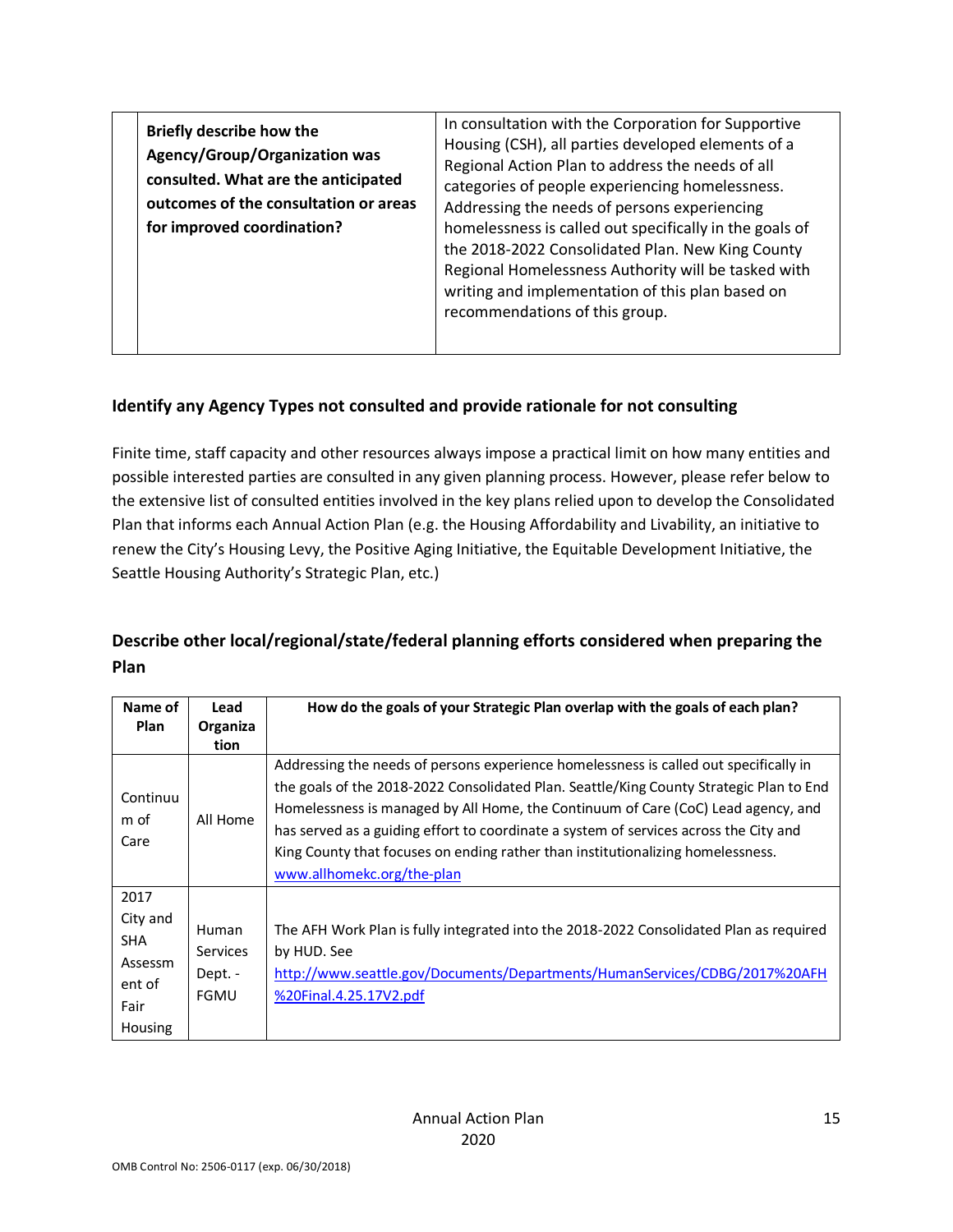| | Briefly describe how the Agency/Group/Organization was consulted. What are the anticipated outcomes of the consultation or areas for improved coordination? | In consultation with the Corporation for Supportive Housing (CSH), all parties developed elements of a Regional Action Plan to address the needs of all categories of people experiencing homelessness. Addressing the needs of persons experiencing homelessness is called out specifically in the goals of the 2018-2022 Consolidated Plan. New King County Regional Homelessness Authority will be tasked with writing and implementation of this plan based on recommendations of this group. |
|---|---|---|

### Identify any Agency Types not consulted and provide rationale for not consulting

Finite time, staff capacity and other resources always impose a practical limit on how many entities and possible interested parties are consulted in any given planning process. However, please refer below to the extensive list of consulted entities involved in the key plans relied upon to develop the Consolidated Plan that informs each Annual Action Plan (e.g. the Housing Affordability and Livability, an initiative to renew the City's Housing Levy, the Positive Aging Initiative, the Equitable Development Initiative, the Seattle Housing Authority's Strategic Plan, etc.)

### Describe other local/regional/state/federal planning efforts considered when preparing the Plan

| Name of Plan | Lead Organization | How do the goals of your Strategic Plan overlap with the goals of each plan? |
|---|---|---|
| Continuum of Care | All Home | Addressing the needs of persons experience homelessness is called out specifically in the goals of the 2018-2022 Consolidated Plan. Seattle/King County Strategic Plan to End Homelessness is managed by All Home, the Continuum of Care (CoC) Lead agency, and has served as a guiding effort to coordinate a system of services across the City and King County that focuses on ending rather than institutionalizing homelessness. www.allhomekc.org/the-plan |
| 2017 City and SHA Assessment of Fair Housing | Human Services Dept. - FGMU | The AFH Work Plan is fully integrated into the 2018-2022 Consolidated Plan as required by HUD. See http://www.seattle.gov/Documents/Departments/HumanServices/CDBG/2017%20AFH%20Final.4.25.17V2.pdf |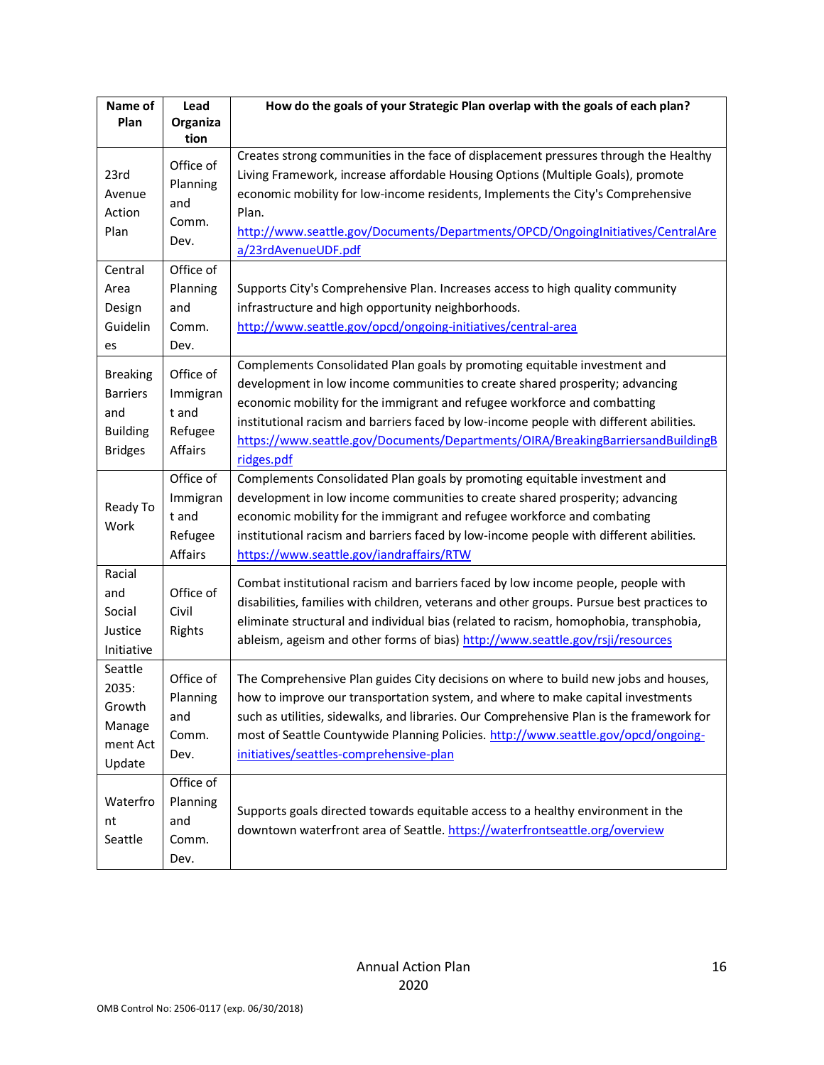| Name of Plan | Lead Organization | How do the goals of your Strategic Plan overlap with the goals of each plan? |
|---|---|---|
| 23rd Avenue Action Plan | Office of Planning and Comm. Dev. | Creates strong communities in the face of displacement pressures through the Healthy Living Framework, increase affordable Housing Options (Multiple Goals), promote economic mobility for low-income residents, Implements the City's Comprehensive Plan. http://www.seattle.gov/Documents/Departments/OPCD/OngoingInitiatives/CentralArea/23rdAvenueUDF.pdf |
| Central Area Design Guidelines | Office of Planning and Comm. Dev. | Supports City's Comprehensive Plan. Increases access to high quality community infrastructure and high opportunity neighborhoods. http://www.seattle.gov/opcd/ongoing-initiatives/central-area |
| Breaking Barriers and Building Bridges | Office of Immigrant and Refugee Affairs | Complements Consolidated Plan goals by promoting equitable investment and development in low income communities to create shared prosperity; advancing economic mobility for the immigrant and refugee workforce and combatting institutional racism and barriers faced by low-income people with different abilities. https://www.seattle.gov/Documents/Departments/OIRA/BreakingBarriersandBuildingBridges.pdf |
| Ready To Work | Office of Immigrant and Refugee Affairs | Complements Consolidated Plan goals by promoting equitable investment and development in low income communities to create shared prosperity; advancing economic mobility for the immigrant and refugee workforce and combating institutional racism and barriers faced by low-income people with different abilities. https://www.seattle.gov/iandraffairs/RTW |
| Racial and Social Justice Initiative | Office of Civil Rights | Combat institutional racism and barriers faced by low income people, people with disabilities, families with children, veterans and other groups. Pursue best practices to eliminate structural and individual bias (related to racism, homophobia, transphobia, ableism, ageism and other forms of bias) http://www.seattle.gov/rsji/resources |
| Seattle 2035: Growth Management Act Update | Office of Planning and Comm. Dev. | The Comprehensive Plan guides City decisions on where to build new jobs and houses, how to improve our transportation system, and where to make capital investments such as utilities, sidewalks, and libraries. Our Comprehensive Plan is the framework for most of Seattle Countywide Planning Policies. http://www.seattle.gov/opcd/ongoing-initiatives/seattles-comprehensive-plan |
| Waterfront Seattle | Office of Planning and Comm. Dev. | Supports goals directed towards equitable access to a healthy environment in the downtown waterfront area of Seattle. https://waterfrontseattle.org/overview |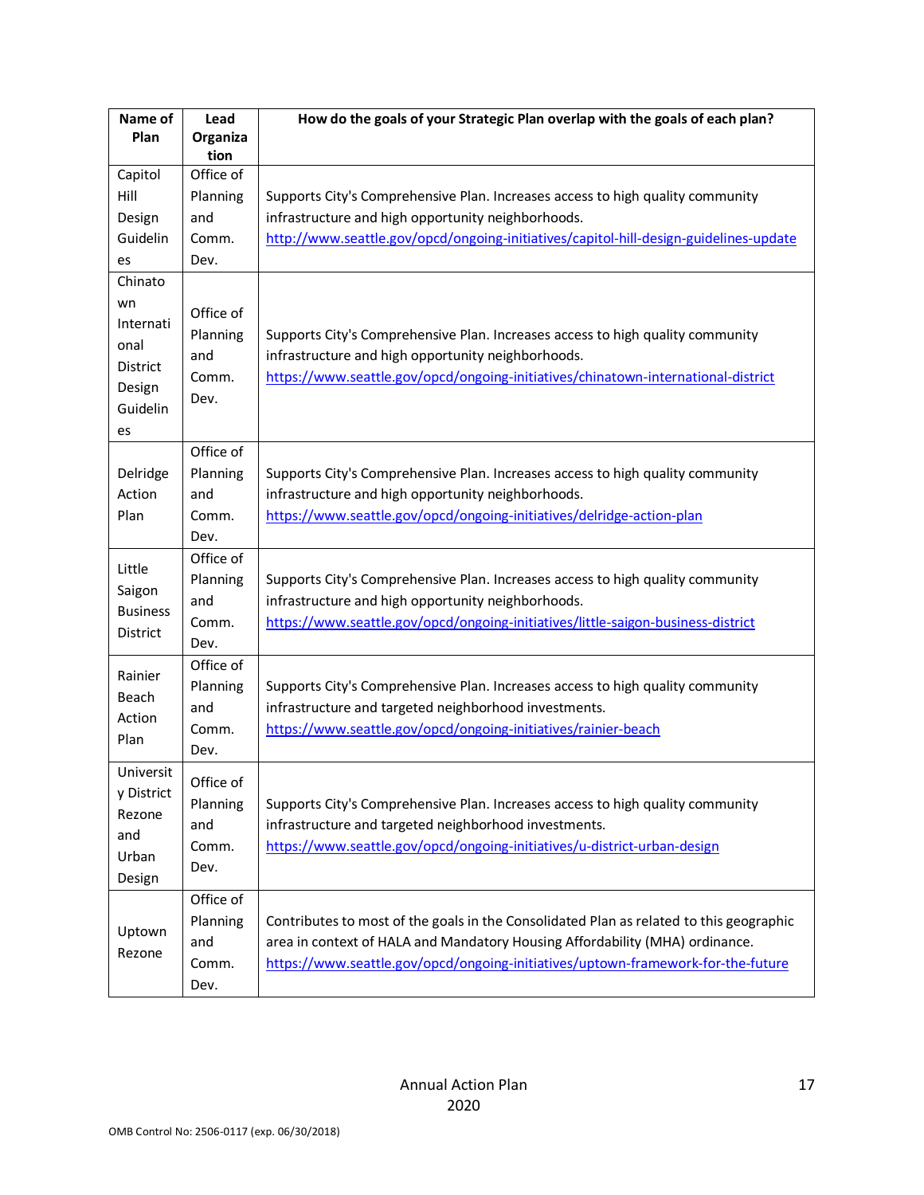| Name of Plan | Lead Organization | How do the goals of your Strategic Plan overlap with the goals of each plan? |
|---|---|---|
| Capitol Hill Design Guidelines | Office of Planning and Comm. Dev. | Supports City's Comprehensive Plan. Increases access to high quality community infrastructure and high opportunity neighborhoods. http://www.seattle.gov/opcd/ongoing-initiatives/capitol-hill-design-guidelines-update |
| Chinatown International District Design Guidelines | Office of Planning and Comm. Dev. | Supports City's Comprehensive Plan. Increases access to high quality community infrastructure and high opportunity neighborhoods. https://www.seattle.gov/opcd/ongoing-initiatives/chinatown-international-district |
| Delridge Action Plan | Office of Planning and Comm. Dev. | Supports City's Comprehensive Plan. Increases access to high quality community infrastructure and high opportunity neighborhoods. https://www.seattle.gov/opcd/ongoing-initiatives/delridge-action-plan |
| Little Saigon Business District | Office of Planning and Comm. Dev. | Supports City's Comprehensive Plan. Increases access to high quality community infrastructure and high opportunity neighborhoods. https://www.seattle.gov/opcd/ongoing-initiatives/little-saigon-business-district |
| Rainier Beach Action Plan | Office of Planning and Comm. Dev. | Supports City's Comprehensive Plan. Increases access to high quality community infrastructure and targeted neighborhood investments. https://www.seattle.gov/opcd/ongoing-initiatives/rainier-beach |
| University District Rezone and Urban Design | Office of Planning and Comm. Dev. | Supports City's Comprehensive Plan. Increases access to high quality community infrastructure and targeted neighborhood investments. https://www.seattle.gov/opcd/ongoing-initiatives/u-district-urban-design |
| Uptown Rezone | Office of Planning and Comm. Dev. | Contributes to most of the goals in the Consolidated Plan as related to this geographic area in context of HALA and Mandatory Housing Affordability (MHA) ordinance. https://www.seattle.gov/opcd/ongoing-initiatives/uptown-framework-for-the-future |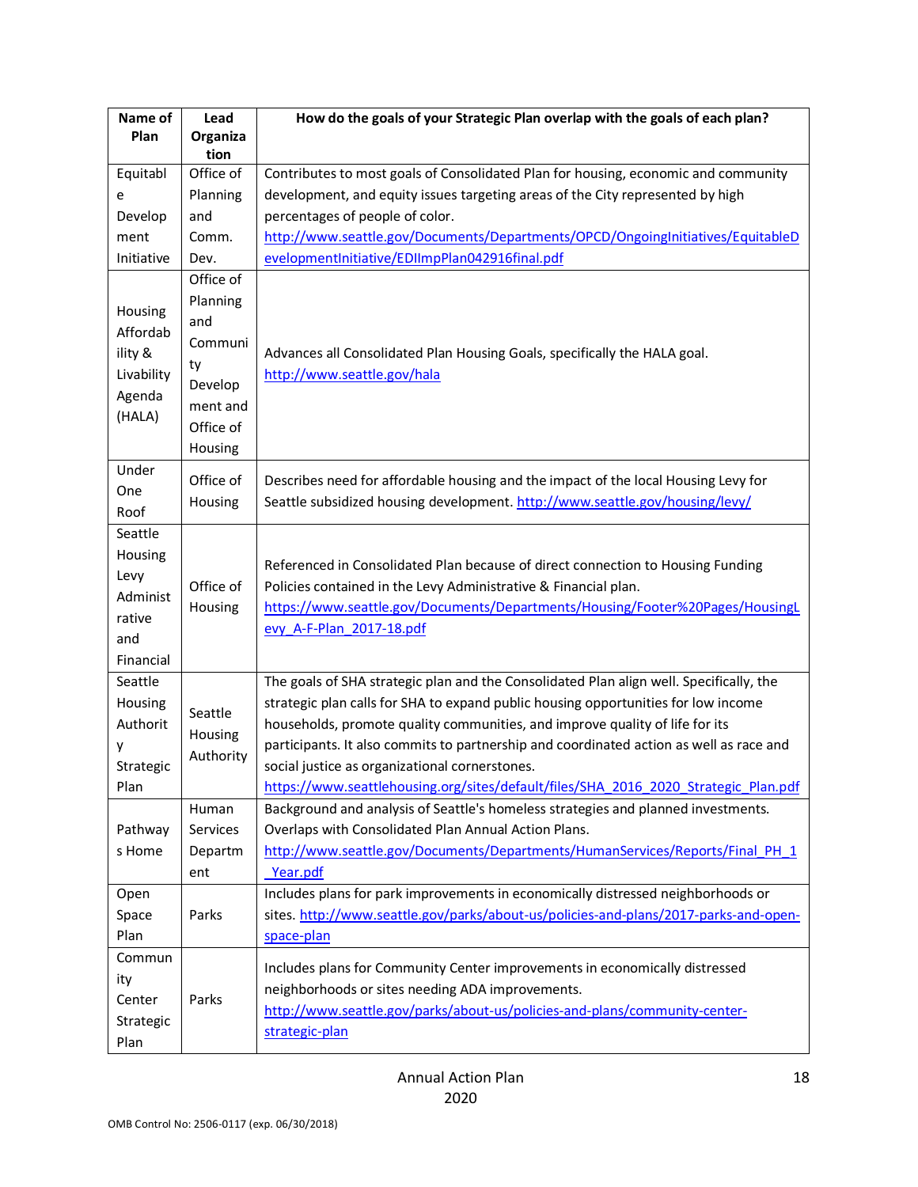| Name of Plan | Lead Organization | How do the goals of your Strategic Plan overlap with the goals of each plan? |
|---|---|---|
| Equitable Development Initiative | Office of Planning and Comm. Dev. | Contributes to most goals of Consolidated Plan for housing, economic and community development, and equity issues targeting areas of the City represented by high percentages of people of color. http://www.seattle.gov/Documents/Departments/OPCD/OngoingInitiatives/EquitableDevelopmentInitiative/EDIImpPlan042916final.pdf |
| Housing Affordability & Livability Agenda (HALA) | Office of Planning and Community Development and Office of Housing | Advances all Consolidated Plan Housing Goals, specifically the HALA goal. http://www.seattle.gov/hala |
| Under One Roof | Office of Housing | Describes need for affordable housing and the impact of the local Housing Levy for Seattle subsidized housing development. http://www.seattle.gov/housing/levy/ |
| Seattle Housing Levy Administrative and Financial | Office of Housing | Referenced in Consolidated Plan because of direct connection to Housing Funding Policies contained in the Levy Administrative & Financial plan. https://www.seattle.gov/Documents/Departments/Housing/Footer%20Pages/HousingLevy_A-F-Plan_2017-18.pdf |
| Seattle Housing Authority Strategic Plan | Seattle Housing Authority | The goals of SHA strategic plan and the Consolidated Plan align well. Specifically, the strategic plan calls for SHA to expand public housing opportunities for low income households, promote quality communities, and improve quality of life for its participants. It also commits to partnership and coordinated action as well as race and social justice as organizational cornerstones. https://www.seattlehousing.org/sites/default/files/SHA_2016_2020_Strategic_Plan.pdf |
| Pathways Home | Human Services Department | Background and analysis of Seattle's homeless strategies and planned investments. Overlaps with Consolidated Plan Annual Action Plans. http://www.seattle.gov/Documents/Departments/HumanServices/Reports/Final_PH_1_Year.pdf |
| Open Space Plan | Parks | Includes plans for park improvements in economically distressed neighborhoods or sites. http://www.seattle.gov/parks/about-us/policies-and-plans/2017-parks-and-open-space-plan |
| Community Center Strategic Plan | Parks | Includes plans for Community Center improvements in economically distressed neighborhoods or sites needing ADA improvements. http://www.seattle.gov/parks/about-us/policies-and-plans/community-center-strategic-plan |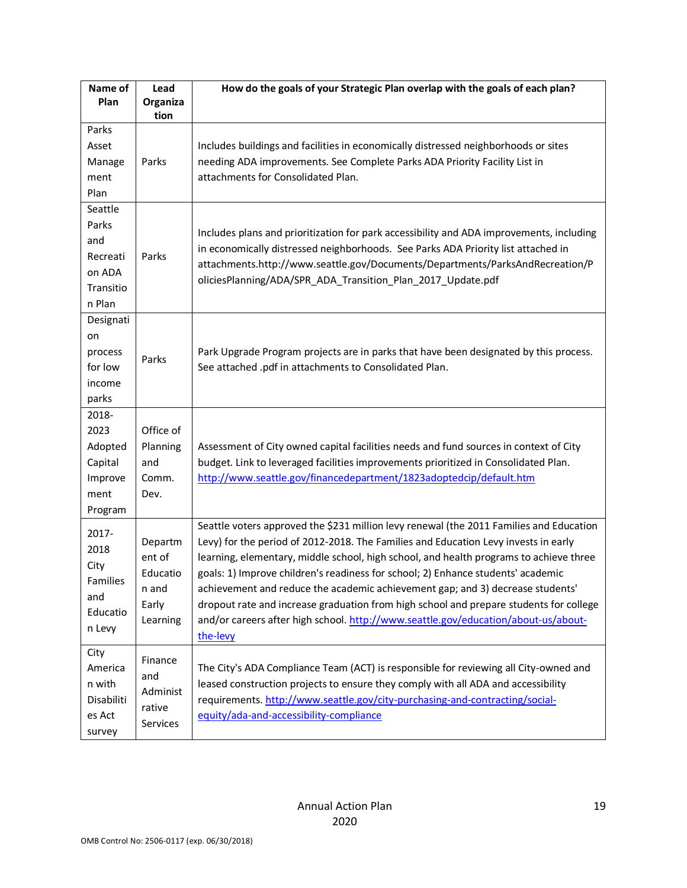| Name of Plan | Lead Organization | How do the goals of your Strategic Plan overlap with the goals of each plan? |
|---|---|---|
| Parks Asset Management Plan | Parks | Includes buildings and facilities in economically distressed neighborhoods or sites needing ADA improvements. See Complete Parks ADA Priority Facility List in attachments for Consolidated Plan. |
| Seattle Parks and Recreation ADA Transition Plan | Parks | Includes plans and prioritization for park accessibility and ADA improvements, including in economically distressed neighborhoods. See Parks ADA Priority list attached in attachments.http://www.seattle.gov/Documents/Departments/ParksAndRecreation/PoliciesPlanning/ADA/SPR_ADA_Transition_Plan_2017_Update.pdf |
| Designation process for low income parks | Parks | Park Upgrade Program projects are in parks that have been designated by this process. See attached .pdf in attachments to Consolidated Plan. |
| 2018-2023 Adopted Capital Improvement Program | Office of Planning and Comm. Dev. | Assessment of City owned capital facilities needs and fund sources in context of City budget. Link to leveraged facilities improvements prioritized in Consolidated Plan. http://www.seattle.gov/financedepartment/1823adoptedcip/default.htm |
| 2017-2018 City Families and Education Levy | Department of Education and Early Learning | Seattle voters approved the $231 million levy renewal (the 2011 Families and Education Levy) for the period of 2012-2018. The Families and Education Levy invests in early learning, elementary, middle school, high school, and health programs to achieve three goals: 1) Improve children's readiness for school; 2) Enhance students' academic achievement and reduce the academic achievement gap; and 3) decrease students' dropout rate and increase graduation from high school and prepare students for college and/or careers after high school. http://www.seattle.gov/education/about-us/about-the-levy |
| City American with Disabilities Act survey | Finance and Administrative Services | The City's ADA Compliance Team (ACT) is responsible for reviewing all City-owned and leased construction projects to ensure they comply with all ADA and accessibility requirements. http://www.seattle.gov/city-purchasing-and-contracting/social-equity/ada-and-accessibility-compliance |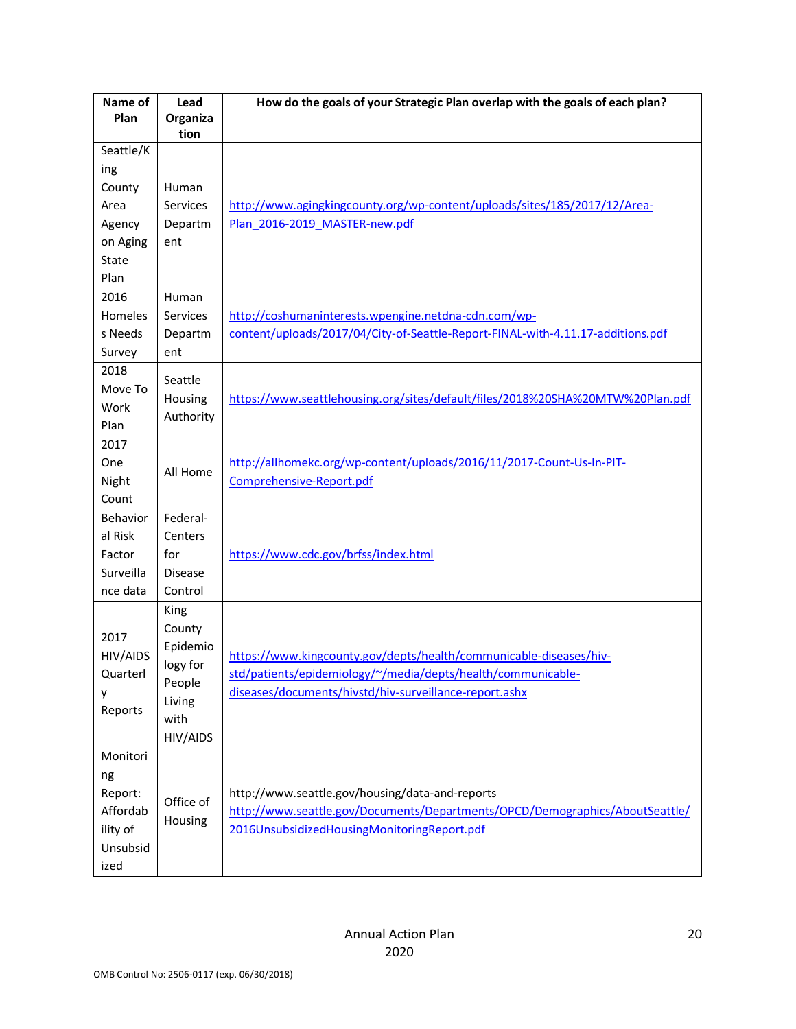| Name of Plan | Lead Organization | How do the goals of your Strategic Plan overlap with the goals of each plan? |
|---|---|---|
| Seattle/King County Area Agency on Aging State Plan | Human Services Department | http://www.agingkingcounty.org/wp-content/uploads/sites/185/2017/12/Area-Plan_2016-2019_MASTER-new.pdf |
| 2016 Homeless Needs Survey | Human Services Department | http://coshumaninterests.wpengine.netdna-cdn.com/wp-content/uploads/2017/04/City-of-Seattle-Report-FINAL-with-4.11.17-additions.pdf |
| 2018 Move To Work Plan | Seattle Housing Authority | https://www.seattlehousing.org/sites/default/files/2018%20SHA%20MTW%20Plan.pdf |
| 2017 One Night Count | All Home | http://allhomekc.org/wp-content/uploads/2016/11/2017-Count-Us-In-PIT-Comprehensive-Report.pdf |
| Behavioral Risk Factor Surveillance data | Federal- Centers for Disease Control | https://www.cdc.gov/brfss/index.html |
| 2017 HIV/AIDS Quarterly Reports | King County Epidemiology for People Living with HIV/AIDS | https://www.kingcounty.gov/depts/health/communicable-diseases/hiv-std/patients/epidemiology/~/media/depts/health/communicable-diseases/documents/hivstd/hiv-surveillance-report.ashx |
| Monitoring Report: Affordability of Unsubsidized | Office of Housing | http://www.seattle.gov/housing/data-and-reports http://www.seattle.gov/Documents/Departments/OPCD/Demographics/AboutSeattle/2016UnsubsidizedHousingMonitoringReport.pdf |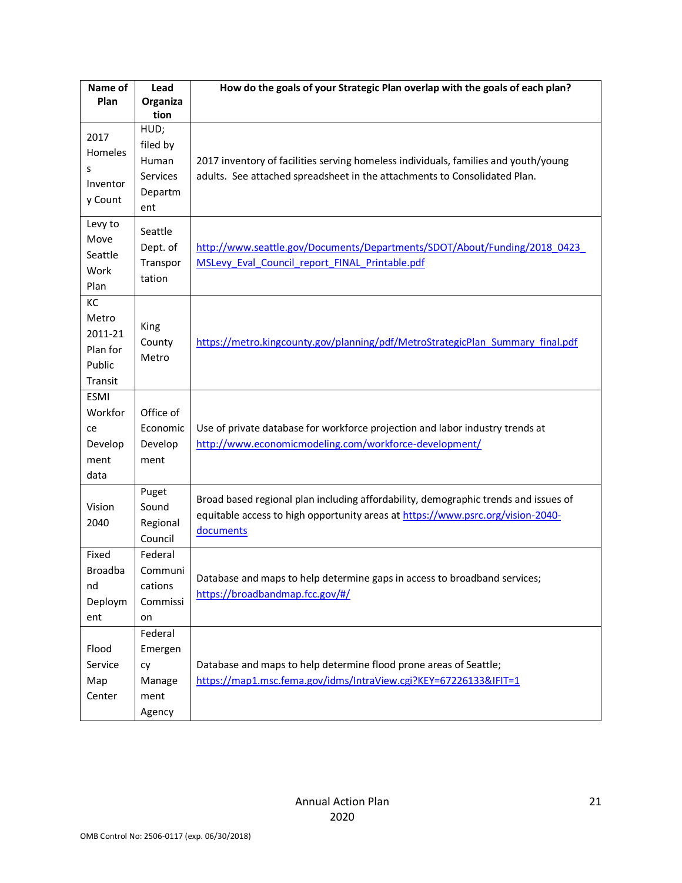| Name of Plan | Lead Organization | How do the goals of your Strategic Plan overlap with the goals of each plan? |
|---|---|---|
| 2017 Homeless Inventory Count | HUD; filed by Human Services Department | 2017 inventory of facilities serving homeless individuals, families and youth/young adults. See attached spreadsheet in the attachments to Consolidated Plan. |
| Levy to Move Seattle Work Plan | Seattle Dept. of Transportation | http://www.seattle.gov/Documents/Departments/SDOT/About/Funding/2018_0423_MSLevy_Eval_Council_report_FINAL_Printable.pdf |
| KC Metro 2011-21 Plan for Public Transit | King County Metro | https://metro.kingcounty.gov/planning/pdf/MetroStrategicPlan_Summary_final.pdf |
| ESMI Workforce Development data | Office of Economic Development | Use of private database for workforce projection and labor industry trends at http://www.economicmodeling.com/workforce-development/ |
| Vision 2040 | Puget Sound Regional Council | Broad based regional plan including affordability, demographic trends and issues of equitable access to high opportunity areas at https://www.psrc.org/vision-2040-documents |
| Fixed Broadband Deployment | Federal Communications Commission | Database and maps to help determine gaps in access to broadband services; https://broadbandmap.fcc.gov/#/ |
| Flood Service Map Center | Federal Emergency Management Agency | Database and maps to help determine flood prone areas of Seattle; https://map1.msc.fema.gov/idms/IntraView.cgi?KEY=67226133&IFIT=1 |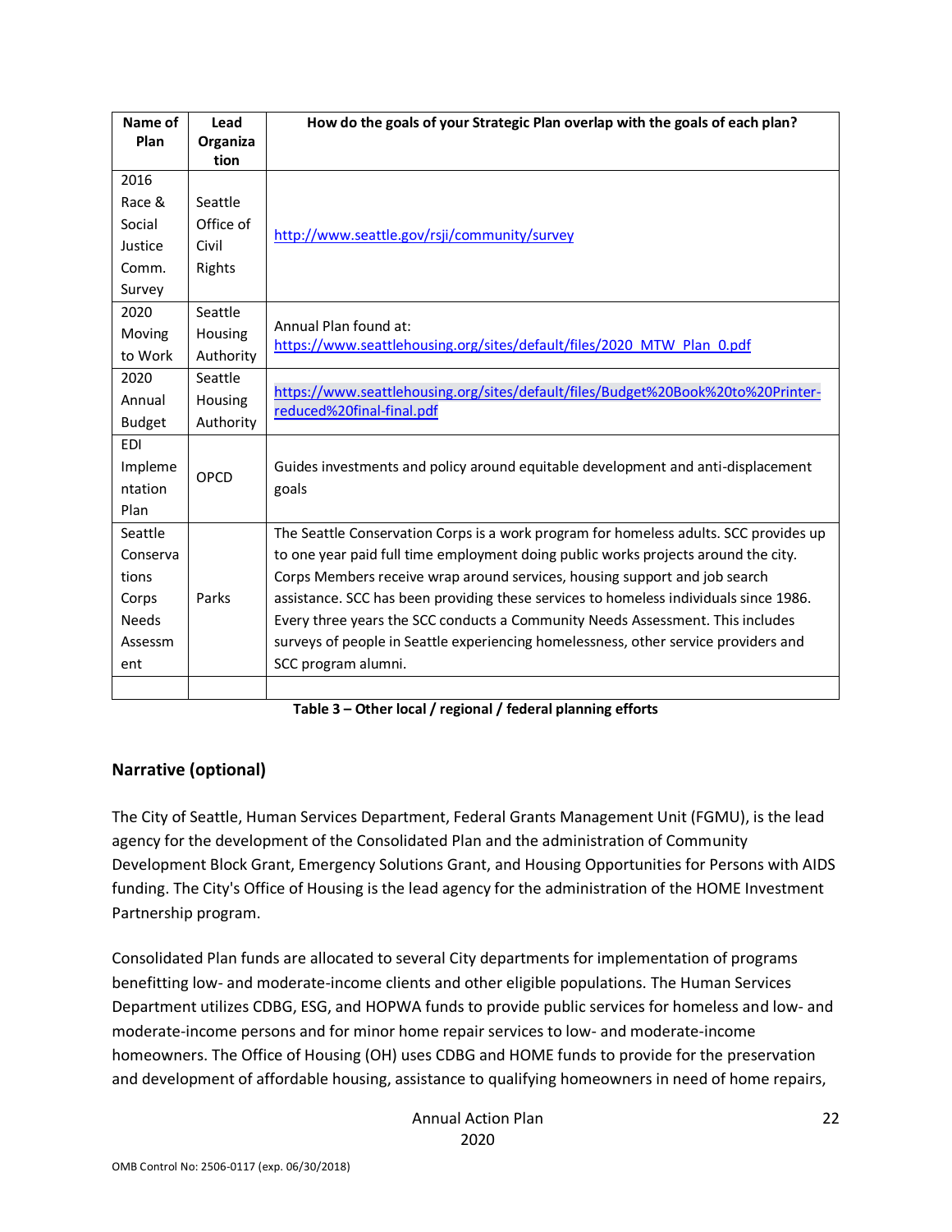| Name of Plan | Lead Organization | How do the goals of your Strategic Plan overlap with the goals of each plan? |
|---|---|---|
| 2016 Race & Social Justice Comm. Survey | Seattle Office of Civil Rights | http://www.seattle.gov/rsji/community/survey |
| 2020 Moving to Work | Seattle Housing Authority | Annual Plan found at: https://www.seattlehousing.org/sites/default/files/2020_MTW_Plan_0.pdf |
| 2020 Annual Budget | Seattle Housing Authority | https://www.seattlehousing.org/sites/default/files/Budget%20Book%20to%20Printer-reduced%20final-final.pdf |
| EDI Implementation Plan | OPCD | Guides investments and policy around equitable development and anti-displacement goals |
| Seattle Conservations Corps Needs Assessment | Parks | The Seattle Conservation Corps is a work program for homeless adults. SCC provides up to one year paid full time employment doing public works projects around the city. Corps Members receive wrap around services, housing support and job search assistance. SCC has been providing these services to homeless individuals since 1986. Every three years the SCC conducts a Community Needs Assessment. This includes surveys of people in Seattle experiencing homelessness, other service providers and SCC program alumni. |
| | | |

**Table 3 – Other local / regional / federal planning efforts**

## Narrative (optional)

The City of Seattle, Human Services Department, Federal Grants Management Unit (FGMU), is the lead agency for the development of the Consolidated Plan and the administration of Community Development Block Grant, Emergency Solutions Grant, and Housing Opportunities for Persons with AIDS funding. The City's Office of Housing is the lead agency for the administration of the HOME Investment Partnership program.

Consolidated Plan funds are allocated to several City departments for implementation of programs benefitting low- and moderate-income clients and other eligible populations. The Human Services Department utilizes CDBG, ESG, and HOPWA funds to provide public services for homeless and low- and moderate-income persons and for minor home repair services to low- and moderate-income homeowners. The Office of Housing (OH) uses CDBG and HOME funds to provide for the preservation and development of affordable housing, assistance to qualifying homeowners in need of home repairs,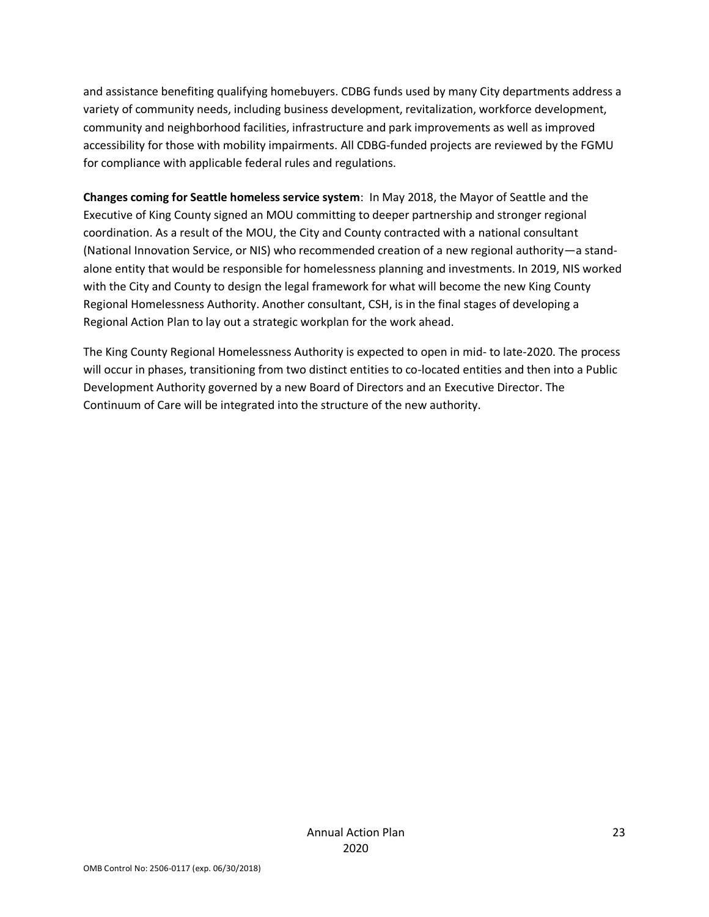and assistance benefiting qualifying homebuyers. CDBG funds used by many City departments address a variety of community needs, including business development, revitalization, workforce development, community and neighborhood facilities, infrastructure and park improvements as well as improved accessibility for those with mobility impairments. All CDBG-funded projects are reviewed by the FGMU for compliance with applicable federal rules and regulations.

**Changes coming for Seattle homeless service system**: In May 2018, the Mayor of Seattle and the Executive of King County signed an MOU committing to deeper partnership and stronger regional coordination. As a result of the MOU, the City and County contracted with a national consultant (National Innovation Service, or NIS) who recommended creation of a new regional authority—a stand-alone entity that would be responsible for homelessness planning and investments. In 2019, NIS worked with the City and County to design the legal framework for what will become the new King County Regional Homelessness Authority. Another consultant, CSH, is in the final stages of developing a Regional Action Plan to lay out a strategic workplan for the work ahead.

The King County Regional Homelessness Authority is expected to open in mid- to late-2020. The process will occur in phases, transitioning from two distinct entities to co-located entities and then into a Public Development Authority governed by a new Board of Directors and an Executive Director. The Continuum of Care will be integrated into the structure of the new authority.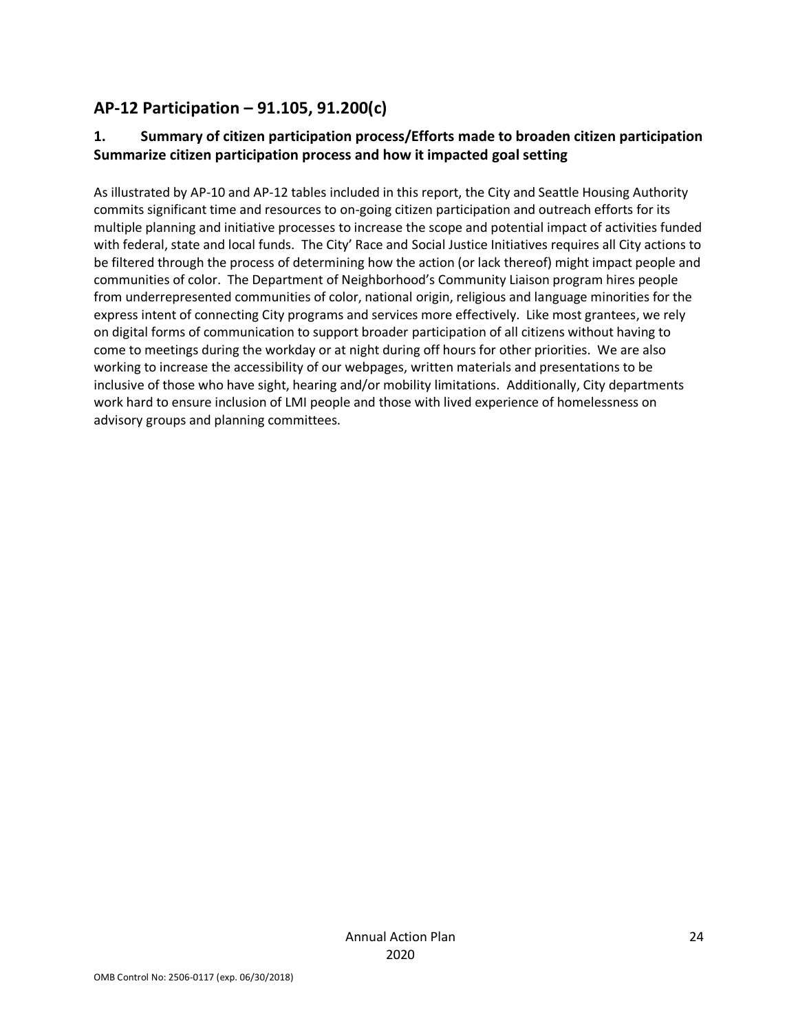## AP-12 Participation – 91.105, 91.200(c)

### 1. Summary of citizen participation process/Efforts made to broaden citizen participation Summarize citizen participation process and how it impacted goal setting

As illustrated by AP-10 and AP-12 tables included in this report, the City and Seattle Housing Authority commits significant time and resources to on-going citizen participation and outreach efforts for its multiple planning and initiative processes to increase the scope and potential impact of activities funded with federal, state and local funds. The City' Race and Social Justice Initiatives requires all City actions to be filtered through the process of determining how the action (or lack thereof) might impact people and communities of color. The Department of Neighborhood's Community Liaison program hires people from underrepresented communities of color, national origin, religious and language minorities for the express intent of connecting City programs and services more effectively. Like most grantees, we rely on digital forms of communication to support broader participation of all citizens without having to come to meetings during the workday or at night during off hours for other priorities. We are also working to increase the accessibility of our webpages, written materials and presentations to be inclusive of those who have sight, hearing and/or mobility limitations. Additionally, City departments work hard to ensure inclusion of LMI people and those with lived experience of homelessness on advisory groups and planning committees.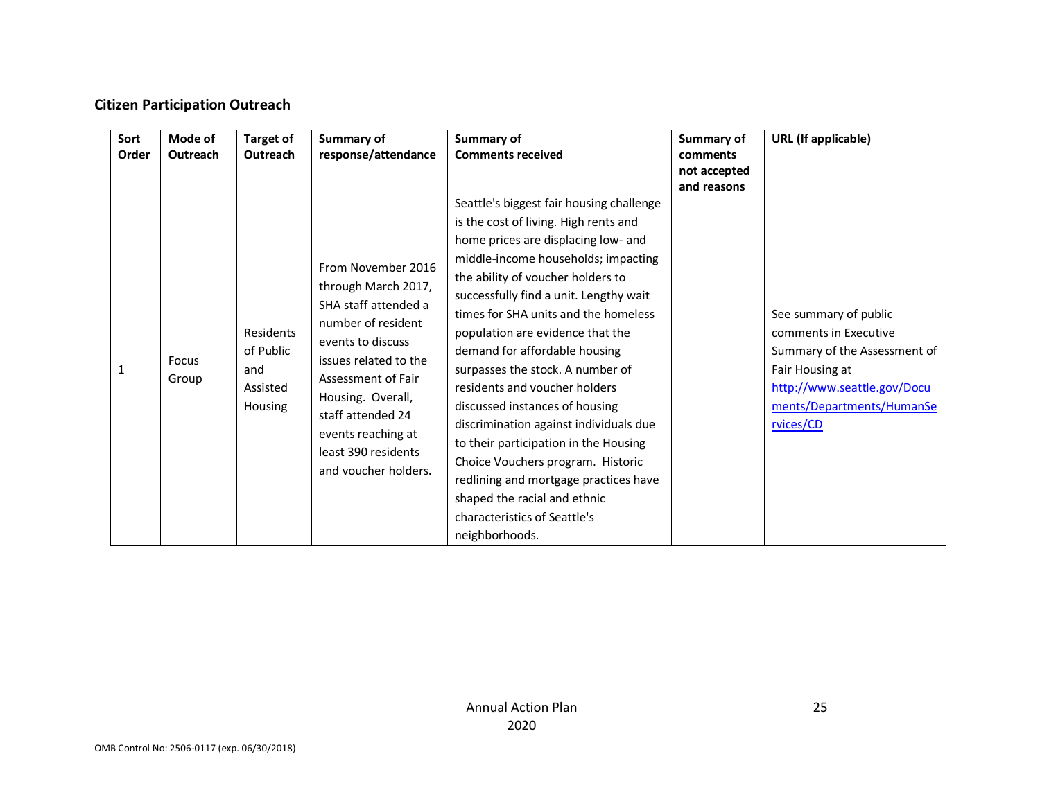**Citizen Participation Outreach**

| Sort Order | Mode of Outreach | Target of Outreach | Summary of response/attendance | Summary of Comments received | Summary of comments not accepted and reasons | URL (If applicable) |
|---|---|---|---|---|---|---|
| 1 | Focus Group | Residents of Public and Assisted Housing | From November 2016 through March 2017, SHA staff attended a number of resident events to discuss issues related to the Assessment of Fair Housing. Overall, staff attended 24 events reaching at least 390 residents and voucher holders. | Seattle's biggest fair housing challenge is the cost of living. High rents and home prices are displacing low- and middle-income households; impacting the ability of voucher holders to successfully find a unit. Lengthy wait times for SHA units and the homeless population are evidence that the demand for affordable housing surpasses the stock. A number of residents and voucher holders discussed instances of housing discrimination against individuals due to their participation in the Housing Choice Vouchers program. Historic redlining and mortgage practices have shaped the racial and ethnic characteristics of Seattle's neighborhoods. | | See summary of public comments in Executive Summary of the Assessment of Fair Housing at http://www.seattle.gov/Documents/Departments/HumanServices/CD |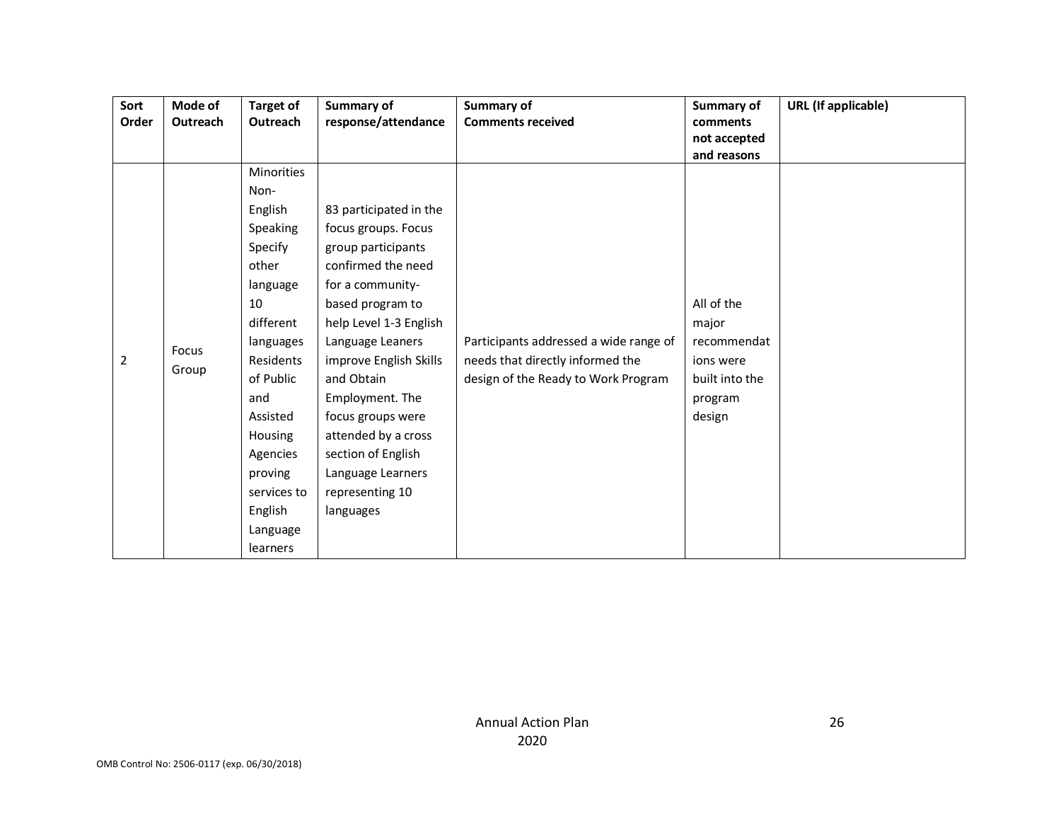| Sort Order | Mode of Outreach | Target of Outreach | Summary of response/attendance | Summary of Comments received | Summary of comments not accepted and reasons | URL (If applicable) |
|---|---|---|---|---|---|---|
| 2 | Focus Group | Minorities Non-English Speaking Specify other language 10 different languages Residents of Public and Assisted Housing Agencies proving services to English Language learners | 83 participated in the focus groups. Focus group participants confirmed the need for a community-based program to help Level 1-3 English Language Leaners improve English Skills and Obtain Employment. The focus groups were attended by a cross section of English Language Learners representing 10 languages | Participants addressed a wide range of needs that directly informed the design of the Ready to Work Program | All of the major recommendations were built into the program design | |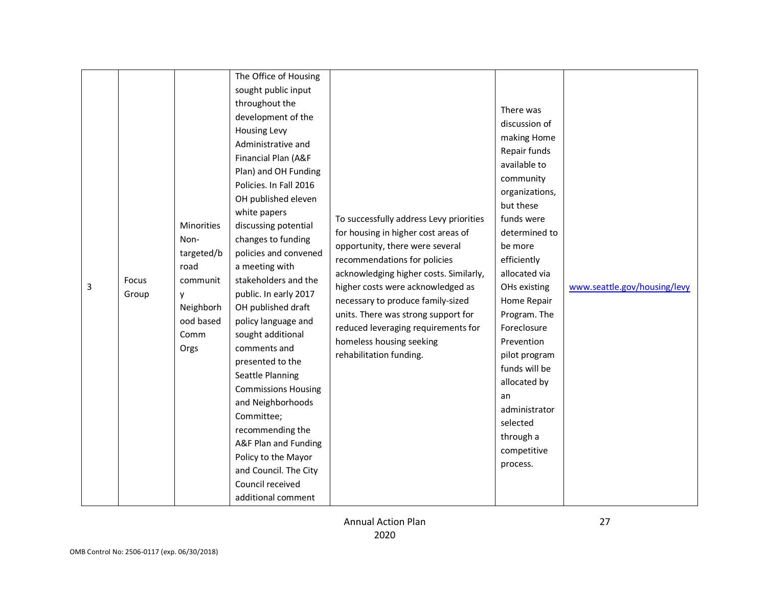| 3 | Focus Group | Minorities Non-targeted/broad community Neighborhood based Comm Orgs | The Office of Housing sought public input throughout the development of the Housing Levy Administrative and Financial Plan (A&F Plan) and OH Funding Policies. In Fall 2016 OH published eleven white papers discussing potential changes to funding policies and convened a meeting with stakeholders and the public. In early 2017 OH published draft policy language and sought additional comments and presented to the Seattle Planning Commissions Housing and Neighborhoods Committee; recommending the A&F Plan and Funding Policy to the Mayor and Council. The City Council received additional comment | To successfully address Levy priorities for housing in higher cost areas of opportunity, there were several recommendations for policies acknowledging higher costs. Similarly, higher costs were acknowledged as necessary to produce family-sized units. There was strong support for reduced leveraging requirements for homeless housing seeking rehabilitation funding. | There was discussion of making Home Repair funds available to community organizations, but these funds were determined to be more efficiently allocated via OHs existing Home Repair Program. The Foreclosure Prevention pilot program funds will be allocated by an administrator selected through a competitive process. | www.seattle.gov/housing/levy |
|---|---|---|---|---|---|---|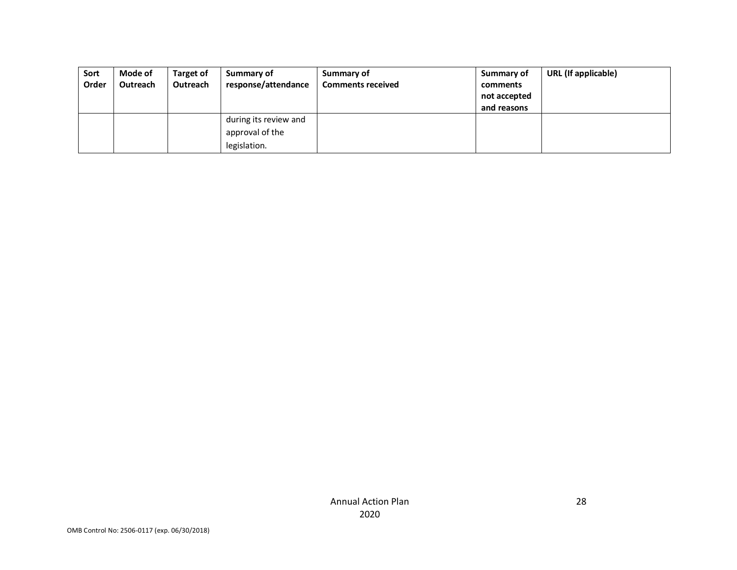| Sort Order | Mode of Outreach | Target of Outreach | Summary of response/attendance | Summary of Comments received | Summary of comments not accepted and reasons | URL (If applicable) |
|---|---|---|---|---|---|---|
| | | | during its review and approval of the legislation. | | | |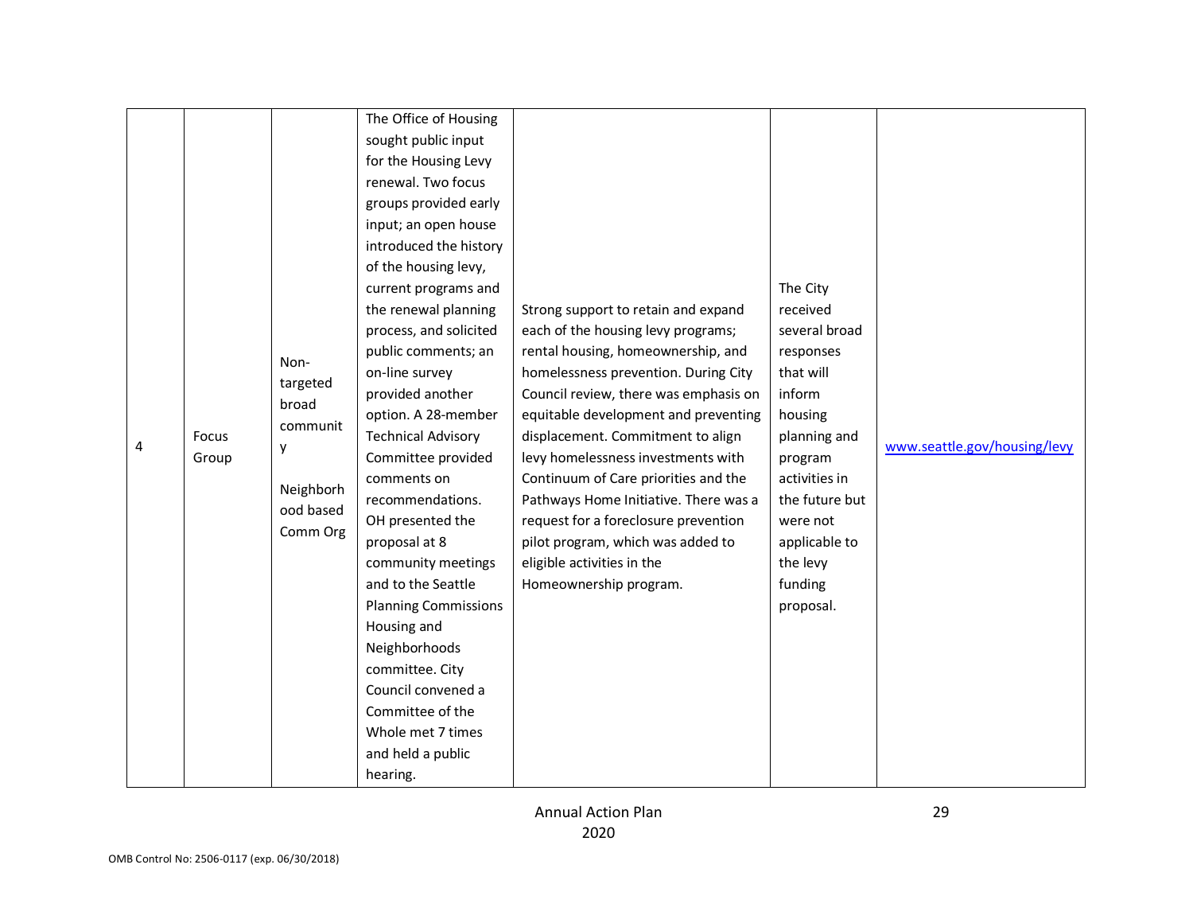| | | | | | | |
|---|---|---|---|---|---|---|
| 4 | Focus Group | Non-targeted broad community<br><br>Neighborhood based Comm Org | The Office of Housing sought public input for the Housing Levy renewal. Two focus groups provided early input; an open house introduced the history of the housing levy, current programs and the renewal planning process, and solicited public comments; an on-line survey provided another option. A 28-member Technical Advisory Committee provided comments on recommendations. OH presented the proposal at 8 community meetings and to the Seattle Planning Commissions Housing and Neighborhoods committee. City Council convened a Committee of the Whole met 7 times and held a public hearing. | Strong support to retain and expand each of the housing levy programs; rental housing, homeownership, and homelessness prevention. During City Council review, there was emphasis on equitable development and preventing displacement. Commitment to align levy homelessness investments with Continuum of Care priorities and the Pathways Home Initiative. There was a request for a foreclosure prevention pilot program, which was added to eligible activities in the Homeownership program. | The City received several broad responses that will inform housing planning and program activities in the future but were not applicable to the levy funding proposal. | www.seattle.gov/housing/levy |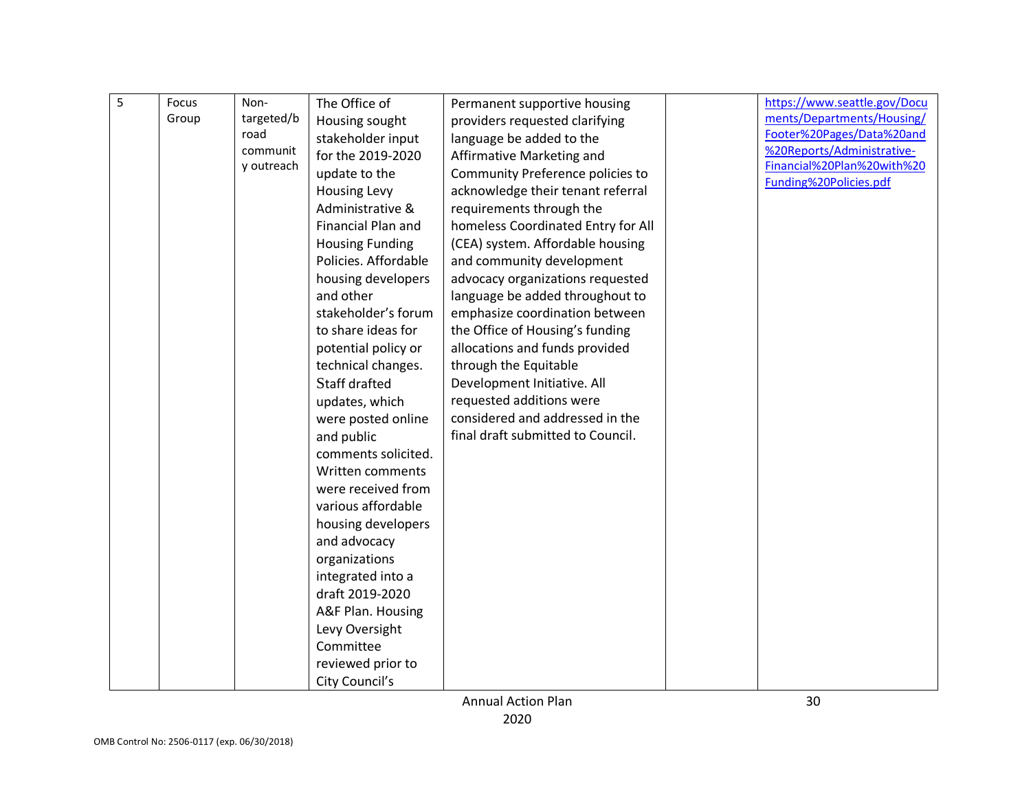| 5 | Focus Group | Non-targeted/broad community outreach | The Office of Housing sought stakeholder input for the 2019-2020 update to the Housing Levy Administrative & Financial Plan and Housing Funding Policies. Affordable housing developers and other stakeholder's forum to share ideas for potential policy or technical changes. Staff drafted updates, which were posted online and public comments solicited. Written comments were received from various affordable housing developers and advocacy organizations integrated into a draft 2019-2020 A&F Plan. Housing Levy Oversight Committee reviewed prior to City Council's | Permanent supportive housing providers requested clarifying language be added to the Affirmative Marketing and Community Preference policies to acknowledge their tenant referral requirements through the homeless Coordinated Entry for All (CEA) system. Affordable housing and community development advocacy organizations requested language be added throughout to emphasize coordination between the Office of Housing's funding allocations and funds provided through the Equitable Development Initiative. All requested additions were considered and addressed in the final draft submitted to Council. | | https://www.seattle.gov/Documents/Departments/Housing/Footer%20Pages/Data%20and%20Reports/Administrative-Financial%20Plan%20with%20Funding%20Policies.pdf |
|---|---|---|---|---|---|---|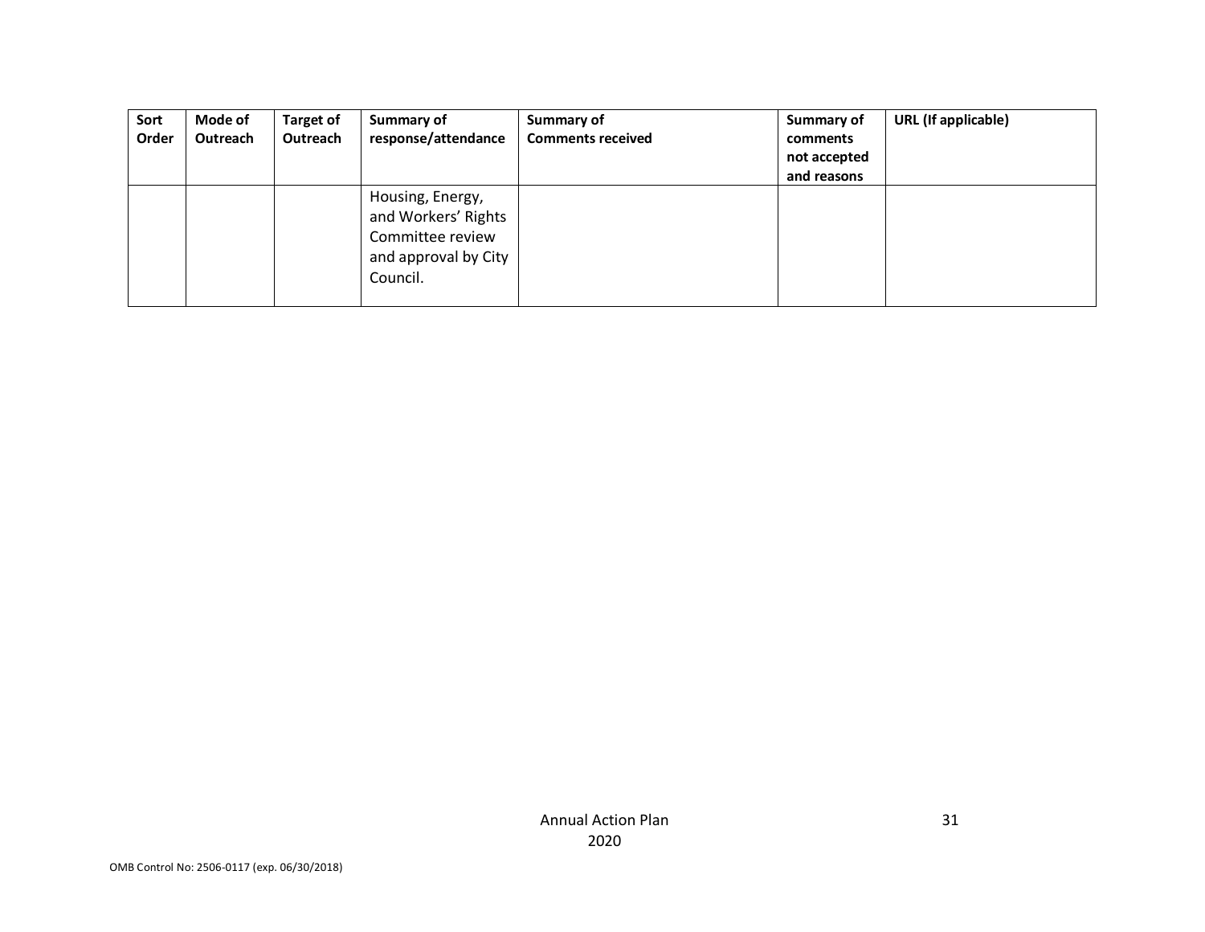| Sort Order | Mode of Outreach | Target of Outreach | Summary of response/attendance | Summary of Comments received | Summary of comments not accepted and reasons | URL (If applicable) |
|---|---|---|---|---|---|---|
| | | | Housing, Energy, and Workers' Rights Committee review and approval by City Council. | | | |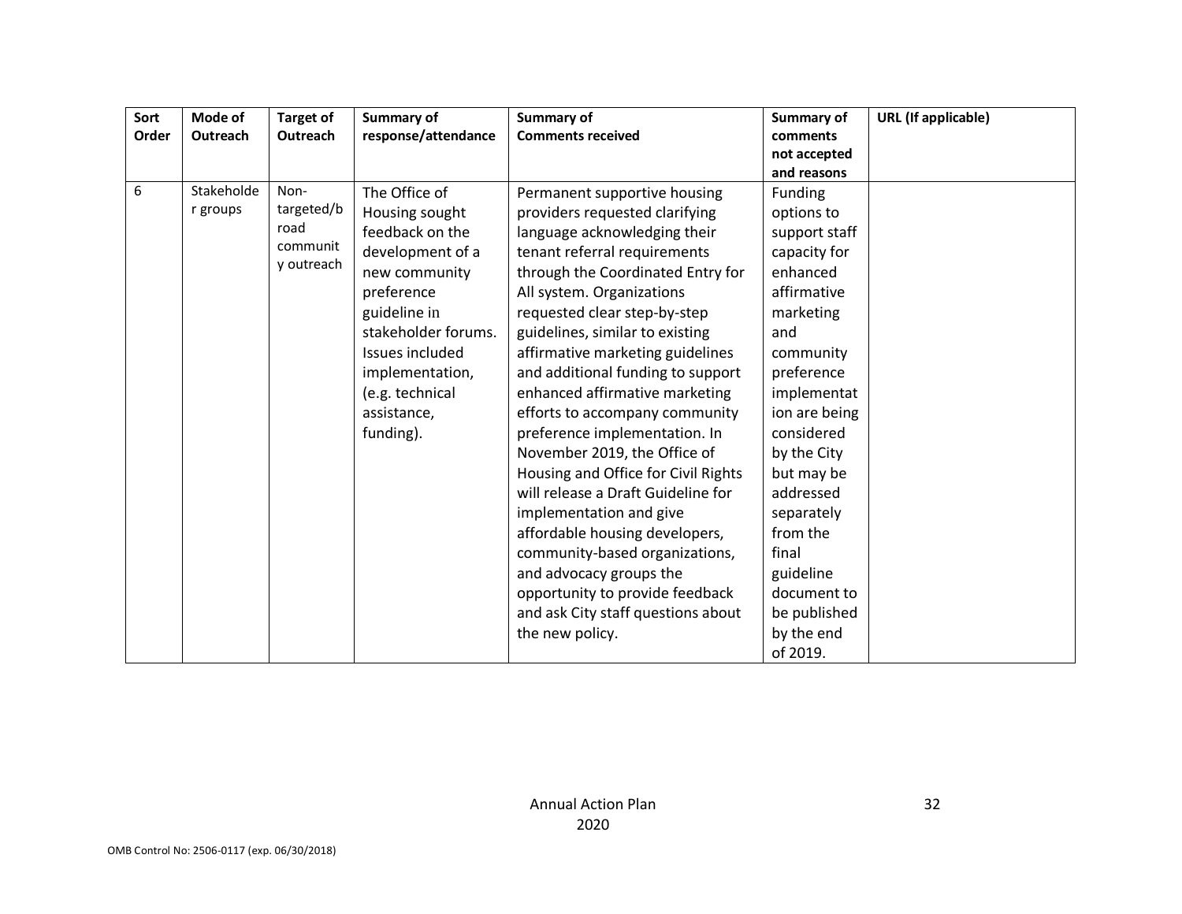| Sort Order | Mode of Outreach | Target of Outreach | Summary of response/attendance | Summary of Comments received | Summary of comments not accepted and reasons | URL (If applicable) |
|---|---|---|---|---|---|---|
| 6 | Stakeholder groups | Non-targeted/broad community outreach | The Office of Housing sought feedback on the development of a new community preference guideline in stakeholder forums. Issues included implementation, (e.g. technical assistance, funding). | Permanent supportive housing providers requested clarifying language acknowledging their tenant referral requirements through the Coordinated Entry for All system. Organizations requested clear step-by-step guidelines, similar to existing affirmative marketing guidelines and additional funding to support enhanced affirmative marketing efforts to accompany community preference implementation. In November 2019, the Office of Housing and Office for Civil Rights will release a Draft Guideline for implementation and give affordable housing developers, community-based organizations, and advocacy groups the opportunity to provide feedback and ask City staff questions about the new policy. | Funding options to support staff capacity for enhanced affirmative marketing and community preference implementation are being considered by the City but may be addressed separately from the final guideline document to be published by the end of 2019. | |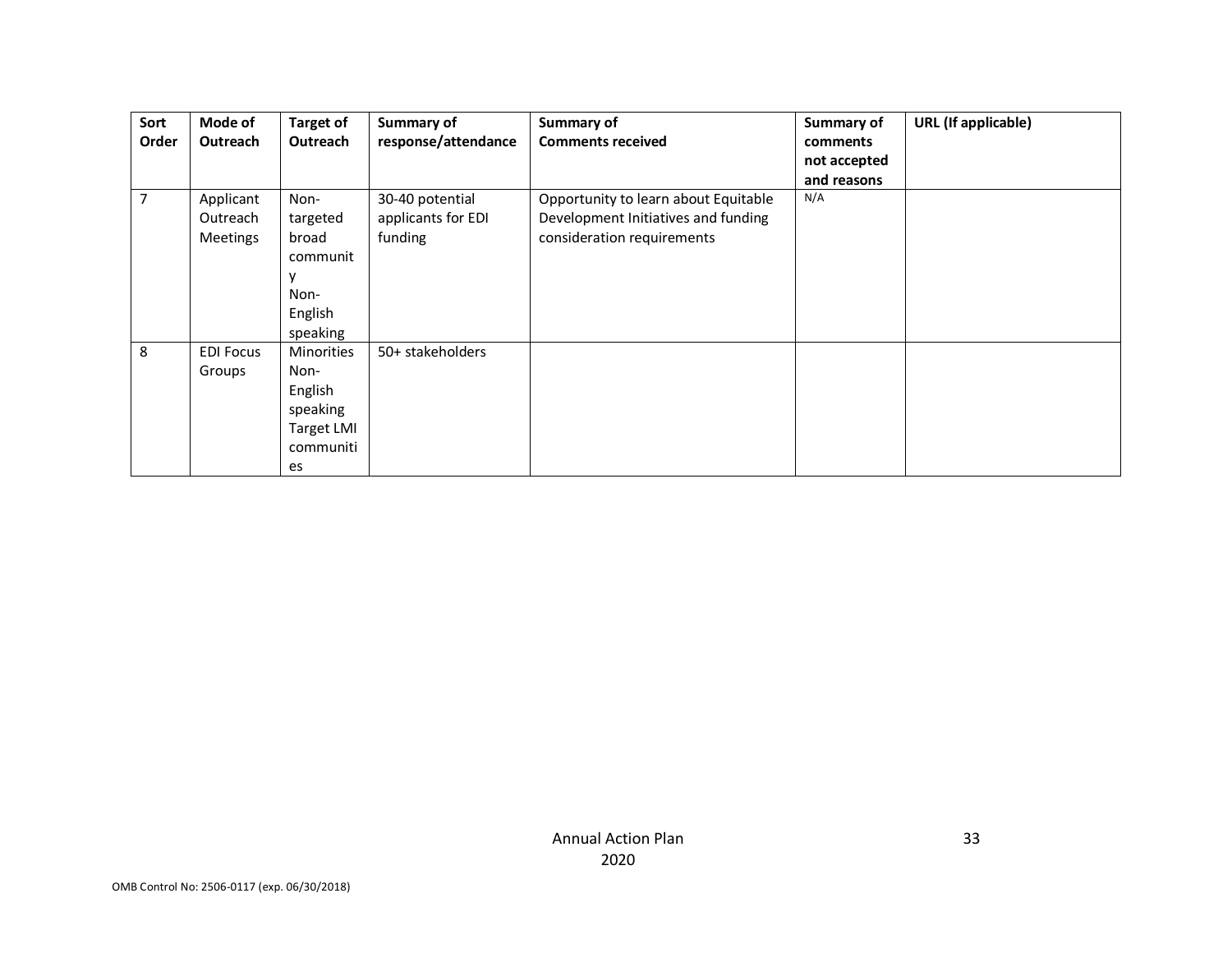| Sort Order | Mode of Outreach | Target of Outreach | Summary of response/attendance | Summary of Comments received | Summary of comments not accepted and reasons | URL (If applicable) |
|---|---|---|---|---|---|---|
| 7 | Applicant Outreach Meetings | Non-targeted broad community<br>Non-English speaking | 30-40 potential applicants for EDI funding | Opportunity to learn about Equitable Development Initiatives and funding consideration requirements | N/A | |
| 8 | EDI Focus Groups | Minorities<br>Non-English speaking<br>Target LMI communities | 50+ stakeholders | | | |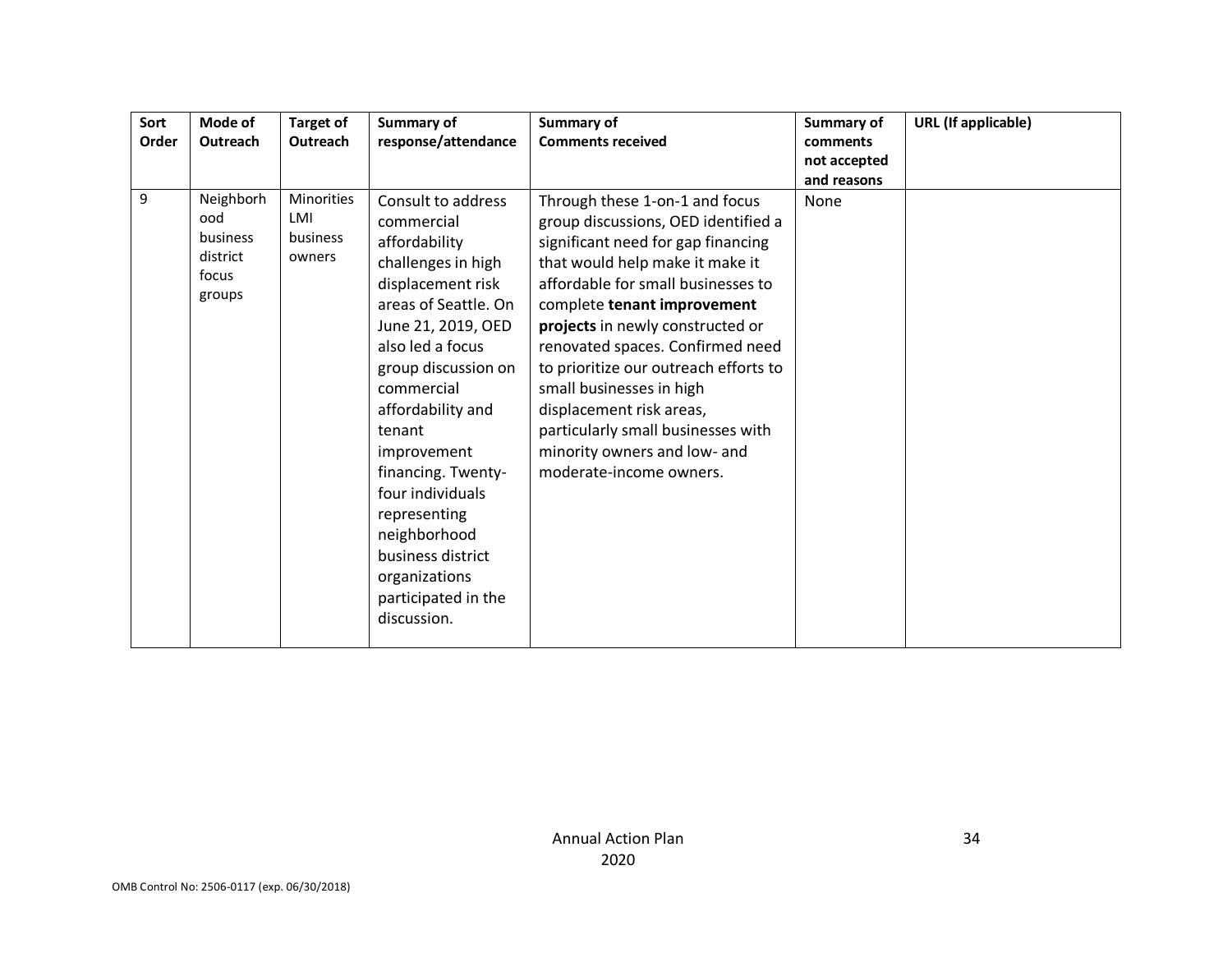| Sort Order | Mode of Outreach | Target of Outreach | Summary of response/attendance | Summary of Comments received | Summary of comments not accepted and reasons | URL (If applicable) |
|---|---|---|---|---|---|---|
| 9 | Neighborhood business district focus groups | Minorities LMI business owners | Consult to address commercial affordability challenges in high displacement risk areas of Seattle. On June 21, 2019, OED also led a focus group discussion on commercial affordability and tenant improvement financing. Twenty-four individuals representing neighborhood business district organizations participated in the discussion. | Through these 1-on-1 and focus group discussions, OED identified a significant need for gap financing that would help make it make it affordable for small businesses to complete **tenant improvement projects** in newly constructed or renovated spaces. Confirmed need to prioritize our outreach efforts to small businesses in high displacement risk areas, particularly small businesses with minority owners and low- and moderate-income owners. | None | |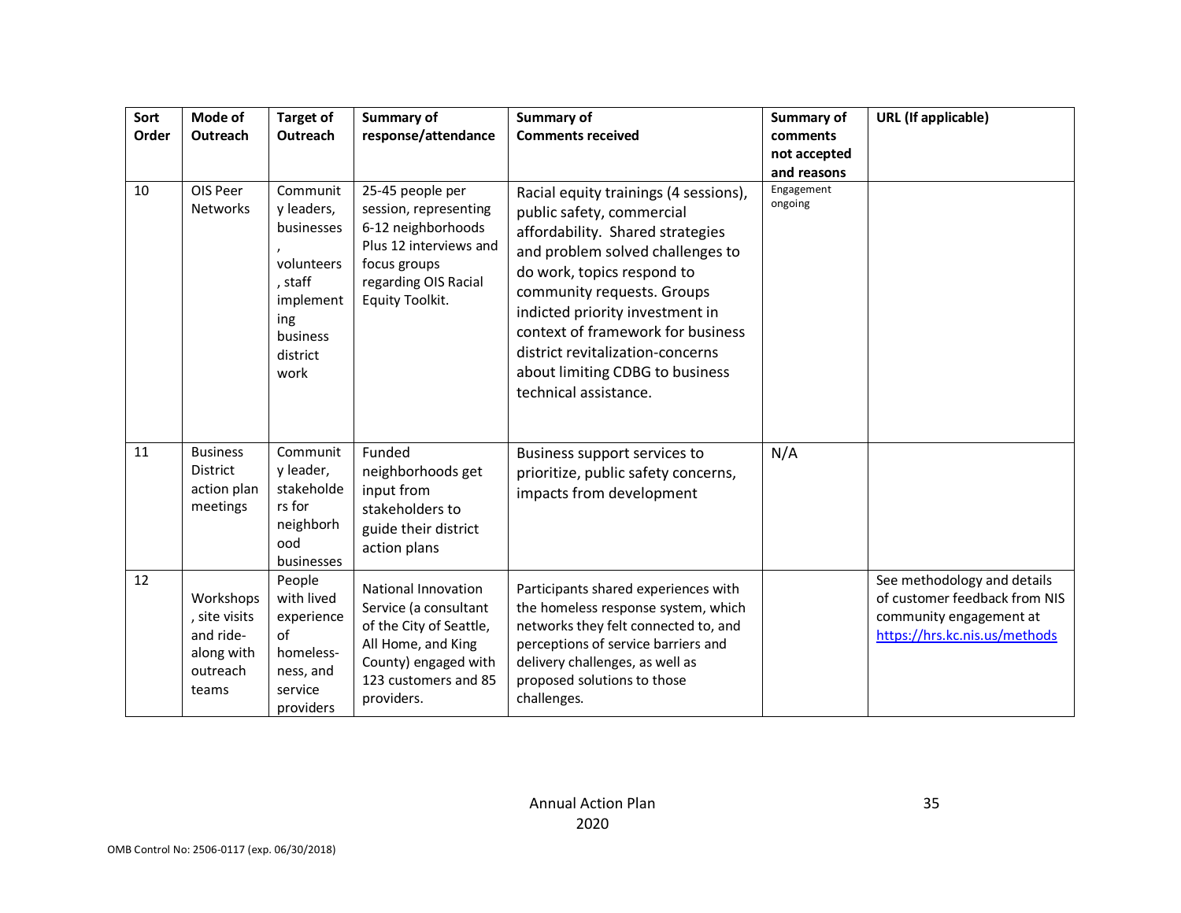| Sort Order | Mode of Outreach | Target of Outreach | Summary of response/attendance | Summary of Comments received | Summary of comments not accepted and reasons | URL (If applicable) |
| --- | --- | --- | --- | --- | --- | --- |
| 10 | OIS Peer Networks | Community leaders, businesses, volunteers, staff implementing business district work | 25-45 people per session, representing 6-12 neighborhoods Plus 12 interviews and focus groups regarding OIS Racial Equity Toolkit. | Racial equity trainings (4 sessions), public safety, commercial affordability. Shared strategies and problem solved challenges to do work, topics respond to community requests. Groups indicted priority investment in context of framework for business district revitalization-concerns about limiting CDBG to business technical assistance. | Engagement ongoing | |
| 11 | Business District action plan meetings | Community leader, stakeholders for neighborhood businesses | Funded neighborhoods get input from stakeholders to guide their district action plans | Business support services to prioritize, public safety concerns, impacts from development | N/A | |
| 12 | Workshops, site visits and ride-along with outreach teams | People with lived experience of homeless-ness, and service providers | National Innovation Service (a consultant of the City of Seattle, All Home, and King County) engaged with 123 customers and 85 providers. | Participants shared experiences with the homeless response system, which networks they felt connected to, and perceptions of service barriers and delivery challenges, as well as proposed solutions to those challenges. | | See methodology and details of customer feedback from NIS community engagement at https://hrs.kc.nis.us/methods |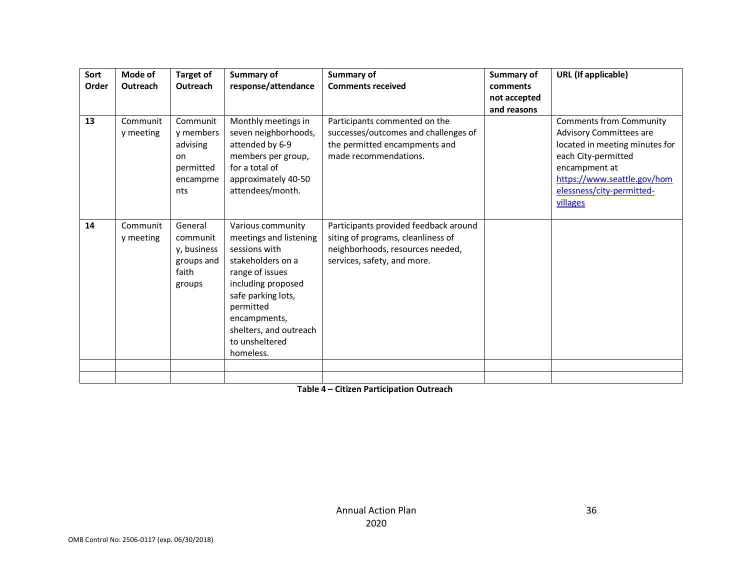| Sort Order | Mode of Outreach | Target of Outreach | Summary of response/attendance | Summary of Comments received | Summary of comments not accepted and reasons | URL (If applicable) |
|---|---|---|---|---|---|---|
| 13 | Community meeting | Community members advising on permitted encampments | Monthly meetings in seven neighborhoods, attended by 6-9 members per group, for a total of approximately 40-50 attendees/month. | Participants commented on the successes/outcomes and challenges of the permitted encampments and made recommendations. | | Comments from Community Advisory Committees are located in meeting minutes for each City-permitted encampment at https://www.seattle.gov/homelessness/city-permitted-villages |
| 14 | Community meeting | General community, business groups and faith groups | Various community meetings and listening sessions with stakeholders on a range of issues including proposed safe parking lots, permitted encampments, shelters, and outreach to unsheltered homeless. | Participants provided feedback around siting of programs, cleanliness of neighborhoods, resources needed, services, safety, and more. | | |
| | | | | | | |
| | | | | | | |

**Table 4 – Citizen Participation Outreach**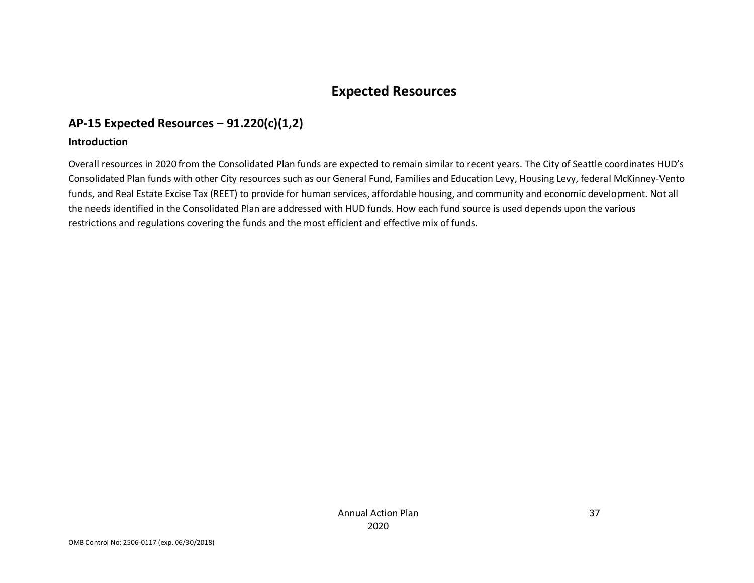# Expected Resources

## AP-15 Expected Resources – 91.220(c)(1,2)

### Introduction

Overall resources in 2020 from the Consolidated Plan funds are expected to remain similar to recent years. The City of Seattle coordinates HUD's Consolidated Plan funds with other City resources such as our General Fund, Families and Education Levy, Housing Levy, federal McKinney-Vento funds, and Real Estate Excise Tax (REET) to provide for human services, affordable housing, and community and economic development. Not all the needs identified in the Consolidated Plan are addressed with HUD funds. How each fund source is used depends upon the various restrictions and regulations covering the funds and the most efficient and effective mix of funds.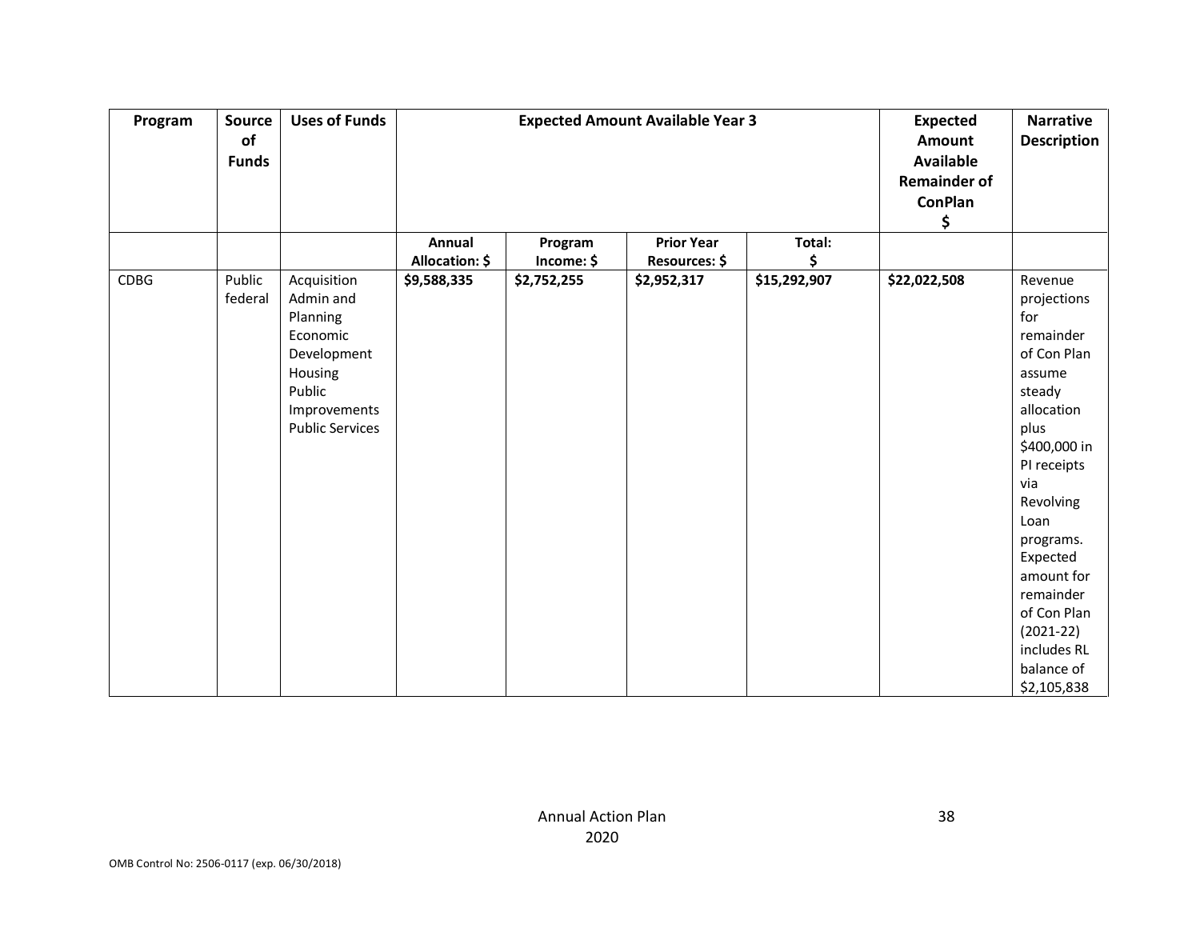| Program | Source of Funds | Uses of Funds | Expected Amount Available Year 3 | | | | Expected Amount Available Remainder of ConPlan $ | Narrative Description |
|---|---|---|---|---|---|---|---|---|
| | | | **Annual Allocation: $** | **Program Income: $** | **Prior Year Resources: $** | **Total: $** | | |
| CDBG | Public federal | Acquisition<br>Admin and Planning<br>Economic Development<br>Housing<br>Public Improvements<br>Public Services | **$9,588,335** | **$2,752,255** | **$2,952,317** | **$15,292,907** | **$22,022,508** | Revenue projections for remainder of Con Plan assume steady allocation plus $400,000 in PI receipts via Revolving Loan programs. Expected amount for remainder of Con Plan (2021-22) includes RL balance of $2,105,838 |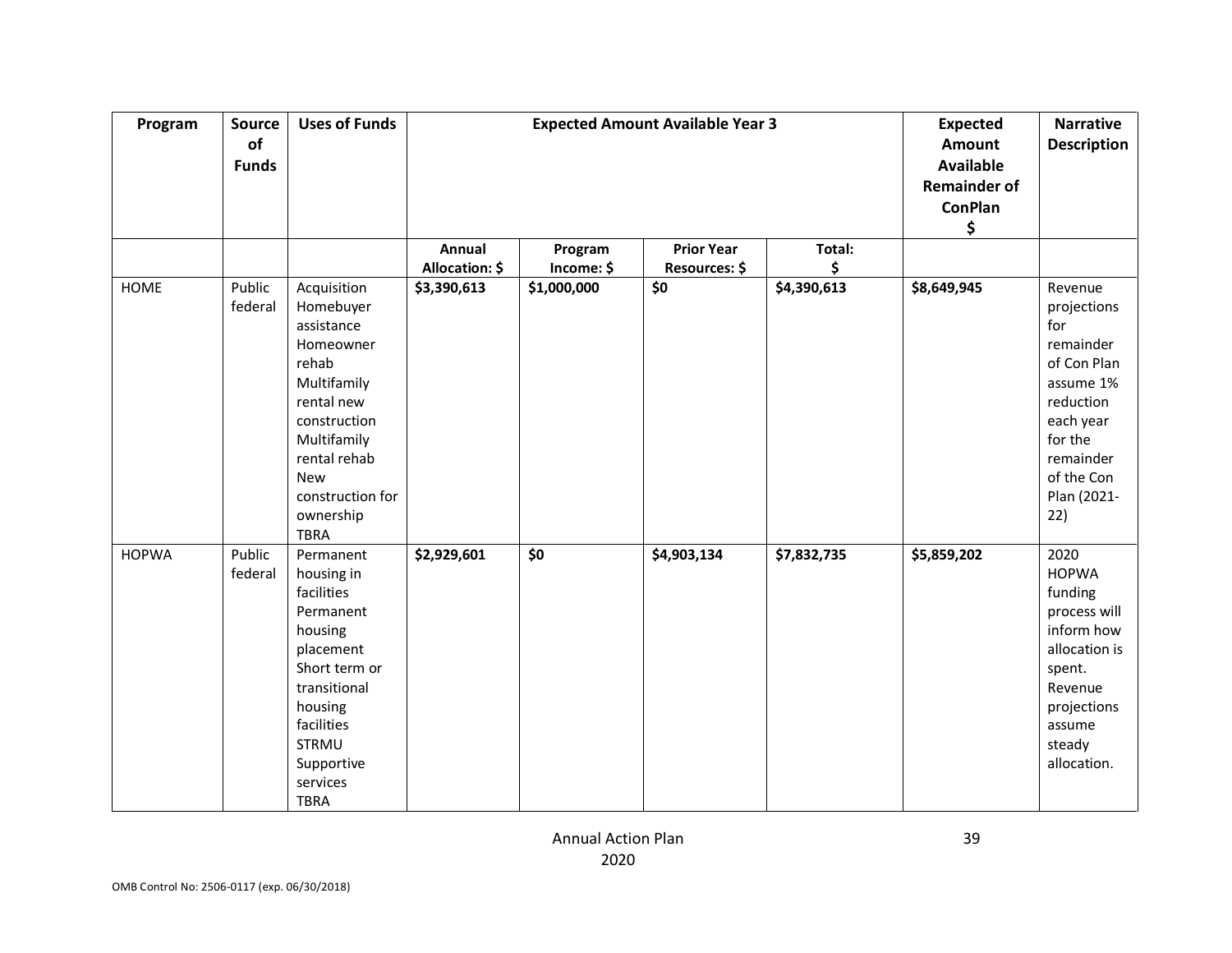| Program | Source of Funds | Uses of Funds | Expected Amount Available Year 3 | | | | Expected Amount Available Remainder of ConPlan $ | Narrative Description |
|---|---|---|---|---|---|---|---|---|
| | | | **Annual Allocation: $** | **Program Income: $** | **Prior Year Resources: $** | **Total: $** | | |
| HOME | Public federal | Acquisition Homebuyer assistance Homeowner rehab Multifamily rental new construction Multifamily rental rehab New construction for ownership TBRA | **$3,390,613** | **$1,000,000** | **$0** | **$4,390,613** | **$8,649,945** | Revenue projections for remainder of Con Plan assume 1% reduction each year for the remainder of the Con Plan (2021-22) |
| HOPWA | Public federal | Permanent housing in facilities Permanent housing placement Short term or transitional housing facilities STRMU Supportive services TBRA | **$2,929,601** | **$0** | **$4,903,134** | **$7,832,735** | **$5,859,202** | 2020 HOPWA funding process will inform how allocation is spent. Revenue projections assume steady allocation. |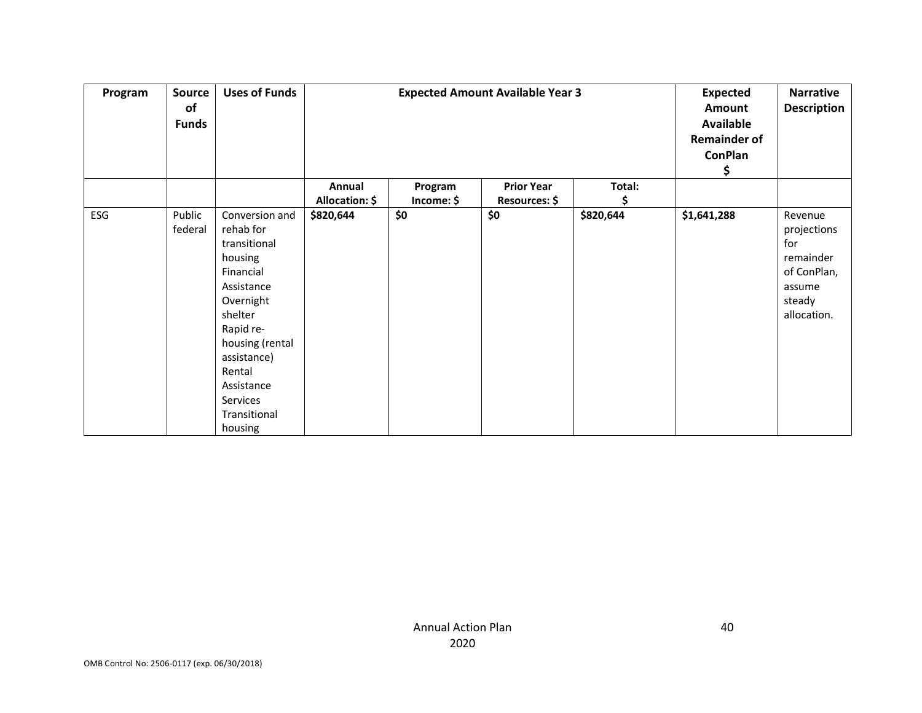| Program | Source of Funds | Uses of Funds | Expected Amount Available Year 3 | | | | Expected Amount Available Remainder of ConPlan $ | Narrative Description |
|---|---|---|---|---|---|---|---|---|
| | | | Annual Allocation: $ | Program Income: $ | Prior Year Resources: $ | Total: $ | | |
| ESG | Public federal | Conversion and rehab for transitional housing Financial Assistance Overnight shelter Rapid re-housing (rental assistance) Rental Assistance Services Transitional housing | **$820,644** | **$0** | **$0** | **$820,644** | **$1,641,288** | Revenue projections for remainder of ConPlan, assume steady allocation. |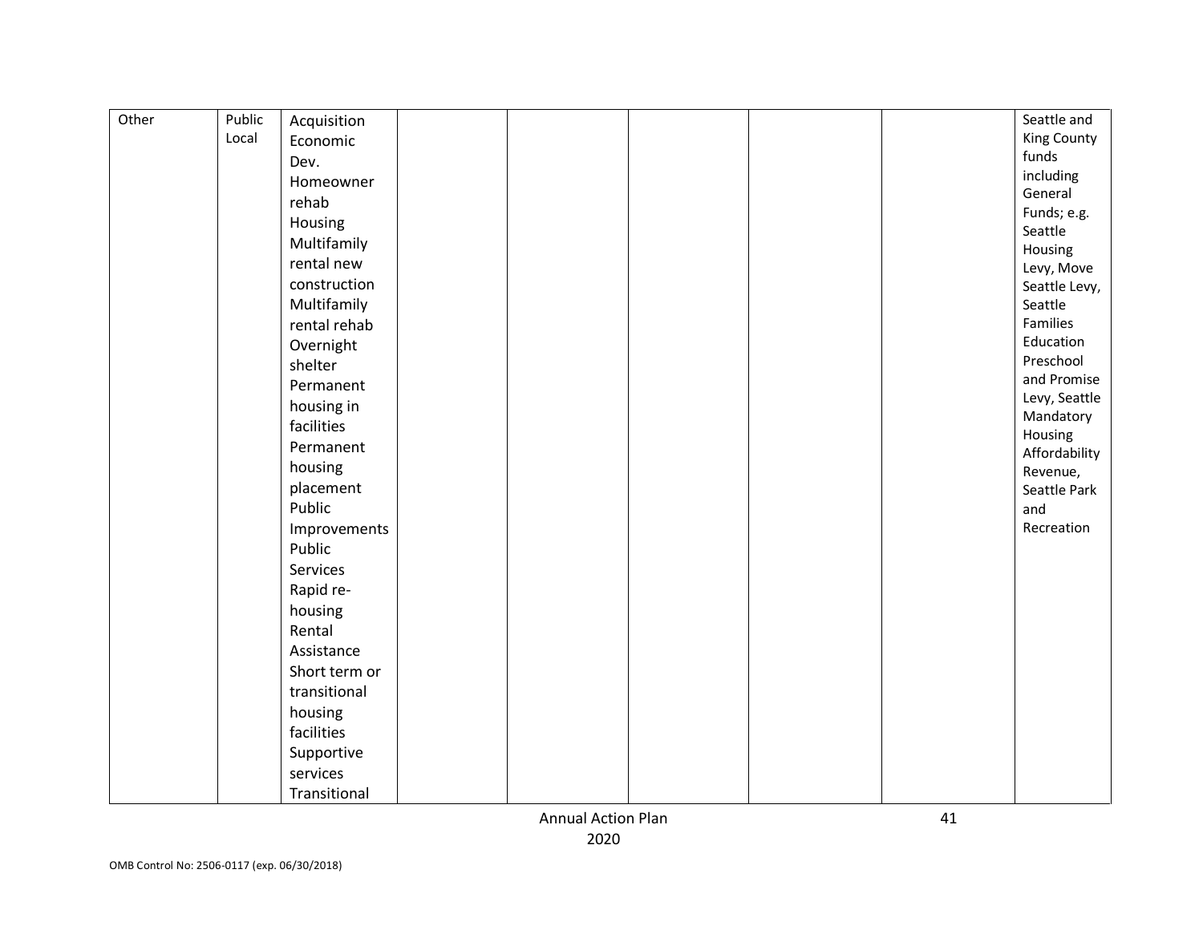| Other | Public Local | Acquisition Economic Dev. Homeowner rehab Housing Multifamily rental new construction Multifamily rental rehab Overnight shelter Permanent housing in facilities Permanent housing placement Public Improvements Public Services Rapid re-housing Rental Assistance Short term or transitional housing facilities Supportive services Transitional | | | | | | Seattle and King County funds including General Funds; e.g. Seattle Housing Levy, Move Seattle Levy, Seattle Families Education Preschool and Promise Levy, Seattle Mandatory Housing Affordability Revenue, Seattle Park and Recreation |
|---|---|---|---|---|---|---|---|---|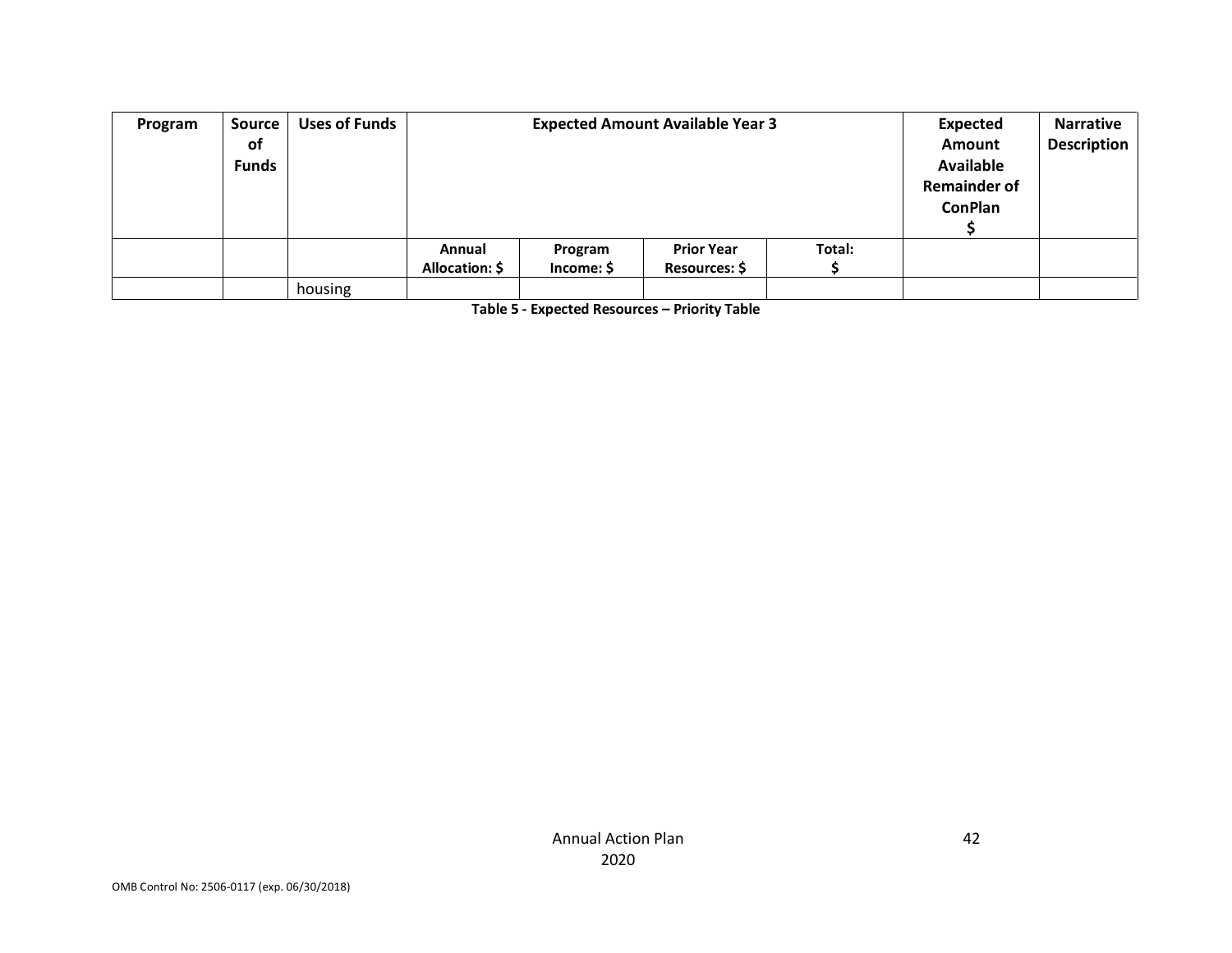| Program | Source of Funds | Uses of Funds | Expected Amount Available Year 3 | | | | Expected Amount Available Remainder of ConPlan $ | Narrative Description |
|---|---|---|---|---|---|---|---|---|
| | | | Annual Allocation: $ | Program Income: $ | Prior Year Resources: $ | Total: $ | | |
| | | housing | | | | | | |

**Table 5 - Expected Resources – Priority Table**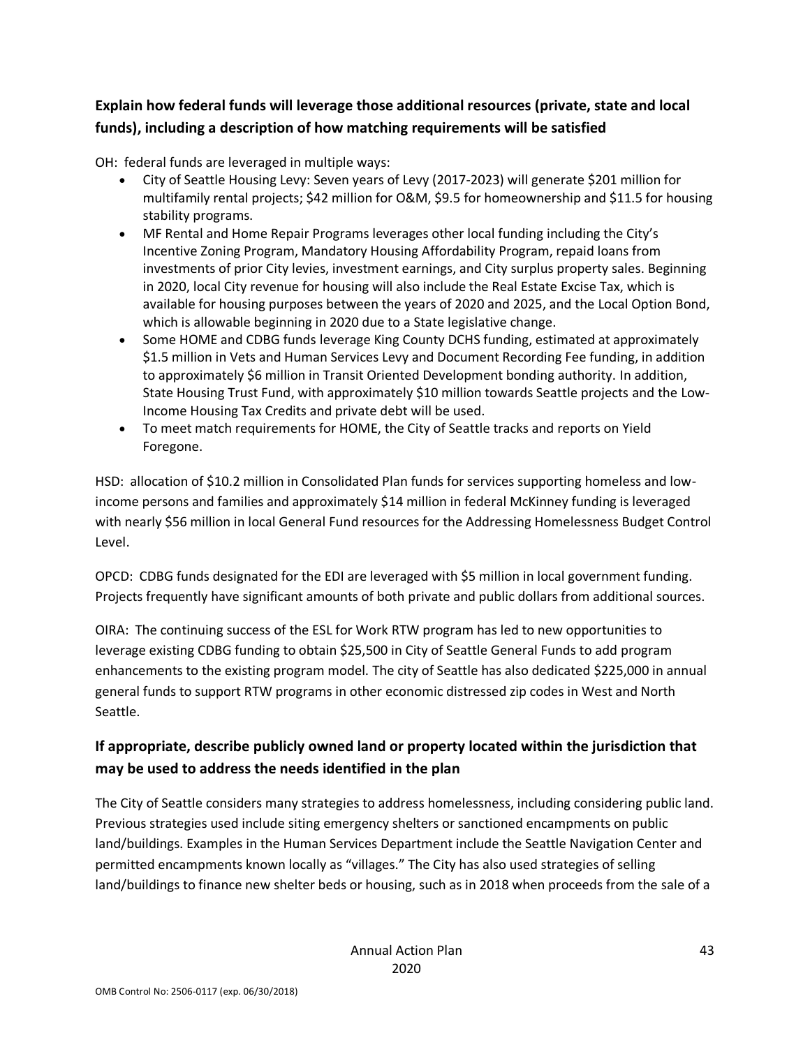## Explain how federal funds will leverage those additional resources (private, state and local funds), including a description of how matching requirements will be satisfied

OH: federal funds are leveraged in multiple ways:

- City of Seattle Housing Levy: Seven years of Levy (2017-2023) will generate $201 million for multifamily rental projects; $42 million for O&M, $9.5 for homeownership and $11.5 for housing stability programs.
- MF Rental and Home Repair Programs leverages other local funding including the City's Incentive Zoning Program, Mandatory Housing Affordability Program, repaid loans from investments of prior City levies, investment earnings, and City surplus property sales. Beginning in 2020, local City revenue for housing will also include the Real Estate Excise Tax, which is available for housing purposes between the years of 2020 and 2025, and the Local Option Bond, which is allowable beginning in 2020 due to a State legislative change.
- Some HOME and CDBG funds leverage King County DCHS funding, estimated at approximately $1.5 million in Vets and Human Services Levy and Document Recording Fee funding, in addition to approximately $6 million in Transit Oriented Development bonding authority. In addition, State Housing Trust Fund, with approximately $10 million towards Seattle projects and the Low-Income Housing Tax Credits and private debt will be used.
- To meet match requirements for HOME, the City of Seattle tracks and reports on Yield Foregone.

HSD: allocation of $10.2 million in Consolidated Plan funds for services supporting homeless and low-income persons and families and approximately $14 million in federal McKinney funding is leveraged with nearly $56 million in local General Fund resources for the Addressing Homelessness Budget Control Level.

OPCD: CDBG funds designated for the EDI are leveraged with $5 million in local government funding. Projects frequently have significant amounts of both private and public dollars from additional sources.

OIRA: The continuing success of the ESL for Work RTW program has led to new opportunities to leverage existing CDBG funding to obtain $25,500 in City of Seattle General Funds to add program enhancements to the existing program model. The city of Seattle has also dedicated $225,000 in annual general funds to support RTW programs in other economic distressed zip codes in West and North Seattle.

## If appropriate, describe publicly owned land or property located within the jurisdiction that may be used to address the needs identified in the plan

The City of Seattle considers many strategies to address homelessness, including considering public land. Previous strategies used include siting emergency shelters or sanctioned encampments on public land/buildings. Examples in the Human Services Department include the Seattle Navigation Center and permitted encampments known locally as "villages." The City has also used strategies of selling land/buildings to finance new shelter beds or housing, such as in 2018 when proceeds from the sale of a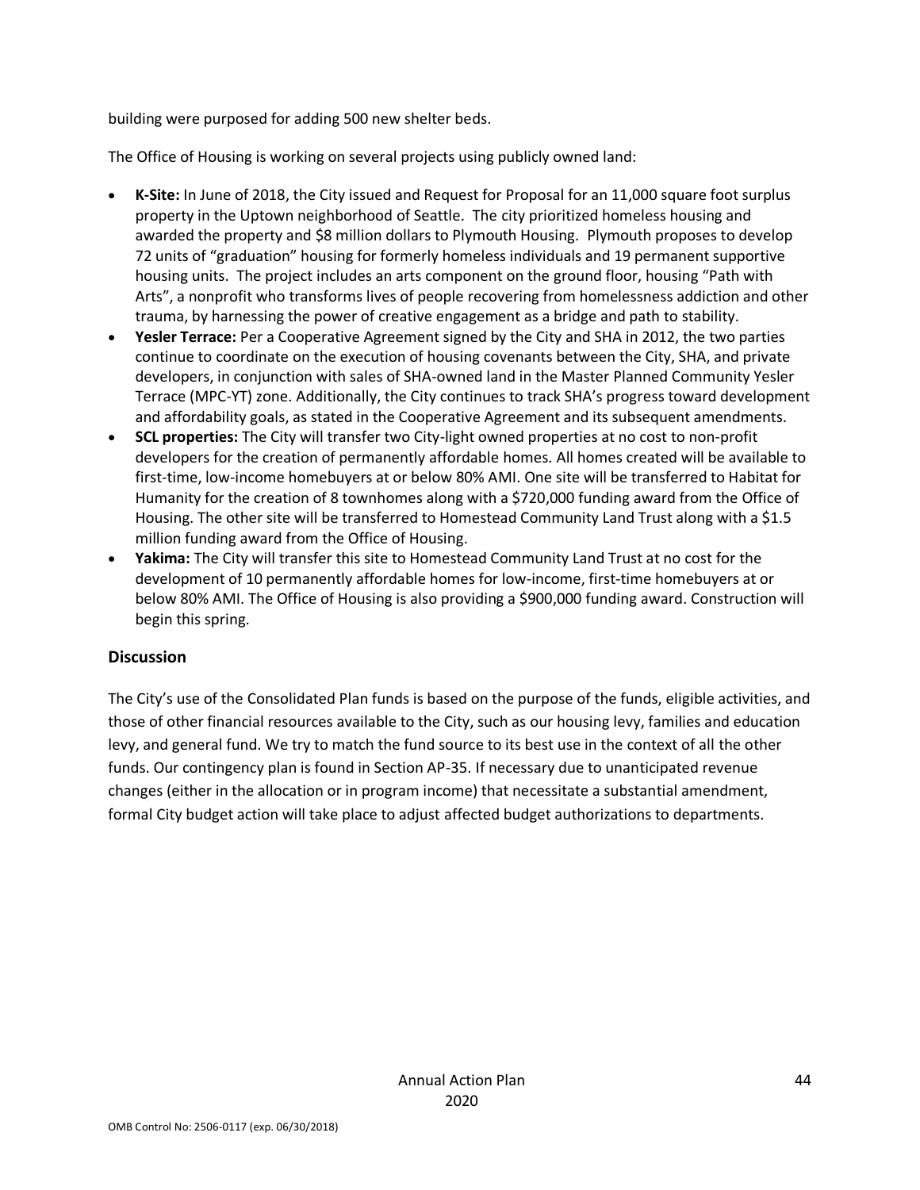building were purposed for adding 500 new shelter beds.

The Office of Housing is working on several projects using publicly owned land:

- **K-Site:** In June of 2018, the City issued and Request for Proposal for an 11,000 square foot surplus property in the Uptown neighborhood of Seattle. The city prioritized homeless housing and awarded the property and $8 million dollars to Plymouth Housing. Plymouth proposes to develop 72 units of "graduation" housing for formerly homeless individuals and 19 permanent supportive housing units. The project includes an arts component on the ground floor, housing "Path with Arts", a nonprofit who transforms lives of people recovering from homelessness addiction and other trauma, by harnessing the power of creative engagement as a bridge and path to stability.
- **Yesler Terrace:** Per a Cooperative Agreement signed by the City and SHA in 2012, the two parties continue to coordinate on the execution of housing covenants between the City, SHA, and private developers, in conjunction with sales of SHA-owned land in the Master Planned Community Yesler Terrace (MPC-YT) zone. Additionally, the City continues to track SHA's progress toward development and affordability goals, as stated in the Cooperative Agreement and its subsequent amendments.
- **SCL properties:** The City will transfer two City-light owned properties at no cost to non-profit developers for the creation of permanently affordable homes. All homes created will be available to first-time, low-income homebuyers at or below 80% AMI. One site will be transferred to Habitat for Humanity for the creation of 8 townhomes along with a $720,000 funding award from the Office of Housing. The other site will be transferred to Homestead Community Land Trust along with a $1.5 million funding award from the Office of Housing.
- **Yakima:** The City will transfer this site to Homestead Community Land Trust at no cost for the development of 10 permanently affordable homes for low-income, first-time homebuyers at or below 80% AMI. The Office of Housing is also providing a $900,000 funding award. Construction will begin this spring.

## Discussion

The City's use of the Consolidated Plan funds is based on the purpose of the funds, eligible activities, and those of other financial resources available to the City, such as our housing levy, families and education levy, and general fund. We try to match the fund source to its best use in the context of all the other funds. Our contingency plan is found in Section AP-35. If necessary due to unanticipated revenue changes (either in the allocation or in program income) that necessitate a substantial amendment, formal City budget action will take place to adjust affected budget authorizations to departments.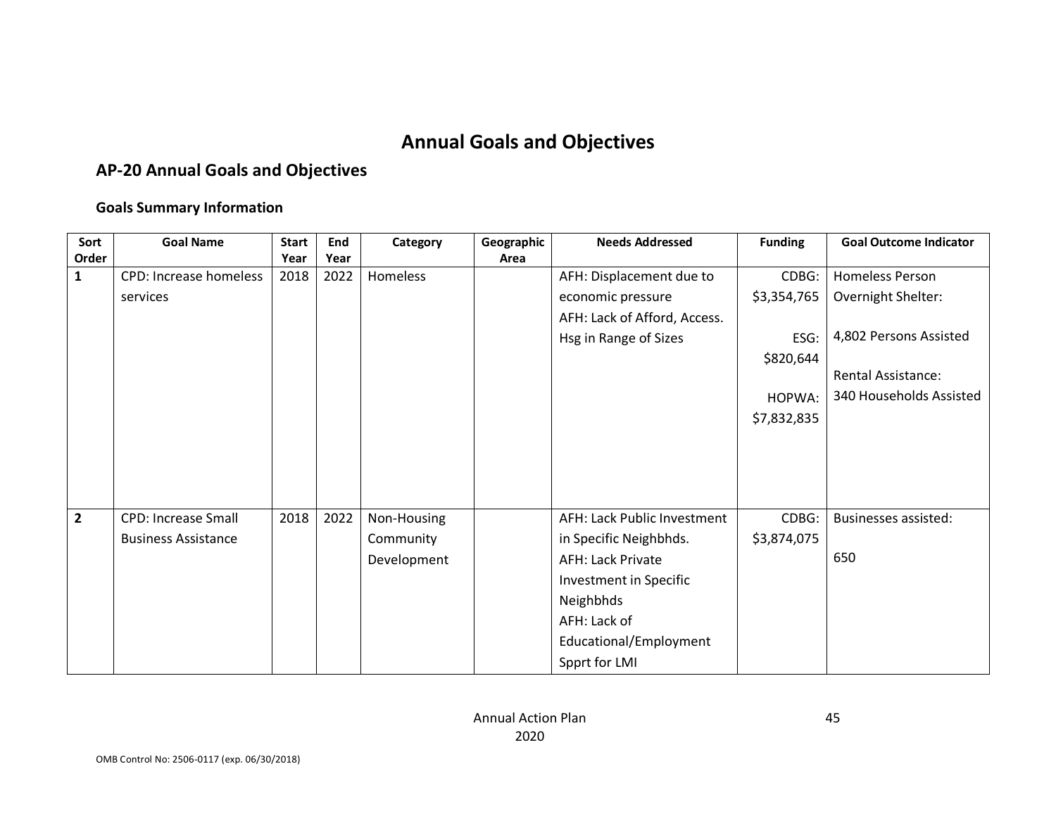# Annual Goals and Objectives

## AP-20 Annual Goals and Objectives

### Goals Summary Information

| Sort Order | Goal Name | Start Year | End Year | Category | Geographic Area | Needs Addressed | Funding | Goal Outcome Indicator |
|---|---|---|---|---|---|---|---|---|
| 1 | CPD: Increase homeless services | 2018 | 2022 | Homeless | | AFH: Displacement due to economic pressure<br>AFH: Lack of Afford, Access. Hsg in Range of Sizes | CDBG: $3,354,765<br>ESG: $820,644<br>HOPWA: $7,832,835 | Homeless Person Overnight Shelter: 4,802 Persons Assisted<br>Rental Assistance: 340 Households Assisted |
| 2 | CPD: Increase Small Business Assistance | 2018 | 2022 | Non-Housing Community Development | | AFH: Lack Public Investment in Specific Neighbhds.<br>AFH: Lack Private Investment in Specific Neighbhds<br>AFH: Lack of Educational/Employment Spprt for LMI | CDBG: $3,874,075 | Businesses assisted: 650 |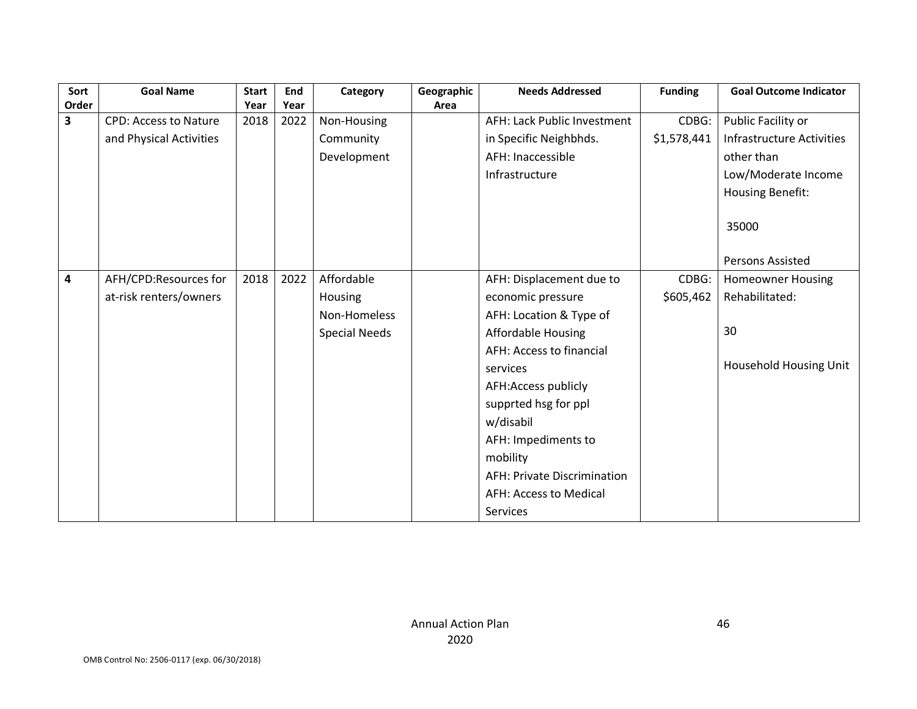| Sort Order | Goal Name | Start Year | End Year | Category | Geographic Area | Needs Addressed | Funding | Goal Outcome Indicator |
|---|---|---|---|---|---|---|---|---|
| 3 | CPD: Access to Nature and Physical Activities | 2018 | 2022 | Non-Housing Community Development | | AFH: Lack Public Investment in Specific Neighbhds.<br>AFH: Inaccessible Infrastructure | CDBG: $1,578,441 | Public Facility or Infrastructure Activities other than Low/Moderate Income Housing Benefit:<br><br>35000<br><br>Persons Assisted |
| 4 | AFH/CPD:Resources for at-risk renters/owners | 2018 | 2022 | Affordable Housing<br>Non-Homeless Special Needs | | AFH: Displacement due to economic pressure<br>AFH: Location & Type of Affordable Housing<br>AFH: Access to financial services<br>AFH:Access publicly supprted hsg for ppl w/disabil<br>AFH: Impediments to mobility<br>AFH: Private Discrimination<br>AFH: Access to Medical Services | CDBG: $605,462 | Homeowner Housing Rehabilitated:<br><br>30<br><br>Household Housing Unit |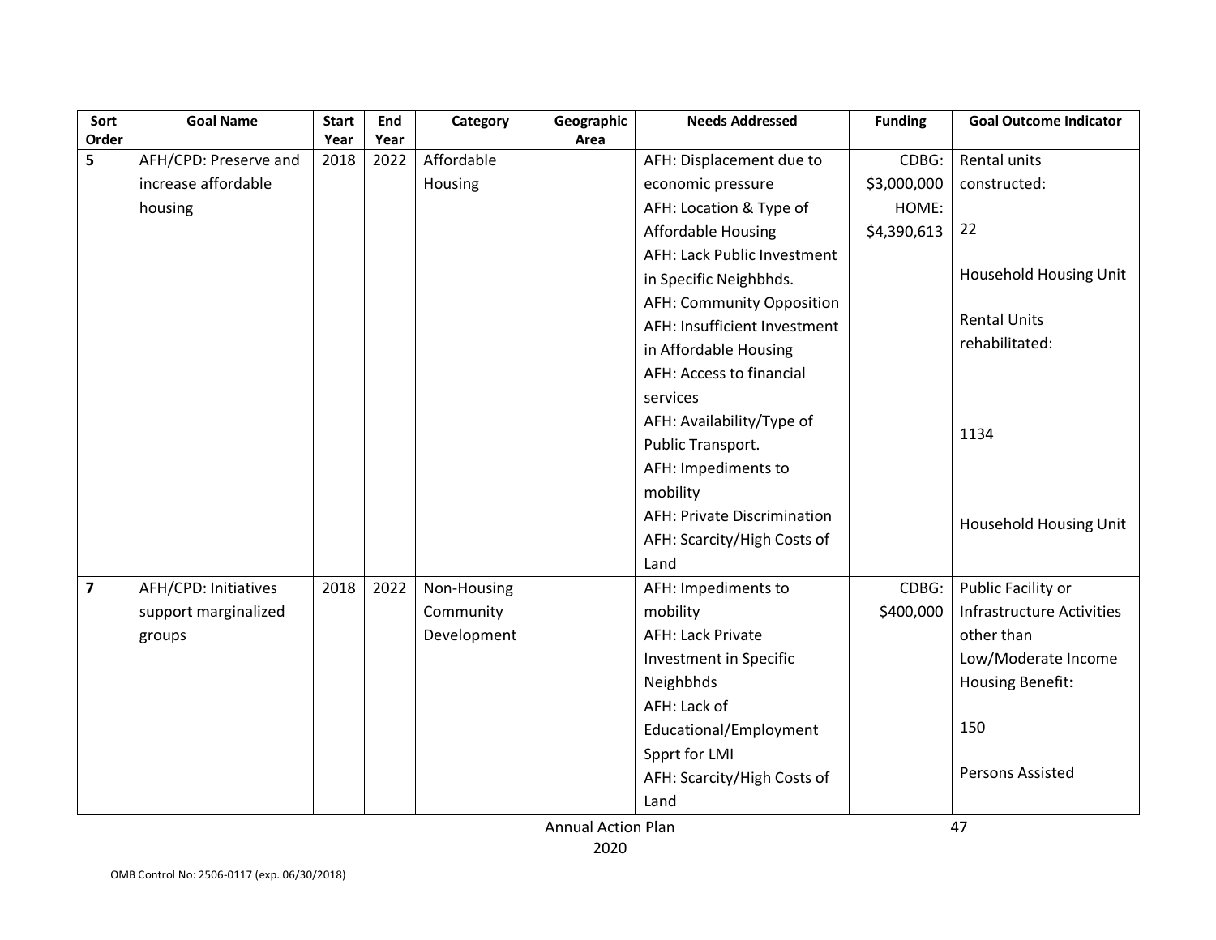| Sort Order | Goal Name | Start Year | End Year | Category | Geographic Area | Needs Addressed | Funding | Goal Outcome Indicator |
|---|---|---|---|---|---|---|---|---|
| 5 | AFH/CPD: Preserve and increase affordable housing | 2018 | 2022 | Affordable Housing | | AFH: Displacement due to economic pressure<br>AFH: Location & Type of Affordable Housing<br>AFH: Lack Public Investment in Specific Neighbhds.<br>AFH: Community Opposition<br>AFH: Insufficient Investment in Affordable Housing<br>AFH: Access to financial services<br>AFH: Availability/Type of Public Transport.<br>AFH: Impediments to mobility<br>AFH: Private Discrimination<br>AFH: Scarcity/High Costs of Land | CDBG: $3,000,000<br>HOME: $4,390,613 | Rental units constructed: 22 Household Housing Unit<br><br>Rental Units rehabilitated: 1134 Household Housing Unit |
| 7 | AFH/CPD: Initiatives support marginalized groups | 2018 | 2022 | Non-Housing Community Development | | AFH: Impediments to mobility<br>AFH: Lack Private Investment in Specific Neighbhds<br>AFH: Lack of Educational/Employment Spprt for LMI<br>AFH: Scarcity/High Costs of Land | CDBG: $400,000 | Public Facility or Infrastructure Activities other than Low/Moderate Income Housing Benefit: 150 Persons Assisted |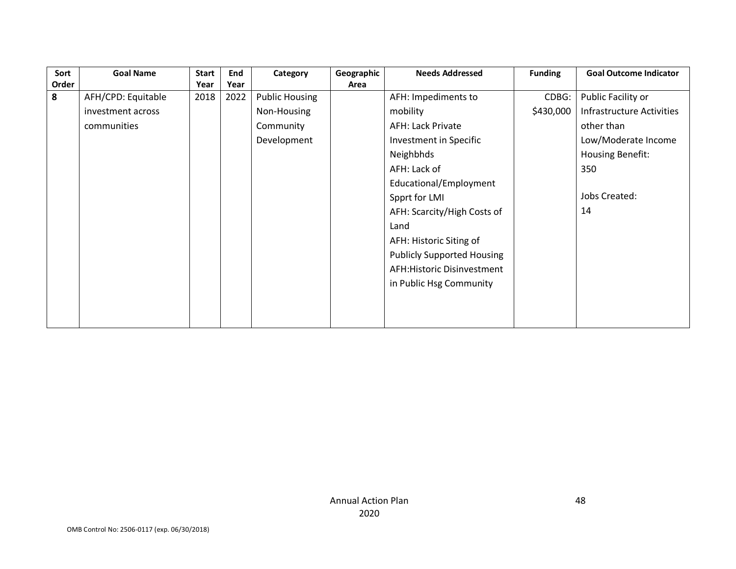| Sort Order | Goal Name | Start Year | End Year | Category | Geographic Area | Needs Addressed | Funding | Goal Outcome Indicator |
|---|---|---|---|---|---|---|---|---|
| 8 | AFH/CPD: Equitable investment across communities | 2018 | 2022 | Public Housing Non-Housing Community Development | | AFH: Impediments to mobility<br>AFH: Lack Private Investment in Specific Neighbhds<br>AFH: Lack of Educational/Employment Spprt for LMI<br>AFH: Scarcity/High Costs of Land<br>AFH: Historic Siting of Publicly Supported Housing<br>AFH:Historic Disinvestment in Public Hsg Community | CDBG: $430,000 | Public Facility or Infrastructure Activities other than Low/Moderate Income Housing Benefit: 350<br><br>Jobs Created: 14 |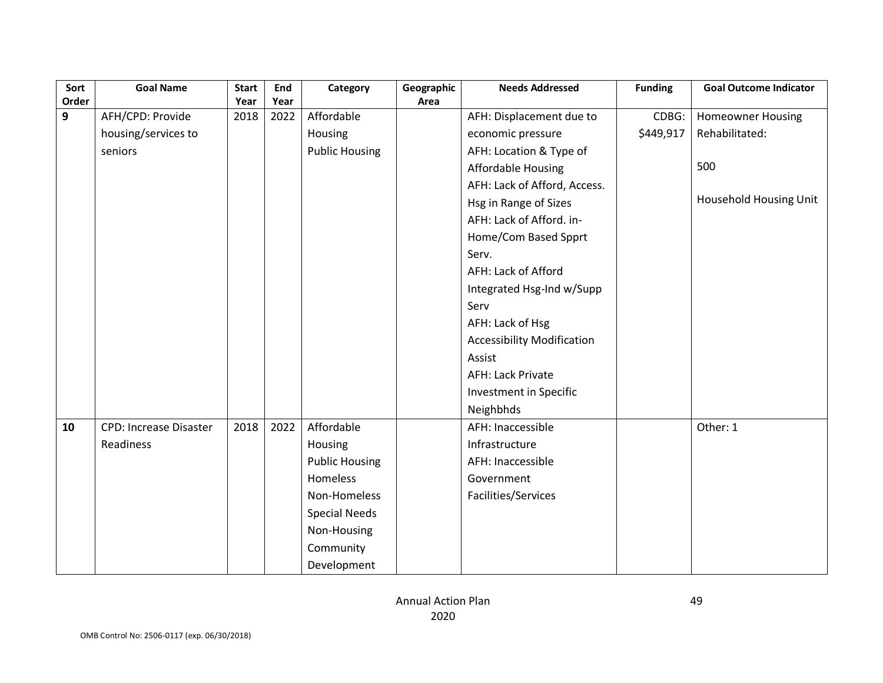| Sort Order | Goal Name | Start Year | End Year | Category | Geographic Area | Needs Addressed | Funding | Goal Outcome Indicator |
|---|---|---|---|---|---|---|---|---|
| **9** | AFH/CPD: Provide housing/services to seniors | 2018 | 2022 | Affordable Housing<br>Public Housing | | AFH: Displacement due to economic pressure<br>AFH: Location & Type of Affordable Housing<br>AFH: Lack of Afford, Access. Hsg in Range of Sizes<br>AFH: Lack of Afford. in-Home/Com Based Spprt Serv.<br>AFH: Lack of Afford Integrated Hsg-Ind w/Supp Serv<br>AFH: Lack of Hsg Accessibility Modification Assist<br>AFH: Lack Private Investment in Specific Neighbhds | CDBG: $449,917 | Homeowner Housing Rehabilitated:<br><br>500<br><br>Household Housing Unit |
| **10** | CPD: Increase Disaster Readiness | 2018 | 2022 | Affordable Housing<br>Public Housing<br>Homeless<br>Non-Homeless Special Needs<br>Non-Housing Community Development | | AFH: Inaccessible Infrastructure<br>AFH: Inaccessible Government Facilities/Services | | Other: 1 |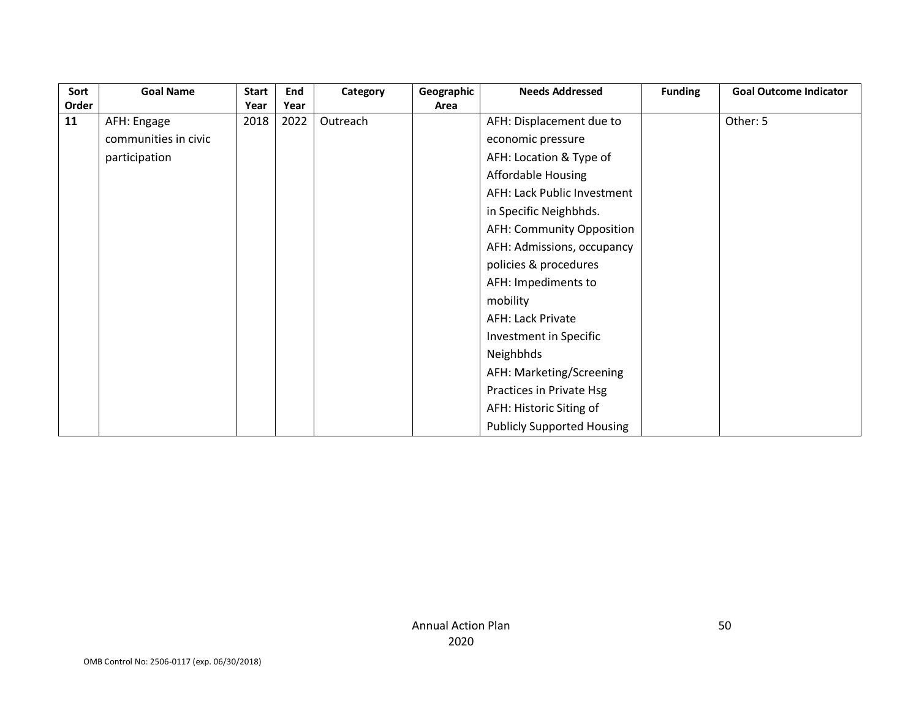| Sort Order | Goal Name | Start Year | End Year | Category | Geographic Area | Needs Addressed | Funding | Goal Outcome Indicator |
|---|---|---|---|---|---|---|---|---|
| **11** | AFH: Engage communities in civic participation | 2018 | 2022 | Outreach | | AFH: Displacement due to economic pressure<br>AFH: Location & Type of Affordable Housing<br>AFH: Lack Public Investment in Specific Neighbhds.<br>AFH: Community Opposition<br>AFH: Admissions, occupancy policies & procedures<br>AFH: Impediments to mobility<br>AFH: Lack Private Investment in Specific Neighbhds<br>AFH: Marketing/Screening Practices in Private Hsg<br>AFH: Historic Siting of Publicly Supported Housing | | Other: 5 |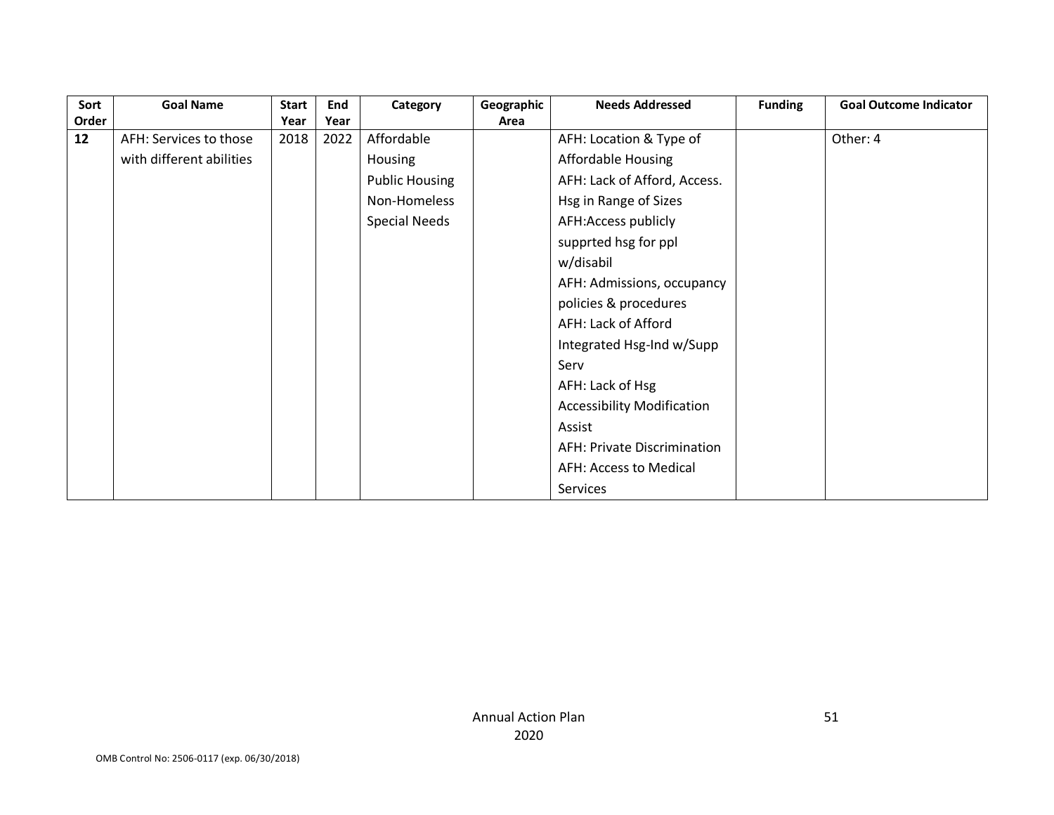| Sort Order | Goal Name | Start Year | End Year | Category | Geographic Area | Needs Addressed | Funding | Goal Outcome Indicator |
|---|---|---|---|---|---|---|---|---|
| 12 | AFH: Services to those with different abilities | 2018 | 2022 | Affordable Housing<br>Public Housing<br>Non-Homeless Special Needs | | AFH: Location & Type of Affordable Housing<br>AFH: Lack of Afford, Access. Hsg in Range of Sizes<br>AFH:Access publicly supprted hsg for ppl w/disabil<br>AFH: Admissions, occupancy policies & procedures<br>AFH: Lack of Afford Integrated Hsg-Ind w/Supp Serv<br>AFH: Lack of Hsg Accessibility Modification Assist<br>AFH: Private Discrimination<br>AFH: Access to Medical Services | | Other: 4 |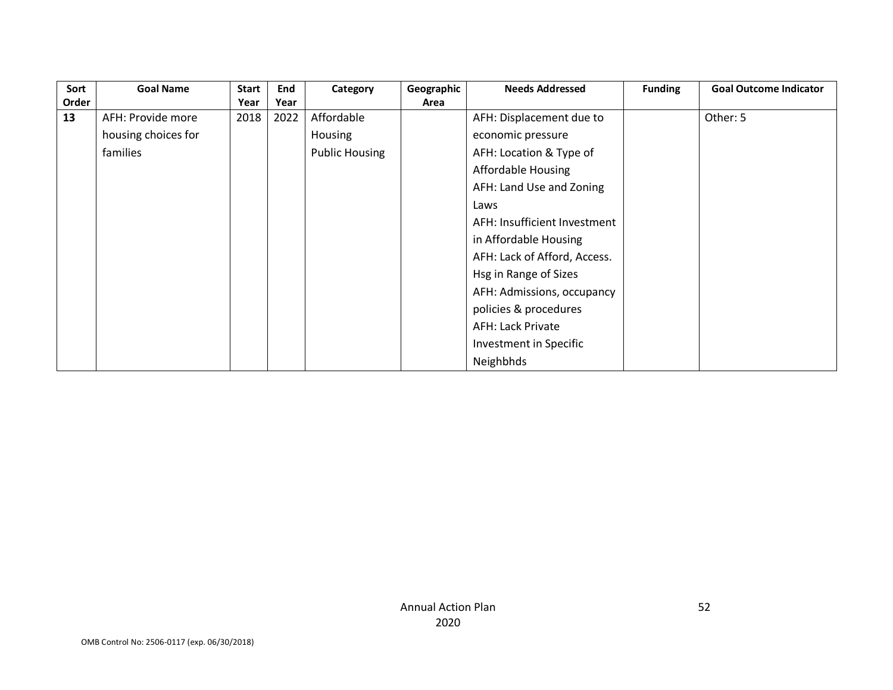| Sort Order | Goal Name | Start Year | End Year | Category | Geographic Area | Needs Addressed | Funding | Goal Outcome Indicator |
|---|---|---|---|---|---|---|---|---|
| **13** | AFH: Provide more housing choices for families | 2018 | 2022 | Affordable Housing<br>Public Housing | | AFH: Displacement due to economic pressure<br>AFH: Location & Type of Affordable Housing<br>AFH: Land Use and Zoning Laws<br>AFH: Insufficient Investment in Affordable Housing<br>AFH: Lack of Afford, Access. Hsg in Range of Sizes<br>AFH: Admissions, occupancy policies & procedures<br>AFH: Lack Private Investment in Specific Neighbhds | | Other: 5 |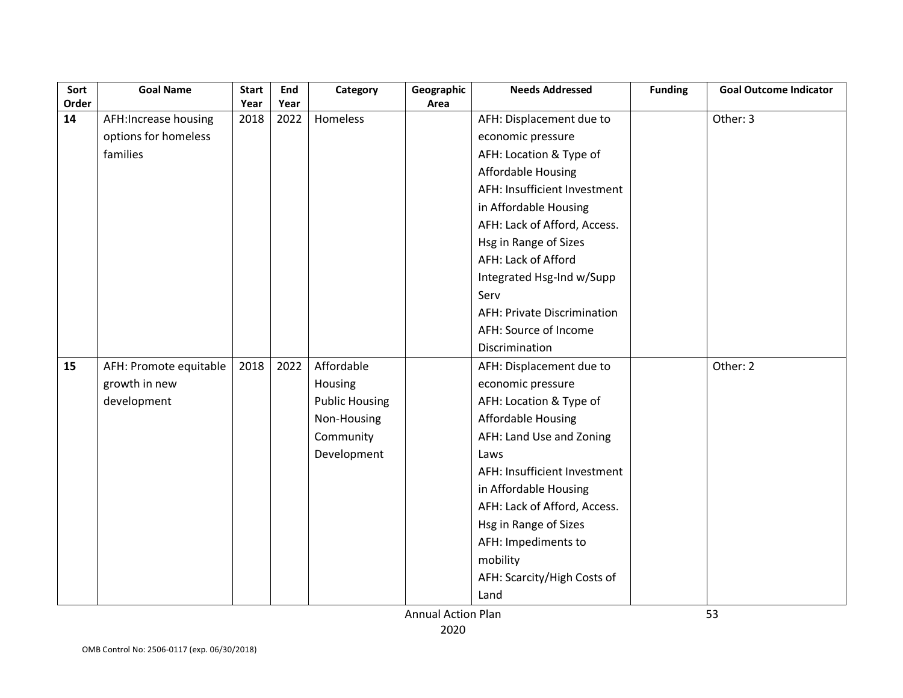| Sort Order | Goal Name | Start Year | End Year | Category | Geographic Area | Needs Addressed | Funding | Goal Outcome Indicator |
|---|---|---|---|---|---|---|---|---|
| 14 | AFH:Increase housing options for homeless families | 2018 | 2022 | Homeless | | AFH: Displacement due to economic pressure<br>AFH: Location & Type of Affordable Housing<br>AFH: Insufficient Investment in Affordable Housing<br>AFH: Lack of Afford, Access. Hsg in Range of Sizes<br>AFH: Lack of Afford Integrated Hsg-Ind w/Supp Serv<br>AFH: Private Discrimination<br>AFH: Source of Income Discrimination | | Other: 3 |
| 15 | AFH: Promote equitable growth in new development | 2018 | 2022 | Affordable Housing<br>Public Housing<br>Non-Housing Community Development | | AFH: Displacement due to economic pressure<br>AFH: Location & Type of Affordable Housing<br>AFH: Land Use and Zoning Laws<br>AFH: Insufficient Investment in Affordable Housing<br>AFH: Lack of Afford, Access. Hsg in Range of Sizes<br>AFH: Impediments to mobility<br>AFH: Scarcity/High Costs of Land | | Other: 2 |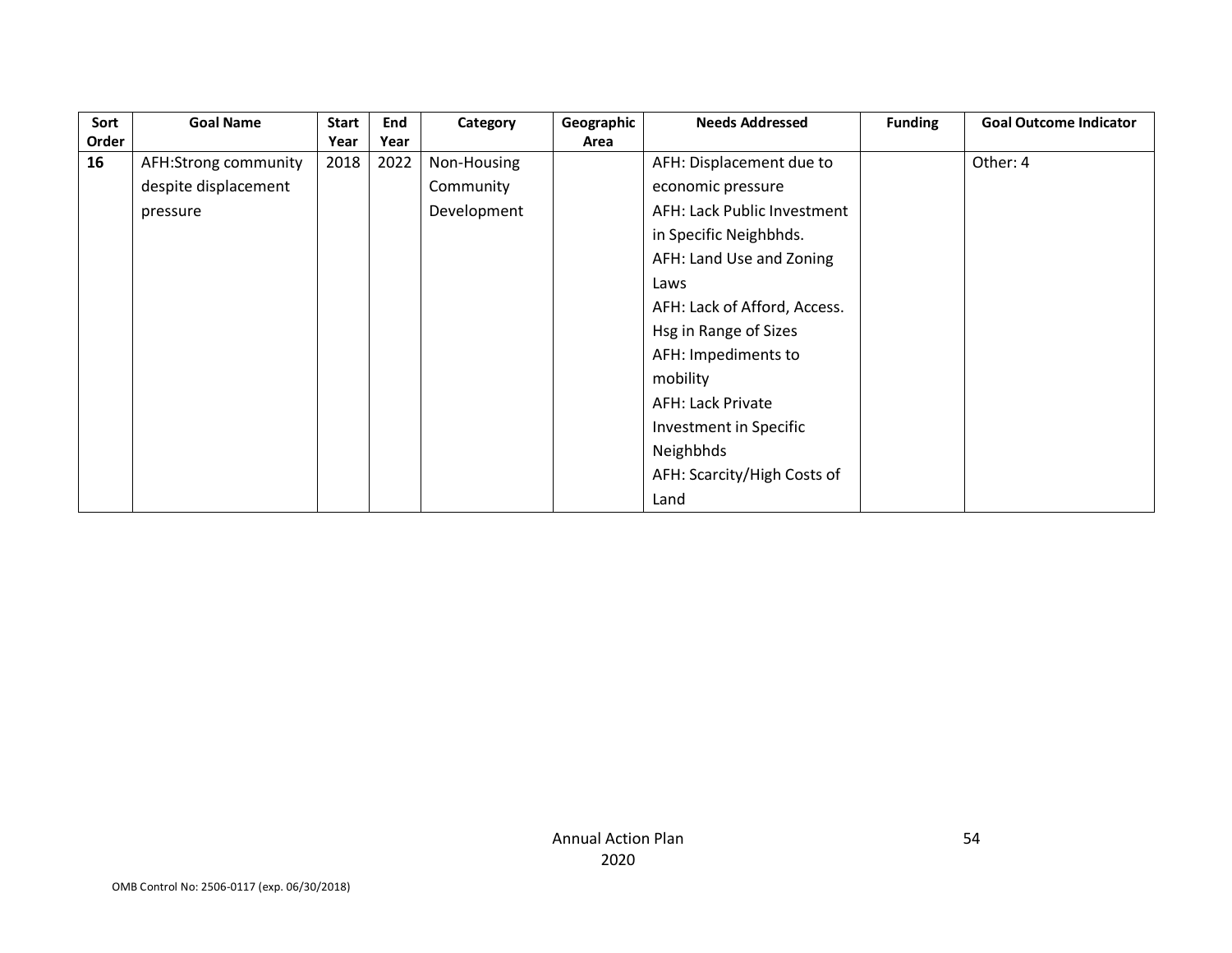| Sort Order | Goal Name | Start Year | End Year | Category | Geographic Area | Needs Addressed | Funding | Goal Outcome Indicator |
|---|---|---|---|---|---|---|---|---|
| 16 | AFH:Strong community despite displacement pressure | 2018 | 2022 | Non-Housing Community Development | | AFH: Displacement due to economic pressure<br>AFH: Lack Public Investment in Specific Neighbhds.<br>AFH: Land Use and Zoning Laws<br>AFH: Lack of Afford, Access. Hsg in Range of Sizes<br>AFH: Impediments to mobility<br>AFH: Lack Private Investment in Specific Neighbhds<br>AFH: Scarcity/High Costs of Land | | Other: 4 |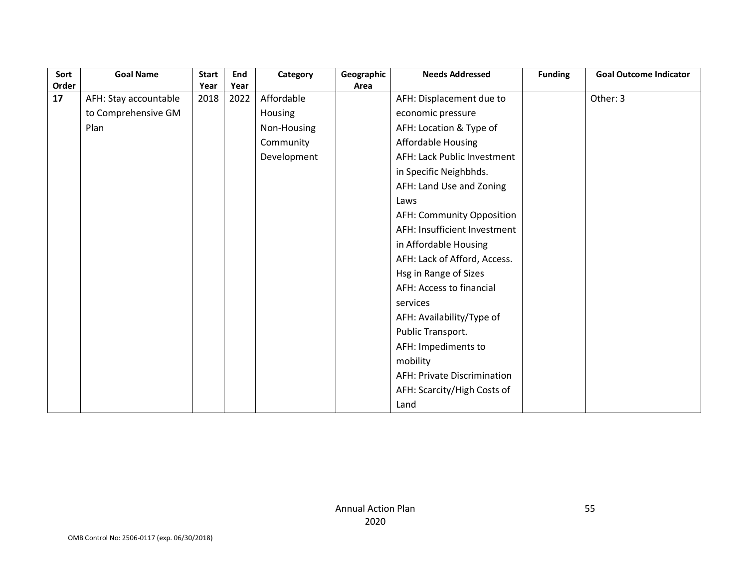| Sort Order | Goal Name | Start Year | End Year | Category | Geographic Area | Needs Addressed | Funding | Goal Outcome Indicator |
|---|---|---|---|---|---|---|---|---|
| 17 | AFH: Stay accountable to Comprehensive GM Plan | 2018 | 2022 | Affordable Housing<br>Non-Housing Community Development | | AFH: Displacement due to economic pressure<br>AFH: Location & Type of Affordable Housing<br>AFH: Lack Public Investment in Specific Neighbhds.<br>AFH: Land Use and Zoning Laws<br>AFH: Community Opposition<br>AFH: Insufficient Investment in Affordable Housing<br>AFH: Lack of Afford, Access. Hsg in Range of Sizes<br>AFH: Access to financial services<br>AFH: Availability/Type of Public Transport.<br>AFH: Impediments to mobility<br>AFH: Private Discrimination<br>AFH: Scarcity/High Costs of Land | | Other: 3 |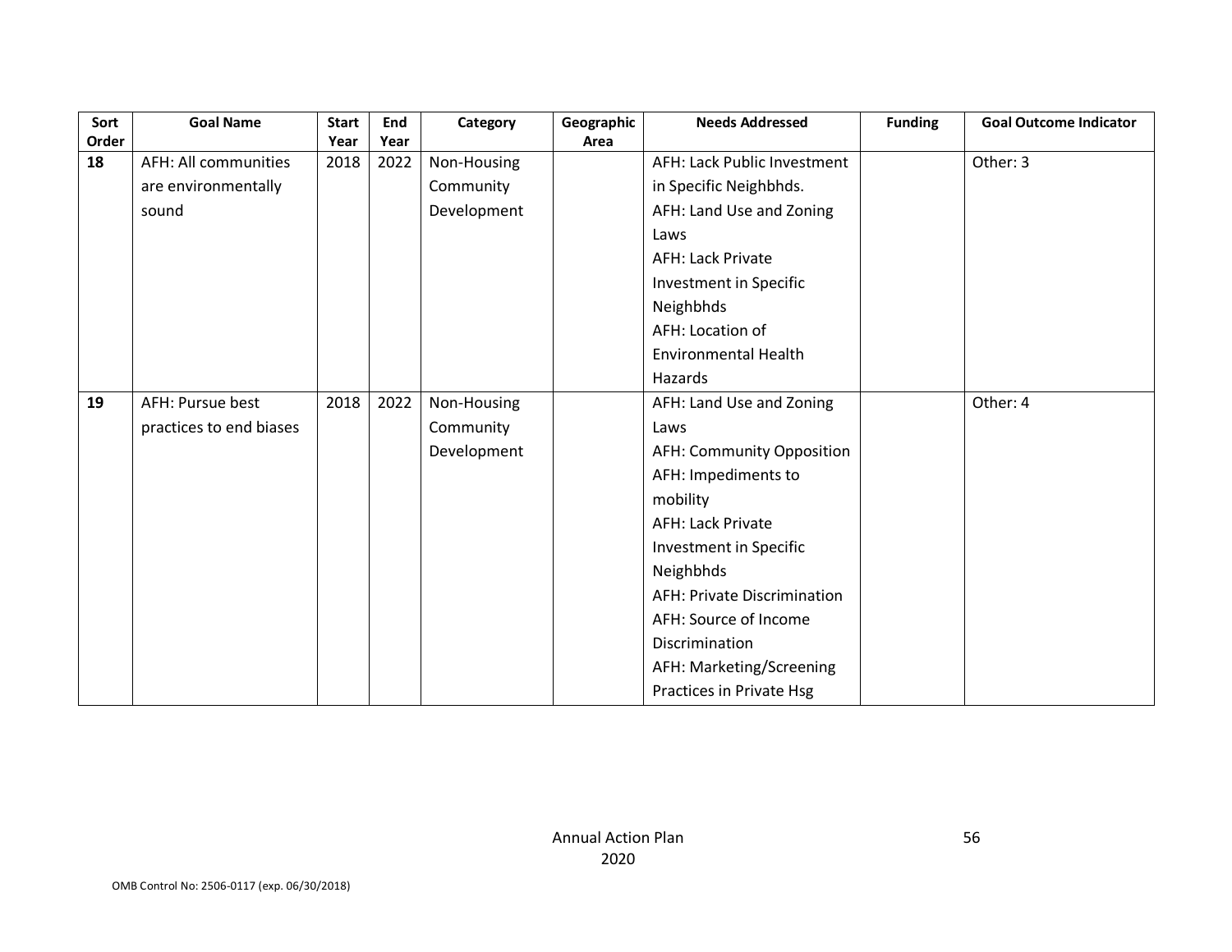| Sort Order | Goal Name | Start Year | End Year | Category | Geographic Area | Needs Addressed | Funding | Goal Outcome Indicator |
|---|---|---|---|---|---|---|---|---|
| **18** | AFH: All communities are environmentally sound | 2018 | 2022 | Non-Housing Community Development | | AFH: Lack Public Investment in Specific Neighbhds.<br>AFH: Land Use and Zoning Laws<br>AFH: Lack Private Investment in Specific Neighbhds<br>AFH: Location of Environmental Health Hazards | | Other: 3 |
| **19** | AFH: Pursue best practices to end biases | 2018 | 2022 | Non-Housing Community Development | | AFH: Land Use and Zoning Laws<br>AFH: Community Opposition<br>AFH: Impediments to mobility<br>AFH: Lack Private Investment in Specific Neighbhds<br>AFH: Private Discrimination<br>AFH: Source of Income Discrimination<br>AFH: Marketing/Screening Practices in Private Hsg | | Other: 4 |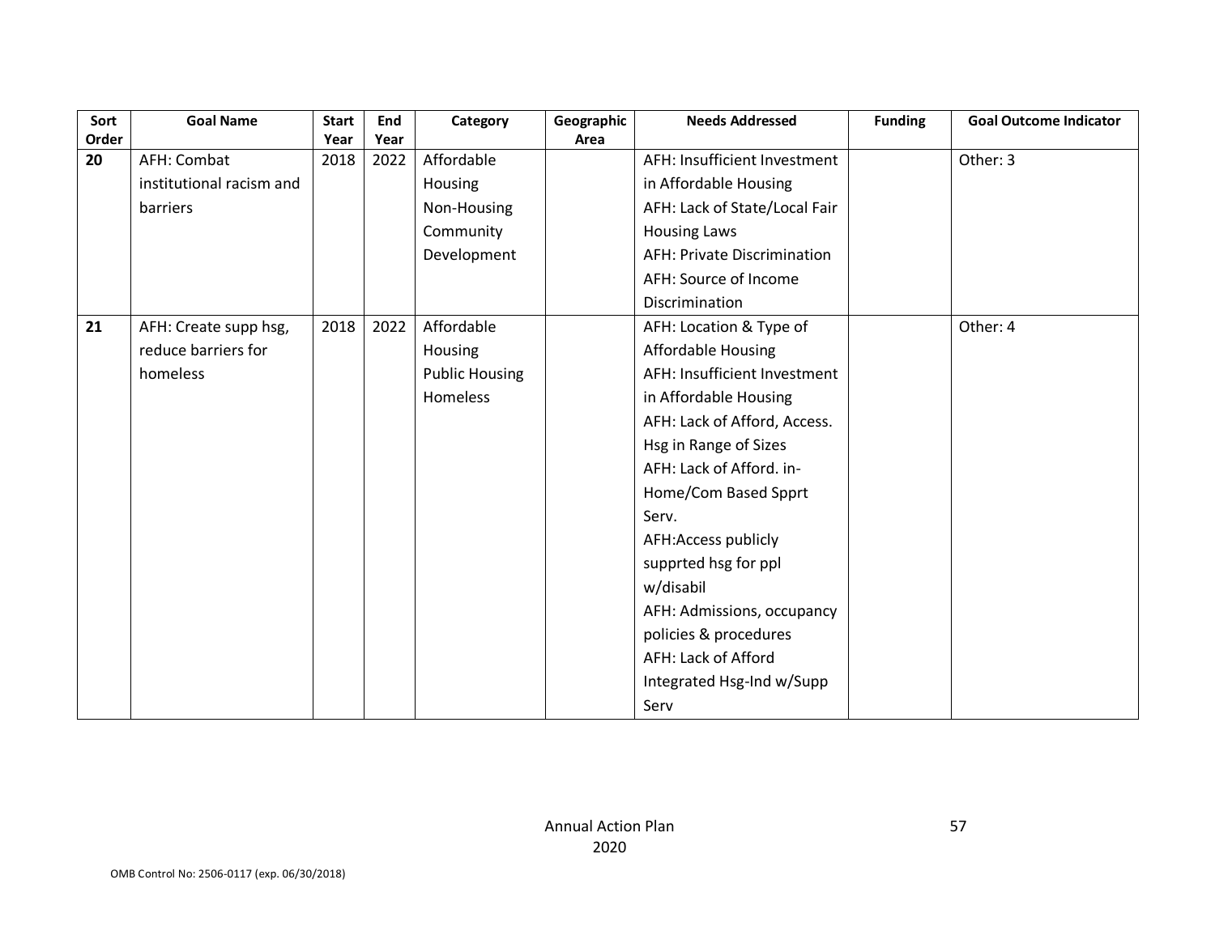| Sort Order | Goal Name | Start Year | End Year | Category | Geographic Area | Needs Addressed | Funding | Goal Outcome Indicator |
|---|---|---|---|---|---|---|---|---|
| 20 | AFH: Combat institutional racism and barriers | 2018 | 2022 | Affordable Housing<br>Non-Housing Community Development | | AFH: Insufficient Investment in Affordable Housing<br>AFH: Lack of State/Local Fair Housing Laws<br>AFH: Private Discrimination<br>AFH: Source of Income Discrimination | | Other: 3 |
| 21 | AFH: Create supp hsg, reduce barriers for homeless | 2018 | 2022 | Affordable Housing<br>Public Housing<br>Homeless | | AFH: Location & Type of Affordable Housing<br>AFH: Insufficient Investment in Affordable Housing<br>AFH: Lack of Afford, Access. Hsg in Range of Sizes<br>AFH: Lack of Afford. in-Home/Com Based Spprt Serv.<br>AFH:Access publicly supprted hsg for ppl w/disabil<br>AFH: Admissions, occupancy policies & procedures<br>AFH: Lack of Afford Integrated Hsg-Ind w/Supp Serv | | Other: 4 |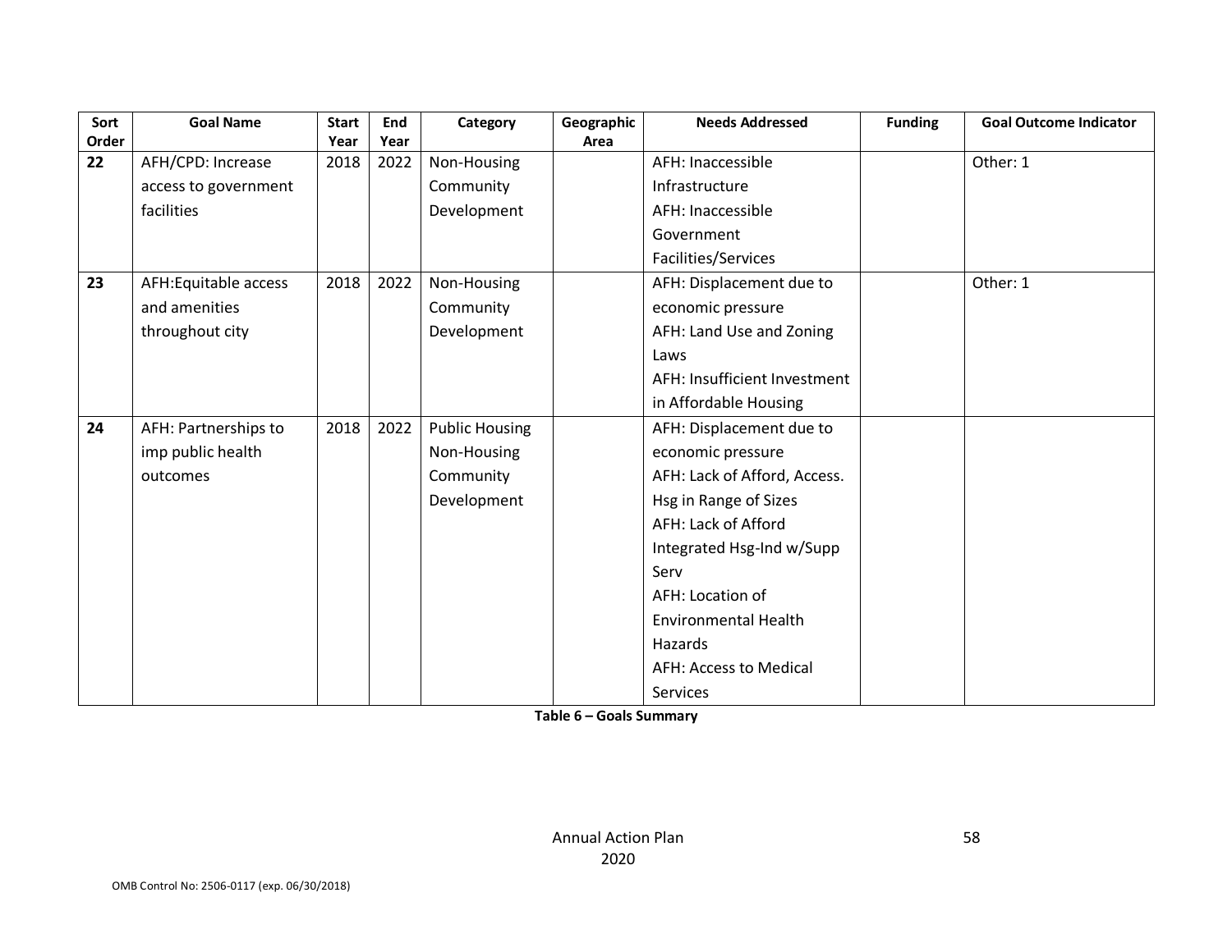| Sort Order | Goal Name | Start Year | End Year | Category | Geographic Area | Needs Addressed | Funding | Goal Outcome Indicator |
|---|---|---|---|---|---|---|---|---|
| **22** | AFH/CPD: Increase access to government facilities | 2018 | 2022 | Non-Housing Community Development | | AFH: Inaccessible Infrastructure<br>AFH: Inaccessible Government Facilities/Services | | Other: 1 |
| **23** | AFH:Equitable access and amenities throughout city | 2018 | 2022 | Non-Housing Community Development | | AFH: Displacement due to economic pressure<br>AFH: Land Use and Zoning Laws<br>AFH: Insufficient Investment in Affordable Housing | | Other: 1 |
| **24** | AFH: Partnerships to imp public health outcomes | 2018 | 2022 | Public Housing<br>Non-Housing Community Development | | AFH: Displacement due to economic pressure<br>AFH: Lack of Afford, Access. Hsg in Range of Sizes<br>AFH: Lack of Afford Integrated Hsg-Ind w/Supp Serv<br>AFH: Location of Environmental Health Hazards<br>AFH: Access to Medical Services | | |

**Table 6 – Goals Summary**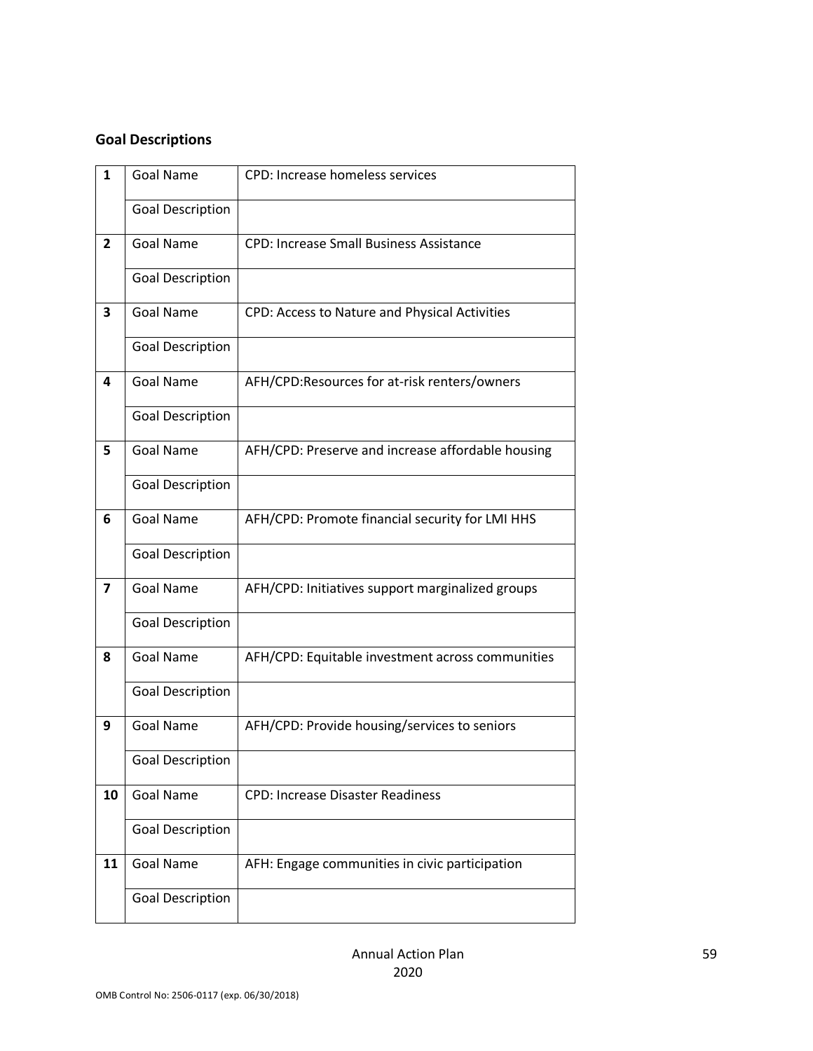## Goal Descriptions

| | | |
|---|---|---|
| 1 | Goal Name | CPD: Increase homeless services |
| | Goal Description | |
| 2 | Goal Name | CPD: Increase Small Business Assistance |
| | Goal Description | |
| 3 | Goal Name | CPD: Access to Nature and Physical Activities |
| | Goal Description | |
| 4 | Goal Name | AFH/CPD:Resources for at-risk renters/owners |
| | Goal Description | |
| 5 | Goal Name | AFH/CPD: Preserve and increase affordable housing |
| | Goal Description | |
| 6 | Goal Name | AFH/CPD: Promote financial security for LMI HHS |
| | Goal Description | |
| 7 | Goal Name | AFH/CPD: Initiatives support marginalized groups |
| | Goal Description | |
| 8 | Goal Name | AFH/CPD: Equitable investment across communities |
| | Goal Description | |
| 9 | Goal Name | AFH/CPD: Provide housing/services to seniors |
| | Goal Description | |
| 10 | Goal Name | CPD: Increase Disaster Readiness |
| | Goal Description | |
| 11 | Goal Name | AFH: Engage communities in civic participation |
| | Goal Description | |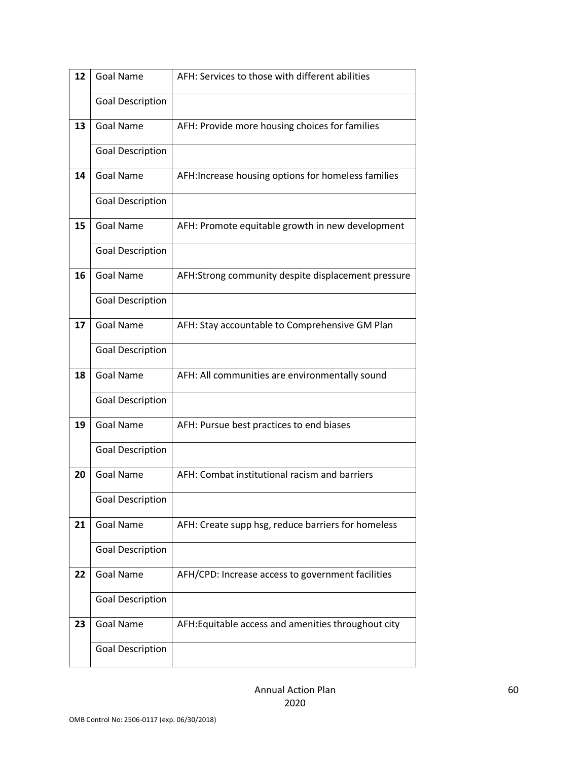| | | |
|---|---|---|
| 12 | Goal Name | AFH: Services to those with different abilities |
| | Goal Description | |
| 13 | Goal Name | AFH: Provide more housing choices for families |
| | Goal Description | |
| 14 | Goal Name | AFH:Increase housing options for homeless families |
| | Goal Description | |
| 15 | Goal Name | AFH: Promote equitable growth in new development |
| | Goal Description | |
| 16 | Goal Name | AFH:Strong community despite displacement pressure |
| | Goal Description | |
| 17 | Goal Name | AFH: Stay accountable to Comprehensive GM Plan |
| | Goal Description | |
| 18 | Goal Name | AFH: All communities are environmentally sound |
| | Goal Description | |
| 19 | Goal Name | AFH: Pursue best practices to end biases |
| | Goal Description | |
| 20 | Goal Name | AFH: Combat institutional racism and barriers |
| | Goal Description | |
| 21 | Goal Name | AFH: Create supp hsg, reduce barriers for homeless |
| | Goal Description | |
| 22 | Goal Name | AFH/CPD: Increase access to government facilities |
| | Goal Description | |
| 23 | Goal Name | AFH:Equitable access and amenities throughout city |
| | Goal Description | |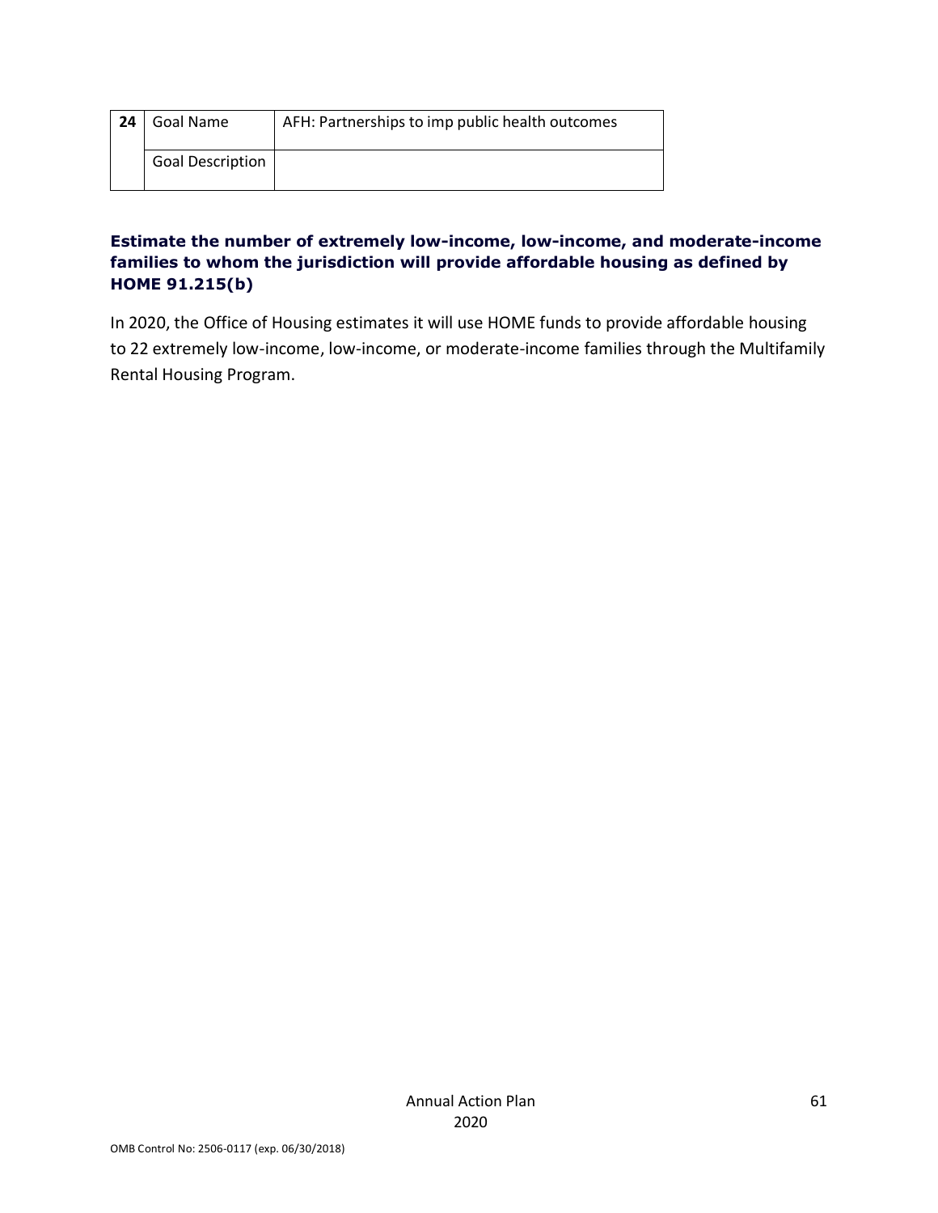| 24 | Goal Name | AFH: Partnerships to imp public health outcomes |
|---|---|---|
| | Goal Description | |

**Estimate the number of extremely low-income, low-income, and moderate-income families to whom the jurisdiction will provide affordable housing as defined by HOME 91.215(b)**

In 2020, the Office of Housing estimates it will use HOME funds to provide affordable housing to 22 extremely low-income, low-income, or moderate-income families through the Multifamily Rental Housing Program.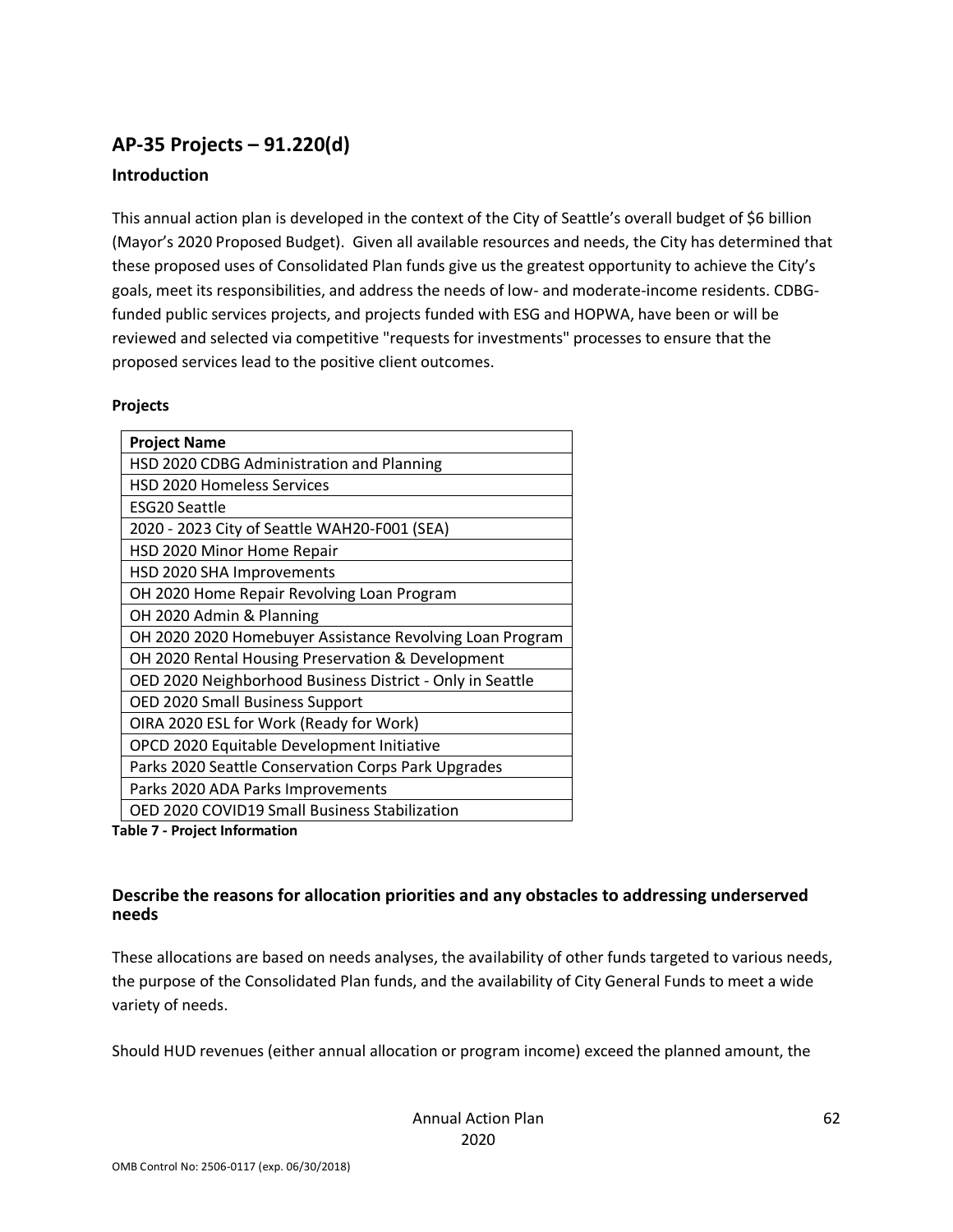## AP-35 Projects – 91.220(d)

### Introduction

This annual action plan is developed in the context of the City of Seattle's overall budget of $6 billion (Mayor's 2020 Proposed Budget). Given all available resources and needs, the City has determined that these proposed uses of Consolidated Plan funds give us the greatest opportunity to achieve the City's goals, meet its responsibilities, and address the needs of low- and moderate-income residents. CDBG-funded public services projects, and projects funded with ESG and HOPWA, have been or will be reviewed and selected via competitive "requests for investments" processes to ensure that the proposed services lead to the positive client outcomes.

**Projects**

| Project Name |
|---|
| HSD 2020 CDBG Administration and Planning |
| HSD 2020 Homeless Services |
| ESG20 Seattle |
| 2020 - 2023 City of Seattle WAH20-F001 (SEA) |
| HSD 2020 Minor Home Repair |
| HSD 2020 SHA Improvements |
| OH 2020 Home Repair Revolving Loan Program |
| OH 2020 Admin & Planning |
| OH 2020 2020 Homebuyer Assistance Revolving Loan Program |
| OH 2020 Rental Housing Preservation & Development |
| OED 2020 Neighborhood Business District - Only in Seattle |
| OED 2020 Small Business Support |
| OIRA 2020 ESL for Work (Ready for Work) |
| OPCD 2020 Equitable Development Initiative |
| Parks 2020 Seattle Conservation Corps Park Upgrades |
| Parks 2020 ADA Parks Improvements |
| OED 2020 COVID19 Small Business Stabilization |

**Table 7 - Project Information**

### Describe the reasons for allocation priorities and any obstacles to addressing underserved needs

These allocations are based on needs analyses, the availability of other funds targeted to various needs, the purpose of the Consolidated Plan funds, and the availability of City General Funds to meet a wide variety of needs.

Should HUD revenues (either annual allocation or program income) exceed the planned amount, the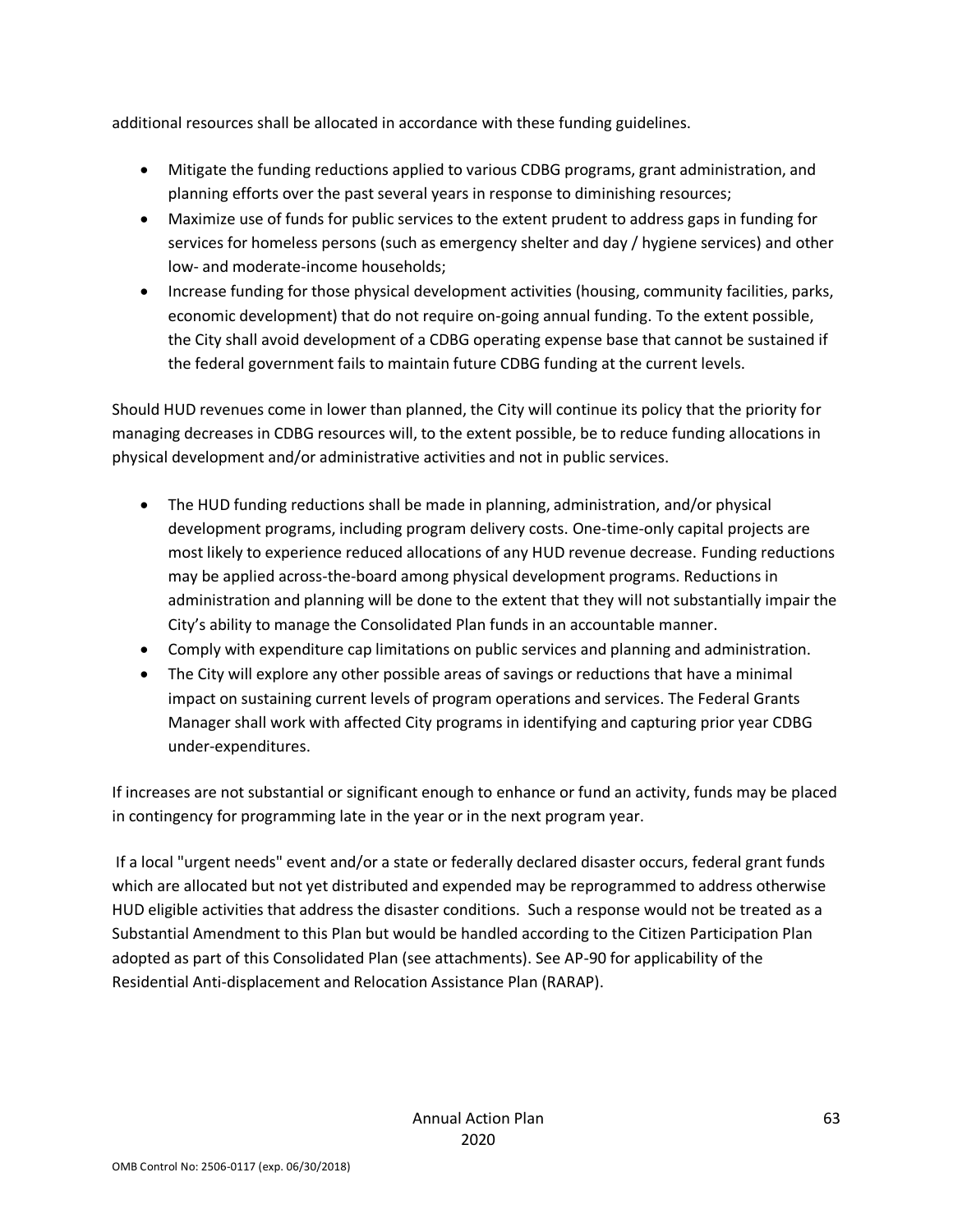additional resources shall be allocated in accordance with these funding guidelines.

- Mitigate the funding reductions applied to various CDBG programs, grant administration, and planning efforts over the past several years in response to diminishing resources;
- Maximize use of funds for public services to the extent prudent to address gaps in funding for services for homeless persons (such as emergency shelter and day / hygiene services) and other low- and moderate-income households;
- Increase funding for those physical development activities (housing, community facilities, parks, economic development) that do not require on-going annual funding. To the extent possible, the City shall avoid development of a CDBG operating expense base that cannot be sustained if the federal government fails to maintain future CDBG funding at the current levels.

Should HUD revenues come in lower than planned, the City will continue its policy that the priority for managing decreases in CDBG resources will, to the extent possible, be to reduce funding allocations in physical development and/or administrative activities and not in public services.

- The HUD funding reductions shall be made in planning, administration, and/or physical development programs, including program delivery costs. One-time-only capital projects are most likely to experience reduced allocations of any HUD revenue decrease. Funding reductions may be applied across-the-board among physical development programs. Reductions in administration and planning will be done to the extent that they will not substantially impair the City's ability to manage the Consolidated Plan funds in an accountable manner.
- Comply with expenditure cap limitations on public services and planning and administration.
- The City will explore any other possible areas of savings or reductions that have a minimal impact on sustaining current levels of program operations and services. The Federal Grants Manager shall work with affected City programs in identifying and capturing prior year CDBG under-expenditures.

If increases are not substantial or significant enough to enhance or fund an activity, funds may be placed in contingency for programming late in the year or in the next program year.

If a local "urgent needs" event and/or a state or federally declared disaster occurs, federal grant funds which are allocated but not yet distributed and expended may be reprogrammed to address otherwise HUD eligible activities that address the disaster conditions. Such a response would not be treated as a Substantial Amendment to this Plan but would be handled according to the Citizen Participation Plan adopted as part of this Consolidated Plan (see attachments). See AP-90 for applicability of the Residential Anti-displacement and Relocation Assistance Plan (RARAP).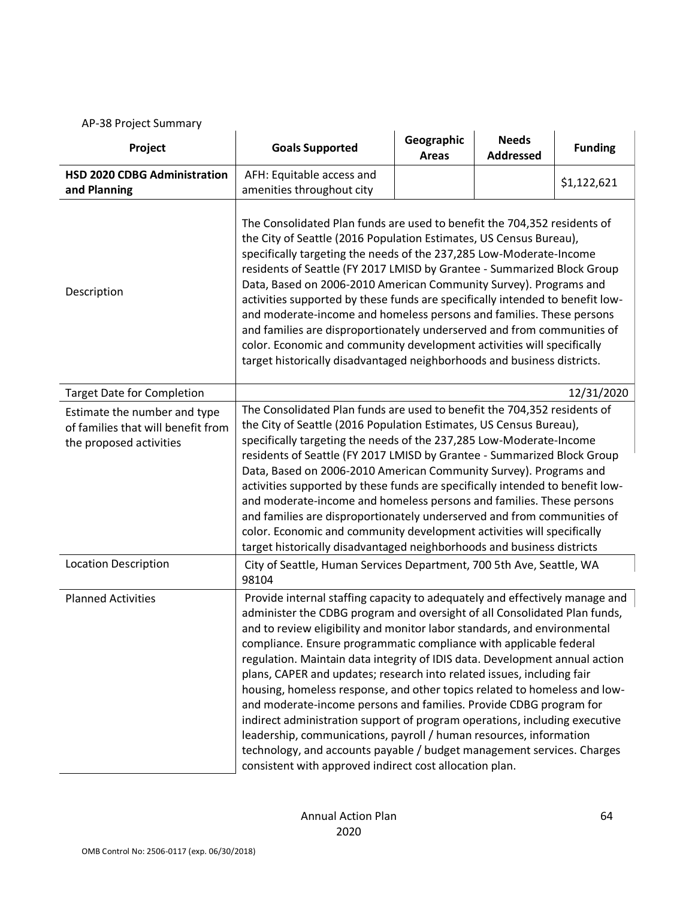AP-38 Project Summary

| Project | Goals Supported | Geographic Areas | Needs Addressed | Funding |
|---|---|---|---|---|
| **HSD 2020 CDBG Administration and Planning** | AFH: Equitable access and amenities throughout city | | | $1,122,621 |
| Description | The Consolidated Plan funds are used to benefit the 704,352 residents of the City of Seattle (2016 Population Estimates, US Census Bureau), specifically targeting the needs of the 237,285 Low-Moderate-Income residents of Seattle (FY 2017 LMISD by Grantee - Summarized Block Group Data, Based on 2006-2010 American Community Survey). Programs and activities supported by these funds are specifically intended to benefit low- and moderate-income and homeless persons and families. These persons and families are disproportionately underserved and from communities of color. Economic and community development activities will specifically target historically disadvantaged neighborhoods and business districts. | | | |
| Target Date for Completion | 12/31/2020 | | | |
| Estimate the number and type of families that will benefit from the proposed activities | The Consolidated Plan funds are used to benefit the 704,352 residents of the City of Seattle (2016 Population Estimates, US Census Bureau), specifically targeting the needs of the 237,285 Low-Moderate-Income residents of Seattle (FY 2017 LMISD by Grantee - Summarized Block Group Data, Based on 2006-2010 American Community Survey). Programs and activities supported by these funds are specifically intended to benefit low- and moderate-income and homeless persons and families. These persons and families are disproportionately underserved and from communities of color. Economic and community development activities will specifically target historically disadvantaged neighborhoods and business districts | | | |
| Location Description | City of Seattle, Human Services Department, 700 5th Ave, Seattle, WA 98104 | | | |
| Planned Activities | Provide internal staffing capacity to adequately and effectively manage and administer the CDBG program and oversight of all Consolidated Plan funds, and to review eligibility and monitor labor standards, and environmental compliance. Ensure programmatic compliance with applicable federal regulation. Maintain data integrity of IDIS data. Development annual action plans, CAPER and updates; research into related issues, including fair housing, homeless response, and other topics related to homeless and low- and moderate-income persons and families. Provide CDBG program for indirect administration support of program operations, including executive leadership, communications, payroll / human resources, information technology, and accounts payable / budget management services. Charges consistent with approved indirect cost allocation plan. | | | |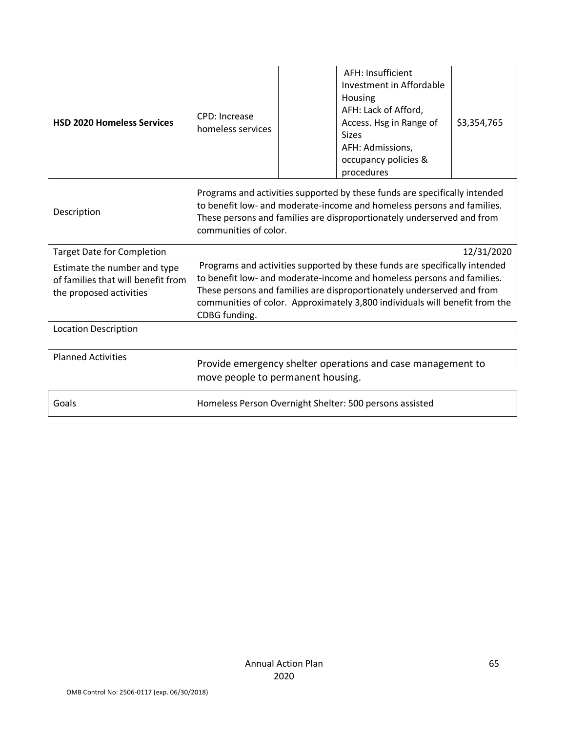| **HSD 2020 Homeless Services** | CPD: Increase homeless services | | AFH: Insufficient Investment in Affordable Housing<br>AFH: Lack of Afford, Access. Hsg in Range of Sizes<br>AFH: Admissions, occupancy policies & procedures | $3,354,765 |
|---|---|---|---|---|
| Description | Programs and activities supported by these funds are specifically intended to benefit low- and moderate-income and homeless persons and families. These persons and families are disproportionately underserved and from communities of color. | | | |
| Target Date for Completion | 12/31/2020 | | | |
| Estimate the number and type of families that will benefit from the proposed activities | Programs and activities supported by these funds are specifically intended to benefit low- and moderate-income and homeless persons and families. These persons and families are disproportionately underserved and from communities of color. Approximately 3,800 individuals will benefit from the CDBG funding. | | | |
| Location Description | | | | |
| Planned Activities | Provide emergency shelter operations and case management to move people to permanent housing. | | | |
| Goals | Homeless Person Overnight Shelter: 500 persons assisted | | | |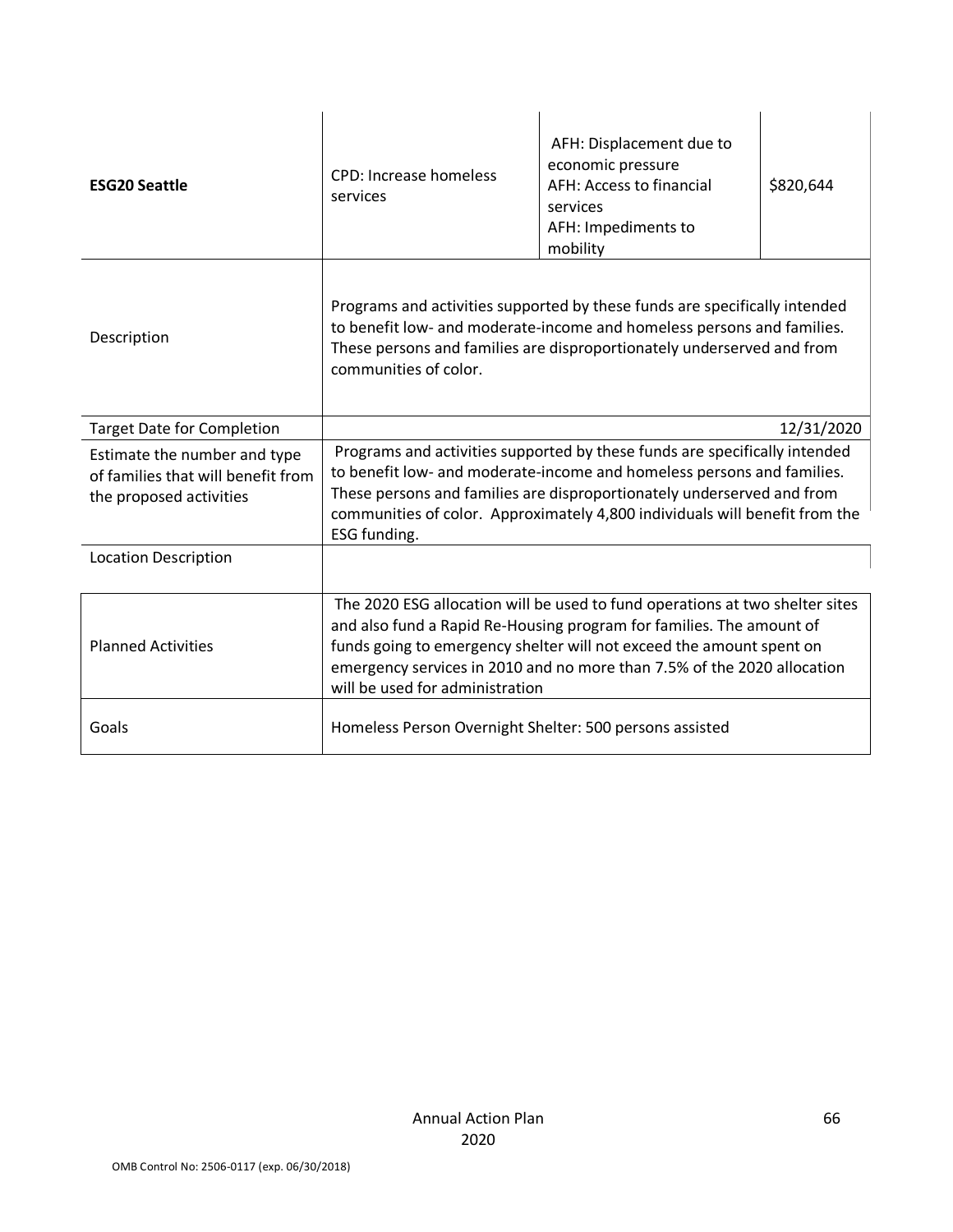| | | | |
|---|---|---|---|
| **ESG20 Seattle** | CPD: Increase homeless services | AFH: Displacement due to economic pressure<br>AFH: Access to financial services<br>AFH: Impediments to mobility | $820,644 |
| Description | Programs and activities supported by these funds are specifically intended to benefit low- and moderate-income and homeless persons and families. These persons and families are disproportionately underserved and from communities of color. | | |
| Target Date for Completion | 12/31/2020 | | |
| Estimate the number and type of families that will benefit from the proposed activities | Programs and activities supported by these funds are specifically intended to benefit low- and moderate-income and homeless persons and families. These persons and families are disproportionately underserved and from communities of color. Approximately 4,800 individuals will benefit from the ESG funding. | | |
| Location Description | | | |
| Planned Activities | The 2020 ESG allocation will be used to fund operations at two shelter sites and also fund a Rapid Re-Housing program for families. The amount of funds going to emergency shelter will not exceed the amount spent on emergency services in 2010 and no more than 7.5% of the 2020 allocation will be used for administration | | |
| Goals | Homeless Person Overnight Shelter: 500 persons assisted | | |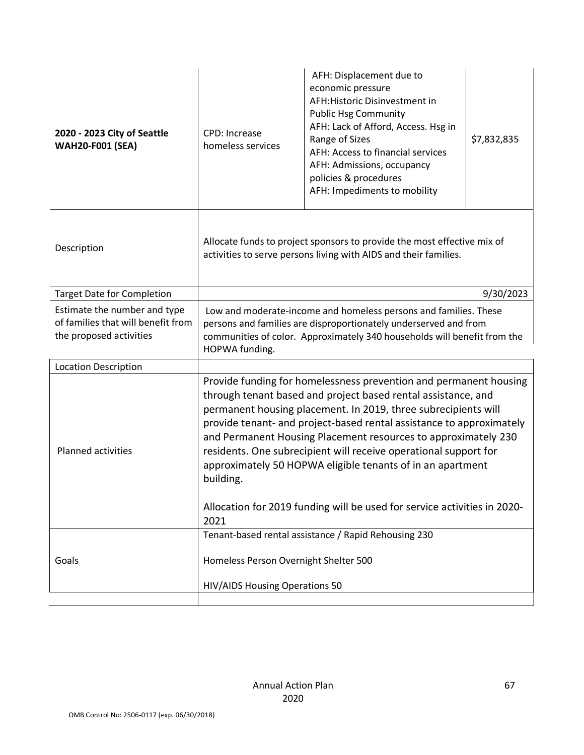| | | | |
|---|---|---|---|
| **2020 - 2023 City of Seattle WAH20-F001 (SEA)** | CPD: Increase homeless services | AFH: Displacement due to economic pressure<br>AFH:Historic Disinvestment in Public Hsg Community<br>AFH: Lack of Afford, Access. Hsg in Range of Sizes<br>AFH: Access to financial services<br>AFH: Admissions, occupancy policies & procedures<br>AFH: Impediments to mobility | $7,832,835 |
| Description | Allocate funds to project sponsors to provide the most effective mix of activities to serve persons living with AIDS and their families. | | |
| Target Date for Completion | 9/30/2023 | | |
| Estimate the number and type of families that will benefit from the proposed activities | Low and moderate-income and homeless persons and families. These persons and families are disproportionately underserved and from communities of color. Approximately 340 households will benefit from the HOPWA funding. | | |
| Location Description | | | |
| Planned activities | Provide funding for homelessness prevention and permanent housing through tenant based and project based rental assistance, and permanent housing placement. In 2019, three subrecipients will provide tenant- and project-based rental assistance to approximately and Permanent Housing Placement resources to approximately 230 residents. One subrecipient will receive operational support for approximately 50 HOPWA eligible tenants of in an apartment building.<br><br>Allocation for 2019 funding will be used for service activities in 2020-2021 | | |
| Goals | Tenant-based rental assistance / Rapid Rehousing 230<br><br>Homeless Person Overnight Shelter 500<br><br>HIV/AIDS Housing Operations 50 | | |
| | | | |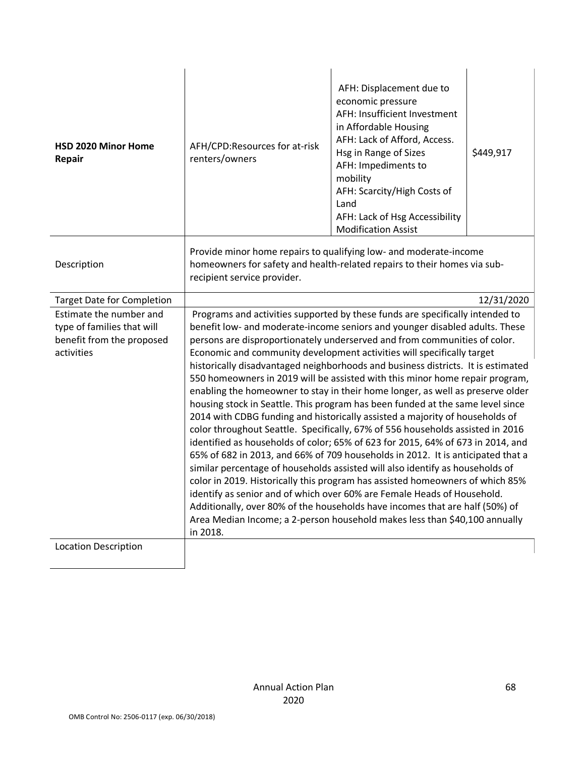| HSD 2020 Minor Home Repair | AFH/CPD:Resources for at-risk renters/owners | AFH: Displacement due to economic pressure<br>AFH: Insufficient Investment in Affordable Housing<br>AFH: Lack of Afford, Access. Hsg in Range of Sizes<br>AFH: Impediments to mobility<br>AFH: Scarcity/High Costs of Land<br>AFH: Lack of Hsg Accessibility Modification Assist | $449,917 |
|---|---|---|---|
| Description | Provide minor home repairs to qualifying low- and moderate-income homeowners for safety and health-related repairs to their homes via sub-recipient service provider. | | |
| Target Date for Completion | 12/31/2020 | | |
| Estimate the number and type of families that will benefit from the proposed activities | Programs and activities supported by these funds are specifically intended to benefit low- and moderate-income seniors and younger disabled adults. These persons are disproportionately underserved and from communities of color. Economic and community development activities will specifically target historically disadvantaged neighborhoods and business districts. It is estimated 550 homeowners in 2019 will be assisted with this minor home repair program, enabling the homeowner to stay in their home longer, as well as preserve older housing stock in Seattle. This program has been funded at the same level since 2014 with CDBG funding and historically assisted a majority of households of color throughout Seattle. Specifically, 67% of 556 households assisted in 2016 identified as households of color; 65% of 623 for 2015, 64% of 673 in 2014, and 65% of 682 in 2013, and 66% of 709 households in 2012. It is anticipated that a similar percentage of households assisted will also identify as households of color in 2019. Historically this program has assisted homeowners of which 85% identify as senior and of which over 60% are Female Heads of Household. Additionally, over 80% of the households have incomes that are half (50%) of Area Median Income; a 2-person household makes less than $40,100 annually in 2018. | | |
| Location Description | | | |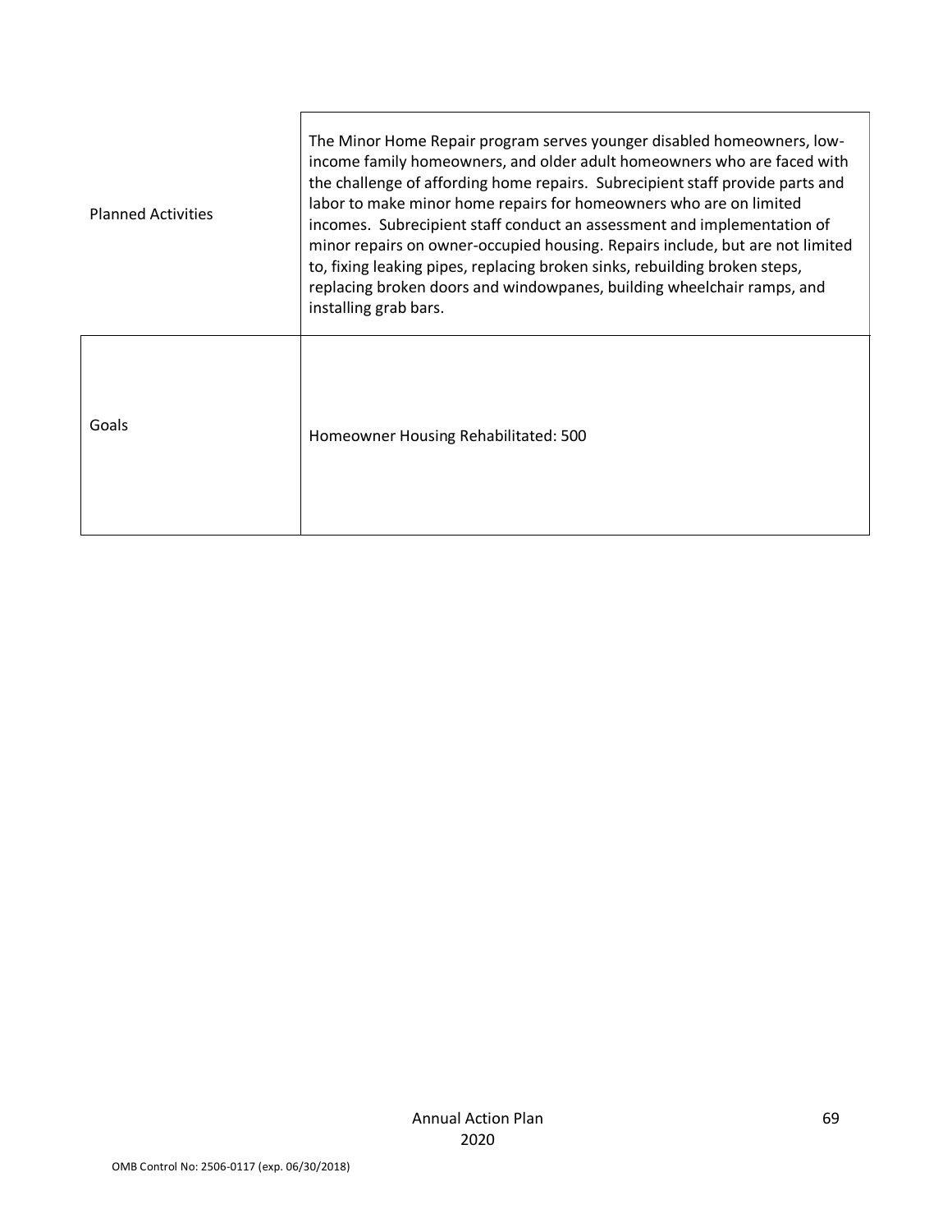| Planned Activities | The Minor Home Repair program serves younger disabled homeowners, low-income family homeowners, and older adult homeowners who are faced with the challenge of affording home repairs. Subrecipient staff provide parts and labor to make minor home repairs for homeowners who are on limited incomes. Subrecipient staff conduct an assessment and implementation of minor repairs on owner-occupied housing. Repairs include, but are not limited to, fixing leaking pipes, replacing broken sinks, rebuilding broken steps, replacing broken doors and windowpanes, building wheelchair ramps, and installing grab bars. |
|---|---|
| Goals | Homeowner Housing Rehabilitated: 500 |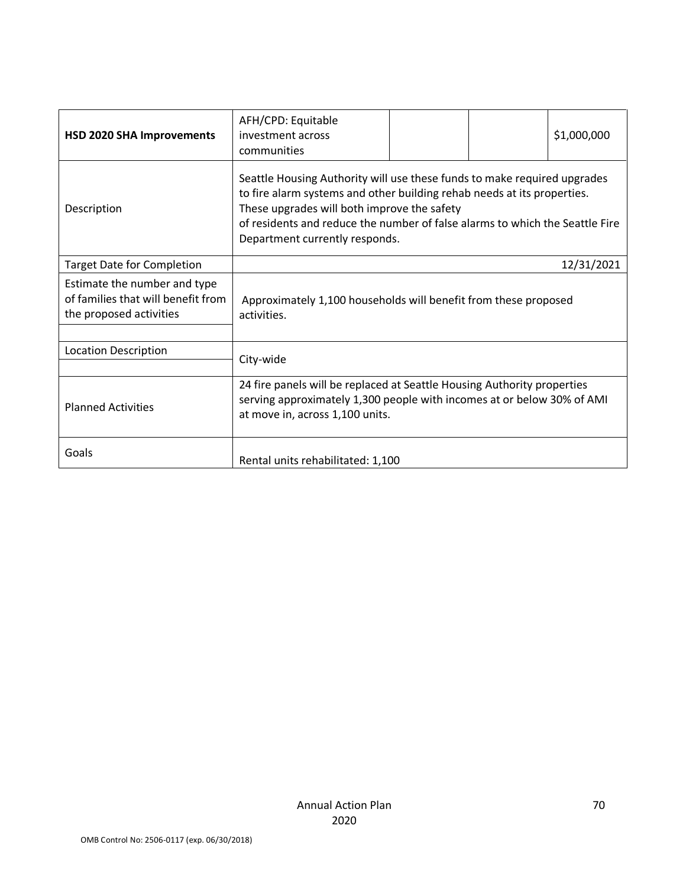| **HSD 2020 SHA Improvements** | AFH/CPD: Equitable investment across communities | | | $1,000,000 |
|---|---|---|---|---|
| Description | Seattle Housing Authority will use these funds to make required upgrades to fire alarm systems and other building rehab needs at its properties. These upgrades will both improve the safety of residents and reduce the number of false alarms to which the Seattle Fire Department currently responds. | | | |
| Target Date for Completion | 12/31/2021 | | | |
| Estimate the number and type of families that will benefit from the proposed activities | Approximately 1,100 households will benefit from these proposed activities. | | | |
| Location Description | City-wide | | | |
| Planned Activities | 24 fire panels will be replaced at Seattle Housing Authority properties serving approximately 1,300 people with incomes at or below 30% of AMI at move in, across 1,100 units. | | | |
| Goals | Rental units rehabilitated: 1,100 | | | |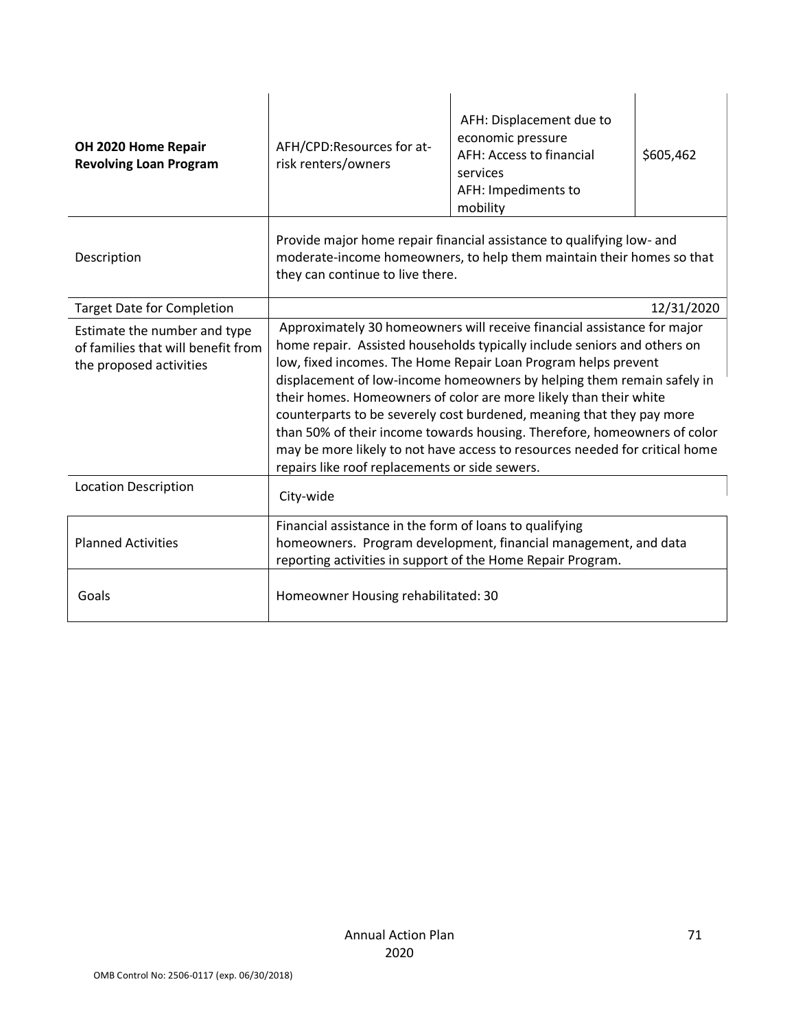| **OH 2020 Home Repair Revolving Loan Program** | AFH/CPD:Resources for at-risk renters/owners | AFH: Displacement due to economic pressure<br>AFH: Access to financial services<br>AFH: Impediments to mobility | $605,462 |
|---|---|---|---|
| Description | Provide major home repair financial assistance to qualifying low- and moderate-income homeowners, to help them maintain their homes so that they can continue to live there. | | |
| Target Date for Completion | 12/31/2020 | | |
| Estimate the number and type of families that will benefit from the proposed activities | Approximately 30 homeowners will receive financial assistance for major home repair. Assisted households typically include seniors and others on low, fixed incomes. The Home Repair Loan Program helps prevent displacement of low-income homeowners by helping them remain safely in their homes. Homeowners of color are more likely than their white counterparts to be severely cost burdened, meaning that they pay more than 50% of their income towards housing. Therefore, homeowners of color may be more likely to not have access to resources needed for critical home repairs like roof replacements or side sewers. | | |
| Location Description | City-wide | | |
| Planned Activities | Financial assistance in the form of loans to qualifying homeowners. Program development, financial management, and data reporting activities in support of the Home Repair Program. | | |
| Goals | Homeowner Housing rehabilitated: 30 | | |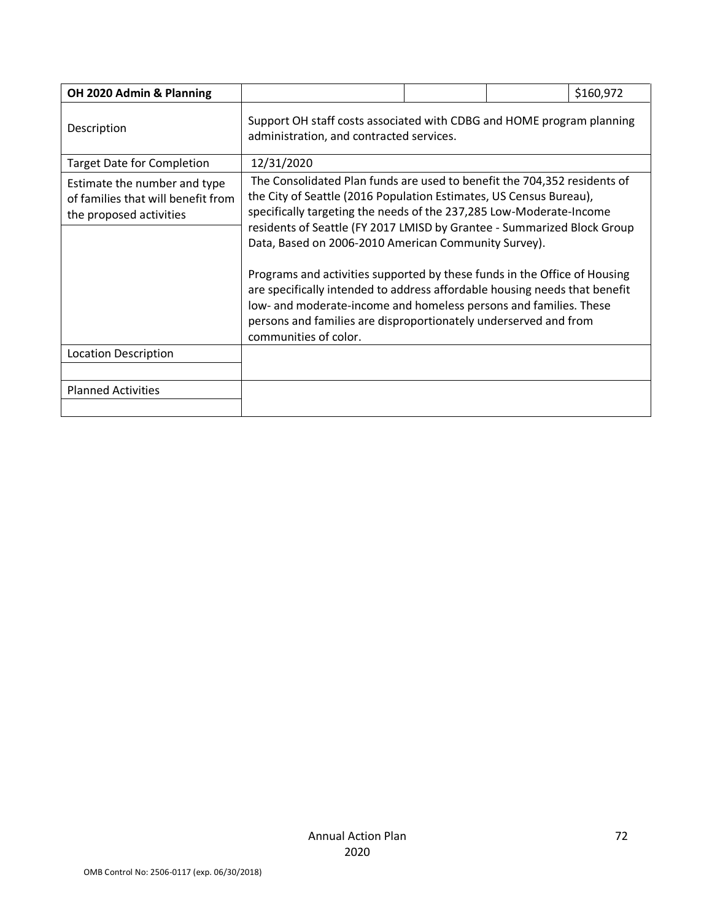| **OH 2020 Admin & Planning** | | | | $160,972 |
|---|---|---|---|---|
| Description | Support OH staff costs associated with CDBG and HOME program planning administration, and contracted services. | | | |
| Target Date for Completion | 12/31/2020 | | | |
| Estimate the number and type of families that will benefit from the proposed activities | The Consolidated Plan funds are used to benefit the 704,352 residents of the City of Seattle (2016 Population Estimates, US Census Bureau), specifically targeting the needs of the 237,285 Low-Moderate-Income residents of Seattle (FY 2017 LMISD by Grantee - Summarized Block Group Data, Based on 2006-2010 American Community Survey).<br><br>Programs and activities supported by these funds in the Office of Housing are specifically intended to address affordable housing needs that benefit low- and moderate-income and homeless persons and families. These persons and families are disproportionately underserved and from communities of color. | | | |
| Location Description | | | | |
| Planned Activities | | | | |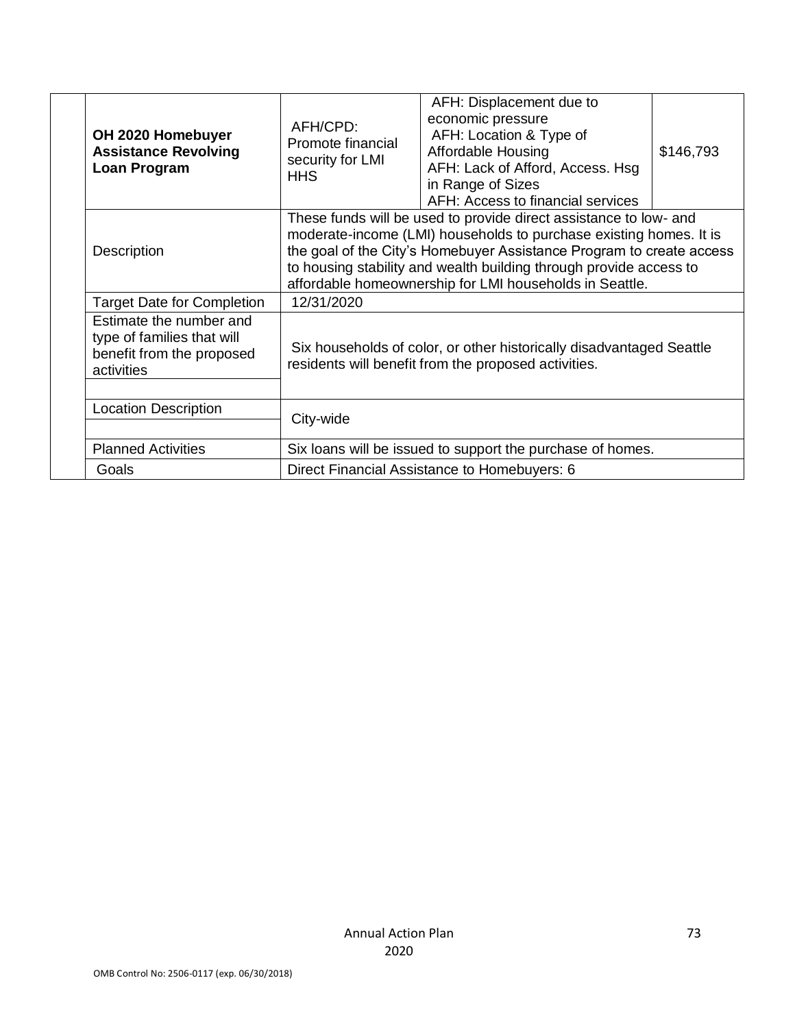| | | | | |
|---|---|---|---|---|
| | **OH 2020 Homebuyer Assistance Revolving Loan Program** | AFH/CPD: Promote financial security for LMI HHS | AFH: Displacement due to economic pressure AFH: Location & Type of Affordable Housing AFH: Lack of Afford, Access. Hsg in Range of Sizes AFH: Access to financial services | $146,793 |
| | Description | These funds will be used to provide direct assistance to low- and moderate-income (LMI) households to purchase existing homes. It is the goal of the City's Homebuyer Assistance Program to create access to housing stability and wealth building through provide access to affordable homeownership for LMI households in Seattle. | | |
| | Target Date for Completion | 12/31/2020 | | |
| | Estimate the number and type of families that will benefit from the proposed activities | Six households of color, or other historically disadvantaged Seattle residents will benefit from the proposed activities. | | |
| | Location Description | City-wide | | |
| | Planned Activities | Six loans will be issued to support the purchase of homes. | | |
| | Goals | Direct Financial Assistance to Homebuyers: 6 | | |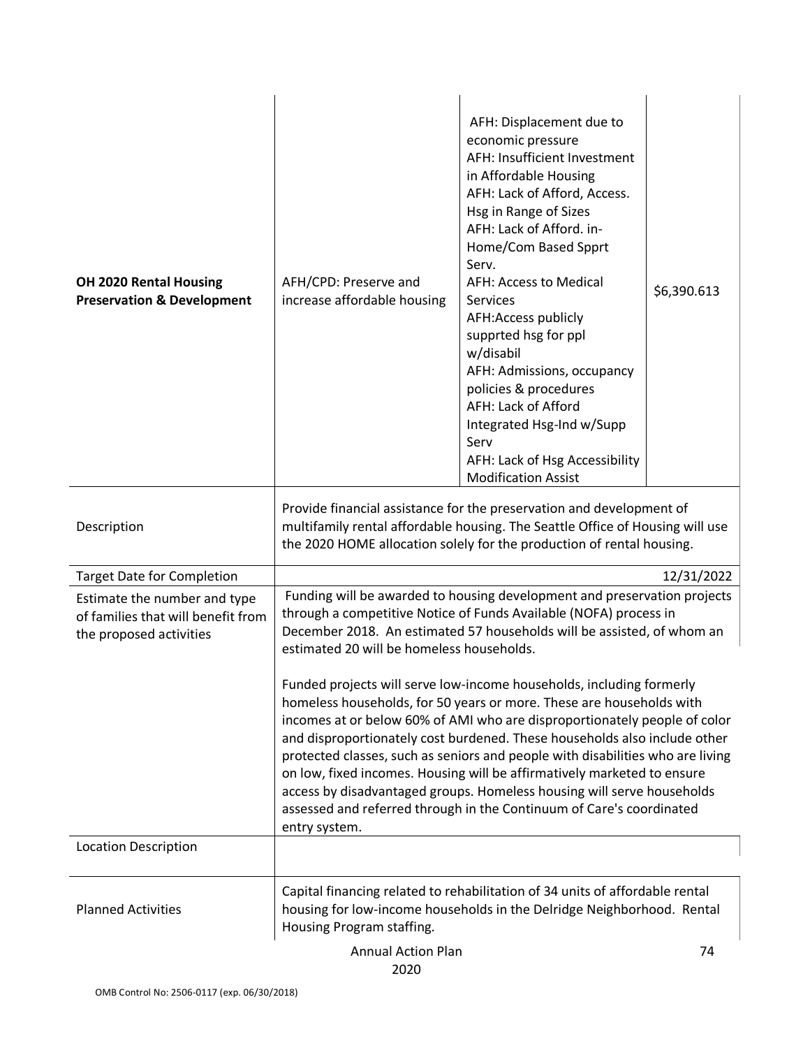| | | | |
|---|---|---|---|
| **OH 2020 Rental Housing Preservation & Development** | AFH/CPD: Preserve and increase affordable housing | AFH: Displacement due to economic pressure<br>AFH: Insufficient Investment in Affordable Housing<br>AFH: Lack of Afford, Access. Hsg in Range of Sizes<br>AFH: Lack of Afford. in-Home/Com Based Spprt Serv.<br>AFH: Access to Medical Services<br>AFH:Access publicly supprted hsg for ppl w/disabil<br>AFH: Admissions, occupancy policies & procedures<br>AFH: Lack of Afford Integrated Hsg-Ind w/Supp Serv<br>AFH: Lack of Hsg Accessibility Modification Assist | \$6,390.613 |
| Description | Provide financial assistance for the preservation and development of multifamily rental affordable housing. The Seattle Office of Housing will use the 2020 HOME allocation solely for the production of rental housing. | | |
| Target Date for Completion | 12/31/2022 | | |
| Estimate the number and type of families that will benefit from the proposed activities | Funding will be awarded to housing development and preservation projects through a competitive Notice of Funds Available (NOFA) process in December 2018. An estimated 57 households will be assisted, of whom an estimated 20 will be homeless households.<br><br>Funded projects will serve low-income households, including formerly homeless households, for 50 years or more. These are households with incomes at or below 60% of AMI who are disproportionately people of color and disproportionately cost burdened. These households also include other protected classes, such as seniors and people with disabilities who are living on low, fixed incomes. Housing will be affirmatively marketed to ensure access by disadvantaged groups. Homeless housing will serve households assessed and referred through in the Continuum of Care's coordinated entry system. | | |
| Location Description | | | |
| Planned Activities | Capital financing related to rehabilitation of 34 units of affordable rental housing for low-income households in the Delridge Neighborhood. Rental Housing Program staffing. | | |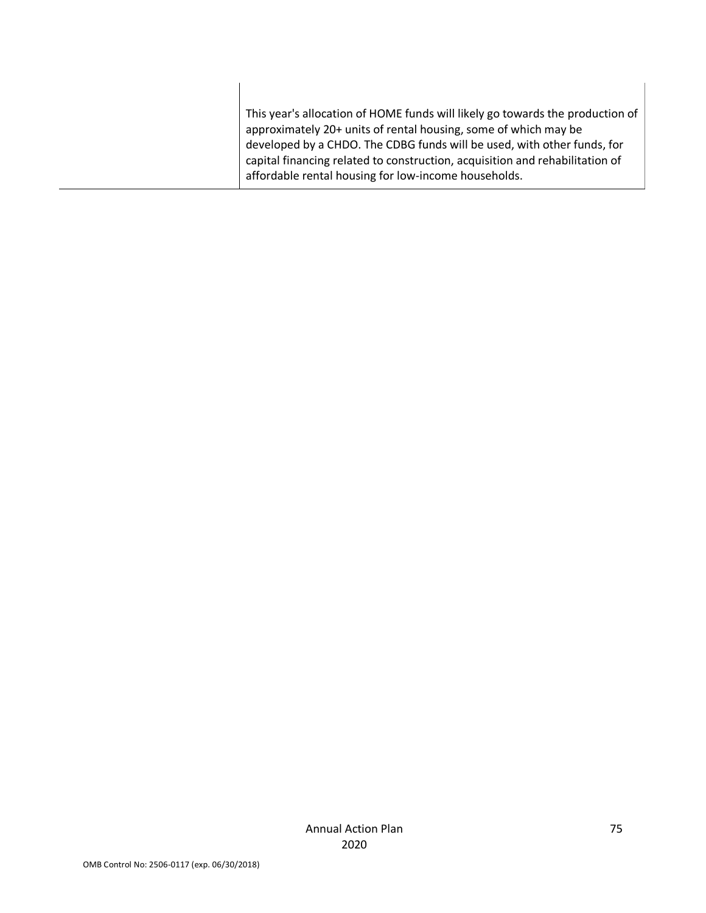| | |
|---|---|
| | This year's allocation of HOME funds will likely go towards the production of approximately 20+ units of rental housing, some of which may be developed by a CHDO. The CDBG funds will be used, with other funds, for capital financing related to construction, acquisition and rehabilitation of affordable rental housing for low-income households. |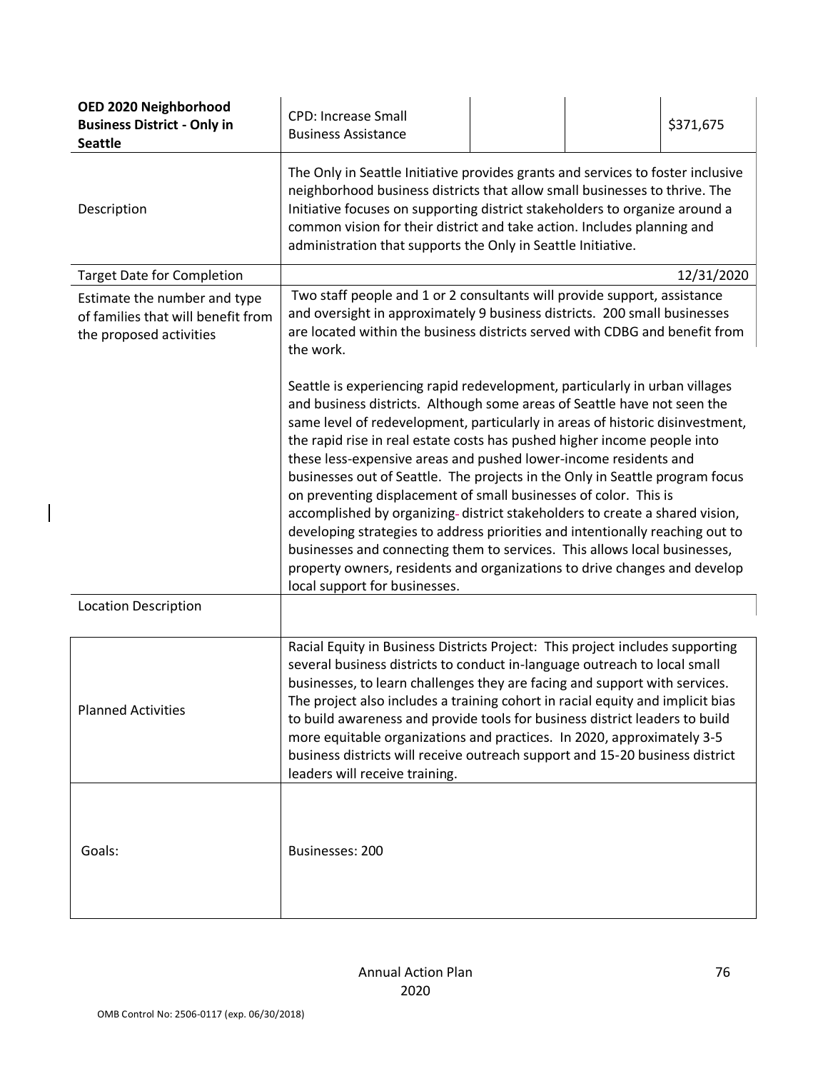| OED 2020 Neighborhood Business District - Only in Seattle | CPD: Increase Small Business Assistance | | | $371,675 |
|---|---|---|---|---|
| Description | The Only in Seattle Initiative provides grants and services to foster inclusive neighborhood business districts that allow small businesses to thrive. The Initiative focuses on supporting district stakeholders to organize around a common vision for their district and take action. Includes planning and administration that supports the Only in Seattle Initiative. | | | |
| Target Date for Completion | 12/31/2020 | | | |
| Estimate the number and type of families that will benefit from the proposed activities | Two staff people and 1 or 2 consultants will provide support, assistance and oversight in approximately 9 business districts. 200 small businesses are located within the business districts served with CDBG and benefit from the work.<br><br>Seattle is experiencing rapid redevelopment, particularly in urban villages and business districts. Although some areas of Seattle have not seen the same level of redevelopment, particularly in areas of historic disinvestment, the rapid rise in real estate costs has pushed higher income people into these less-expensive areas and pushed lower-income residents and businesses out of Seattle. The projects in the Only in Seattle program focus on preventing displacement of small businesses of color. This is accomplished by organizing district stakeholders to create a shared vision, developing strategies to address priorities and intentionally reaching out to businesses and connecting them to services. This allows local businesses, property owners, residents and organizations to drive changes and develop local support for businesses. | | | |
| Location Description | | | | |
| Planned Activities | Racial Equity in Business Districts Project: This project includes supporting several business districts to conduct in-language outreach to local small businesses, to learn challenges they are facing and support with services. The project also includes a training cohort in racial equity and implicit bias to build awareness and provide tools for business district leaders to build more equitable organizations and practices. In 2020, approximately 3-5 business districts will receive outreach support and 15-20 business district leaders will receive training. | | | |
| Goals: | Businesses: 200 | | | |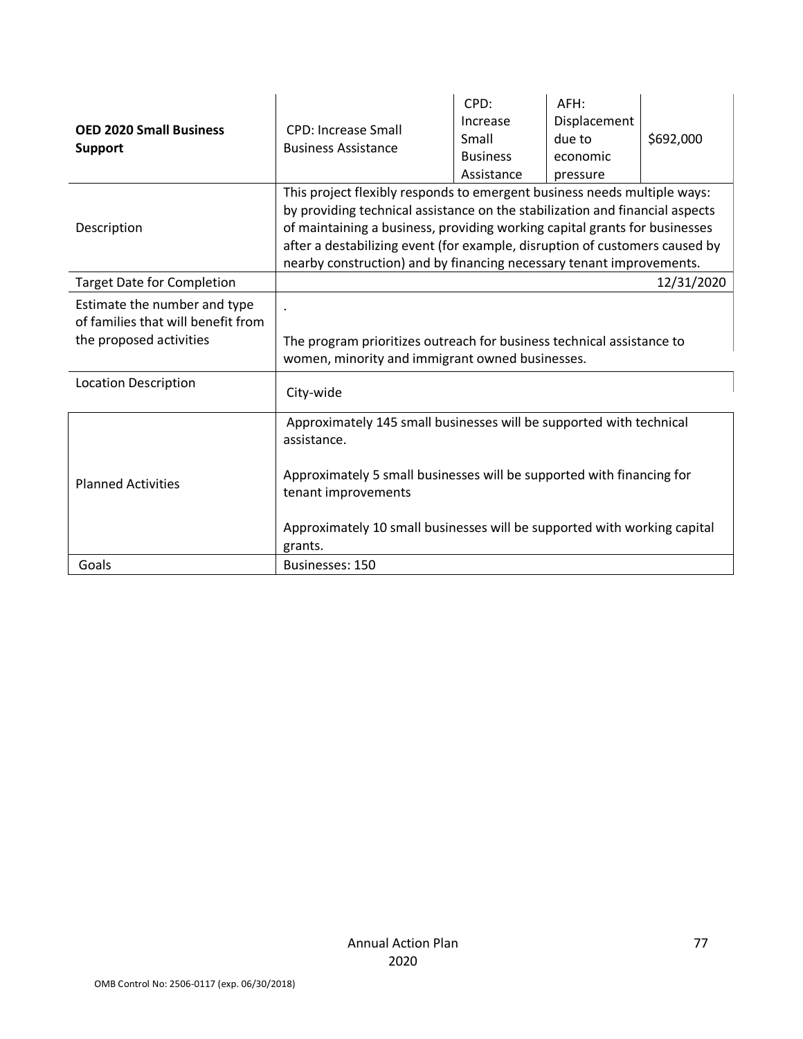| **OED 2020 Small Business Support** | CPD: Increase Small Business Assistance | CPD: Increase Small Business Assistance | AFH: Displacement due to economic pressure | $692,000 |
|---|---|---|---|---|
| Description | This project flexibly responds to emergent business needs multiple ways: by providing technical assistance on the stabilization and financial aspects of maintaining a business, providing working capital grants for businesses after a destabilizing event (for example, disruption of customers caused by nearby construction) and by financing necessary tenant improvements. | | | |
| Target Date for Completion | 12/31/2020 | | | |
| Estimate the number and type of families that will benefit from the proposed activities | . <br><br> The program prioritizes outreach for business technical assistance to women, minority and immigrant owned businesses. | | | |
| Location Description | City-wide | | | |
| Planned Activities | Approximately 145 small businesses will be supported with technical assistance. <br><br> Approximately 5 small businesses will be supported with financing for tenant improvements <br><br> Approximately 10 small businesses will be supported with working capital grants. | | | |
| Goals | Businesses: 150 | | | |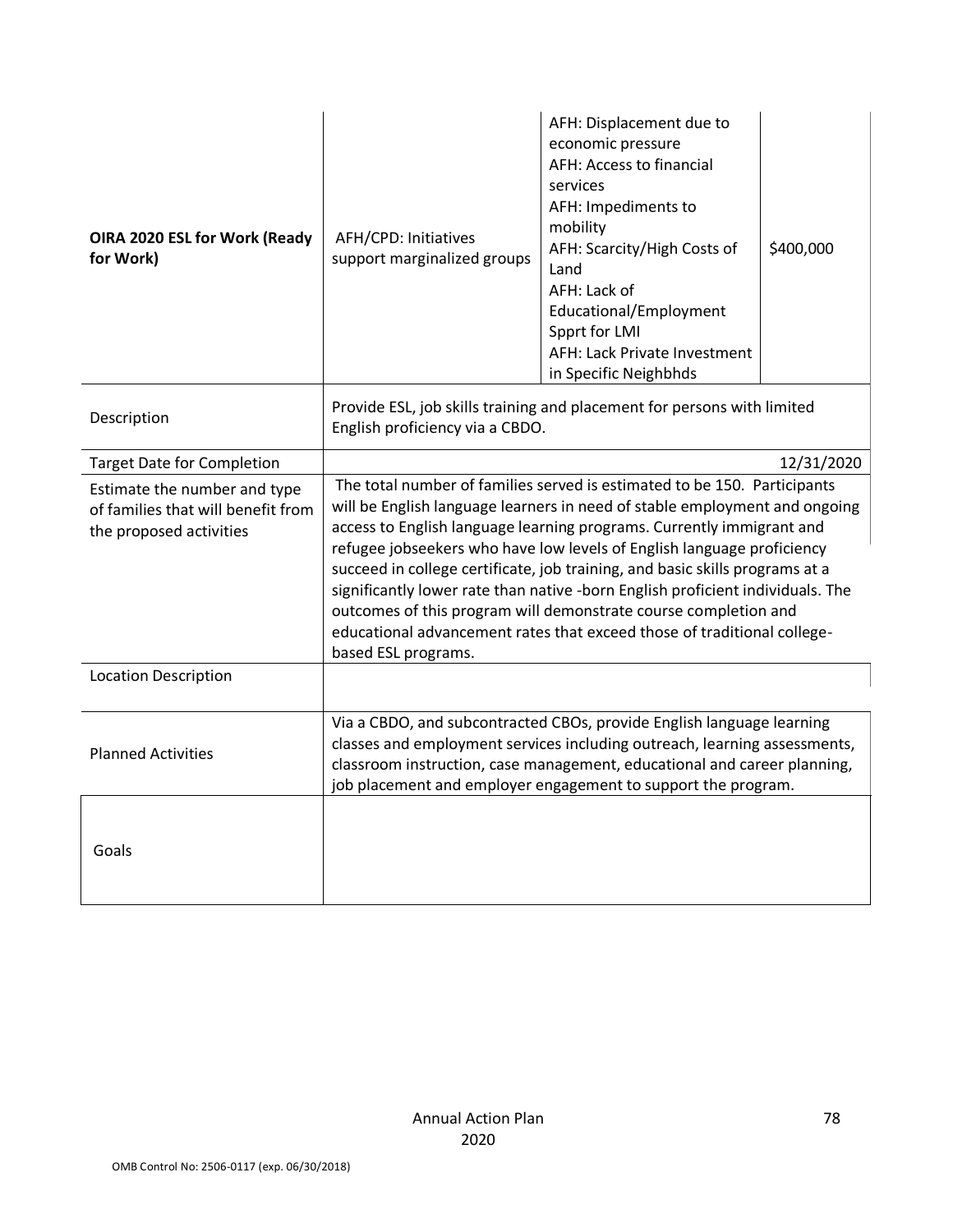| | | | |
|---|---|---|---|
| **OIRA 2020 ESL for Work (Ready for Work)** | AFH/CPD: Initiatives support marginalized groups | AFH: Displacement due to economic pressure<br>AFH: Access to financial services<br>AFH: Impediments to mobility<br>AFH: Scarcity/High Costs of Land<br>AFH: Lack of Educational/Employment Spprt for LMI<br>AFH: Lack Private Investment in Specific Neighbhds | $400,000 |
| Description | Provide ESL, job skills training and placement for persons with limited English proficiency via a CBDO. | | |
| Target Date for Completion | 12/31/2020 | | |
| Estimate the number and type of families that will benefit from the proposed activities | The total number of families served is estimated to be 150. Participants will be English language learners in need of stable employment and ongoing access to English language learning programs. Currently immigrant and refugee jobseekers who have low levels of English language proficiency succeed in college certificate, job training, and basic skills programs at a significantly lower rate than native -born English proficient individuals. The outcomes of this program will demonstrate course completion and educational advancement rates that exceed those of traditional college-based ESL programs. | | |
| Location Description | | | |
| Planned Activities | Via a CBDO, and subcontracted CBOs, provide English language learning classes and employment services including outreach, learning assessments, classroom instruction, case management, educational and career planning, job placement and employer engagement to support the program. | | |
| Goals | | | |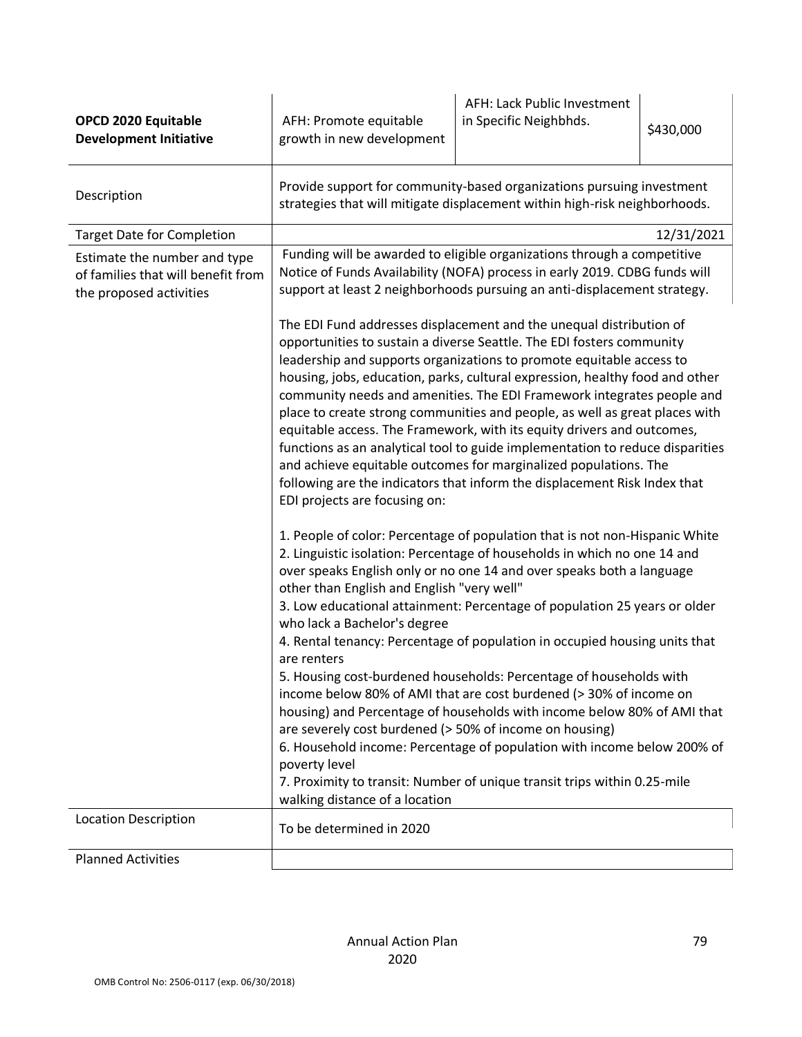| **OPCD 2020 Equitable Development Initiative** | AFH: Promote equitable growth in new development | AFH: Lack Public Investment in Specific Neighbhds. | $430,000 |
|---|---|---|---|
| Description | Provide support for community-based organizations pursuing investment strategies that will mitigate displacement within high-risk neighborhoods. | | |
| Target Date for Completion | 12/31/2021 | | |
| Estimate the number and type of families that will benefit from the proposed activities | Funding will be awarded to eligible organizations through a competitive Notice of Funds Availability (NOFA) process in early 2019. CDBG funds will support at least 2 neighborhoods pursuing an anti-displacement strategy.<br><br>The EDI Fund addresses displacement and the unequal distribution of opportunities to sustain a diverse Seattle. The EDI fosters community leadership and supports organizations to promote equitable access to housing, jobs, education, parks, cultural expression, healthy food and other community needs and amenities. The EDI Framework integrates people and place to create strong communities and people, as well as great places with equitable access. The Framework, with its equity drivers and outcomes, functions as an analytical tool to guide implementation to reduce disparities and achieve equitable outcomes for marginalized populations. The following are the indicators that inform the displacement Risk Index that EDI projects are focusing on:<br><br>1. People of color: Percentage of population that is not non-Hispanic White<br>2. Linguistic isolation: Percentage of households in which no one 14 and over speaks English only or no one 14 and over speaks both a language other than English and English "very well"<br>3. Low educational attainment: Percentage of population 25 years or older who lack a Bachelor's degree<br>4. Rental tenancy: Percentage of population in occupied housing units that are renters<br>5. Housing cost-burdened households: Percentage of households with income below 80% of AMI that are cost burdened (> 30% of income on housing) and Percentage of households with income below 80% of AMI that are severely cost burdened (> 50% of income on housing)<br>6. Household income: Percentage of population with income below 200% of poverty level<br>7. Proximity to transit: Number of unique transit trips within 0.25-mile walking distance of a location | | |
| Location Description | To be determined in 2020 | | |
| Planned Activities | | | |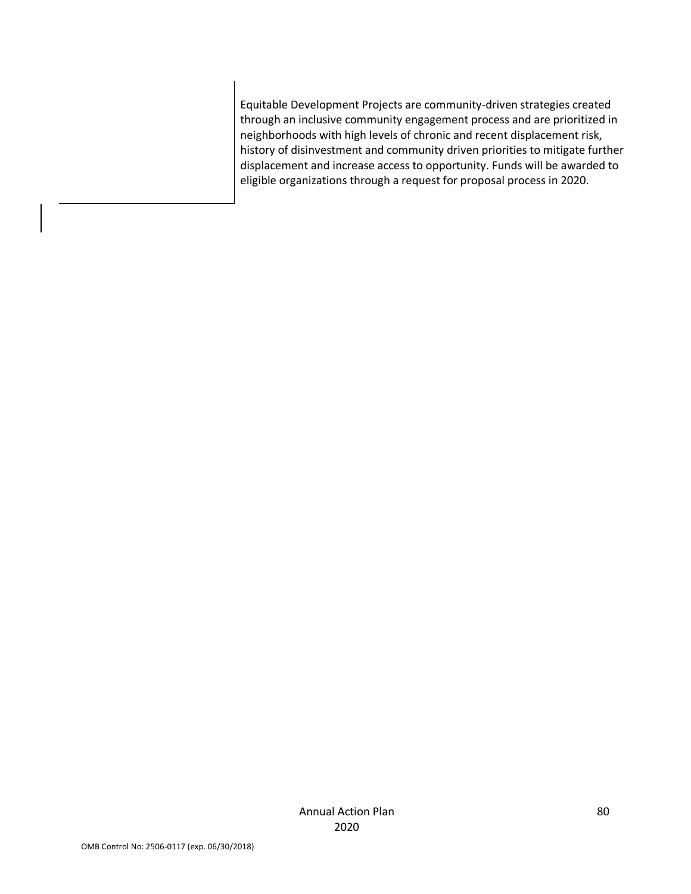|  | Equitable Development Projects are community-driven strategies created through an inclusive community engagement process and are prioritized in neighborhoods with high levels of chronic and recent displacement risk, history of disinvestment and community driven priorities to mitigate further displacement and increase access to opportunity. Funds will be awarded to eligible organizations through a request for proposal process in 2020. |
| --- | --- |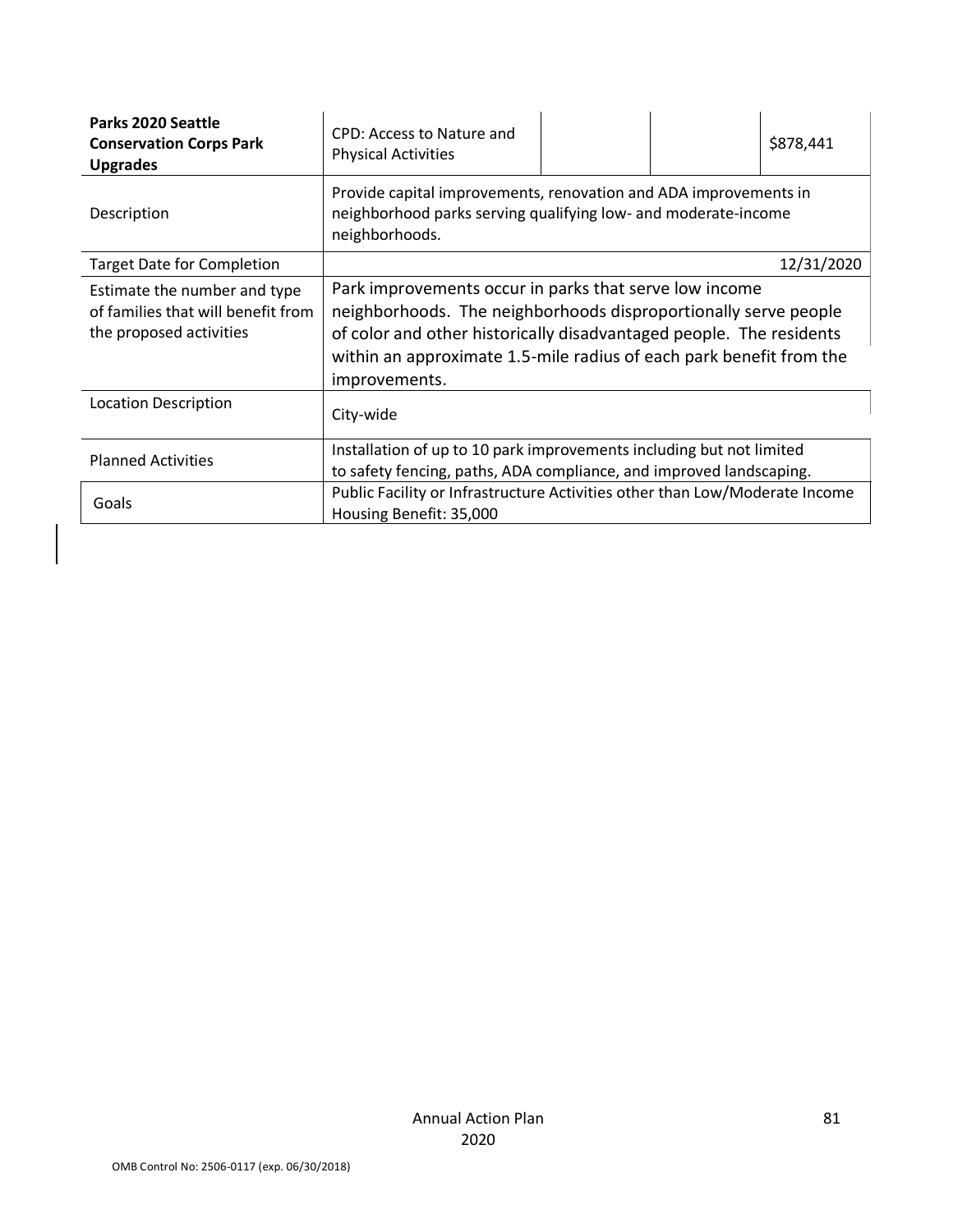| Parks 2020 Seattle Conservation Corps Park Upgrades | CPD: Access to Nature and Physical Activities | | | $878,441 |
|---|---|---|---|---|
| Description | Provide capital improvements, renovation and ADA improvements in neighborhood parks serving qualifying low- and moderate-income neighborhoods. | | | |
| Target Date for Completion | | | | 12/31/2020 |
| Estimate the number and type of families that will benefit from the proposed activities | Park improvements occur in parks that serve low income neighborhoods. The neighborhoods disproportionally serve people of color and other historically disadvantaged people. The residents within an approximate 1.5-mile radius of each park benefit from the improvements. | | | |
| Location Description | City-wide | | | |
| Planned Activities | Installation of up to 10 park improvements including but not limited to safety fencing, paths, ADA compliance, and improved landscaping. | | | |
| Goals | Public Facility or Infrastructure Activities other than Low/Moderate Income Housing Benefit: 35,000 | | | |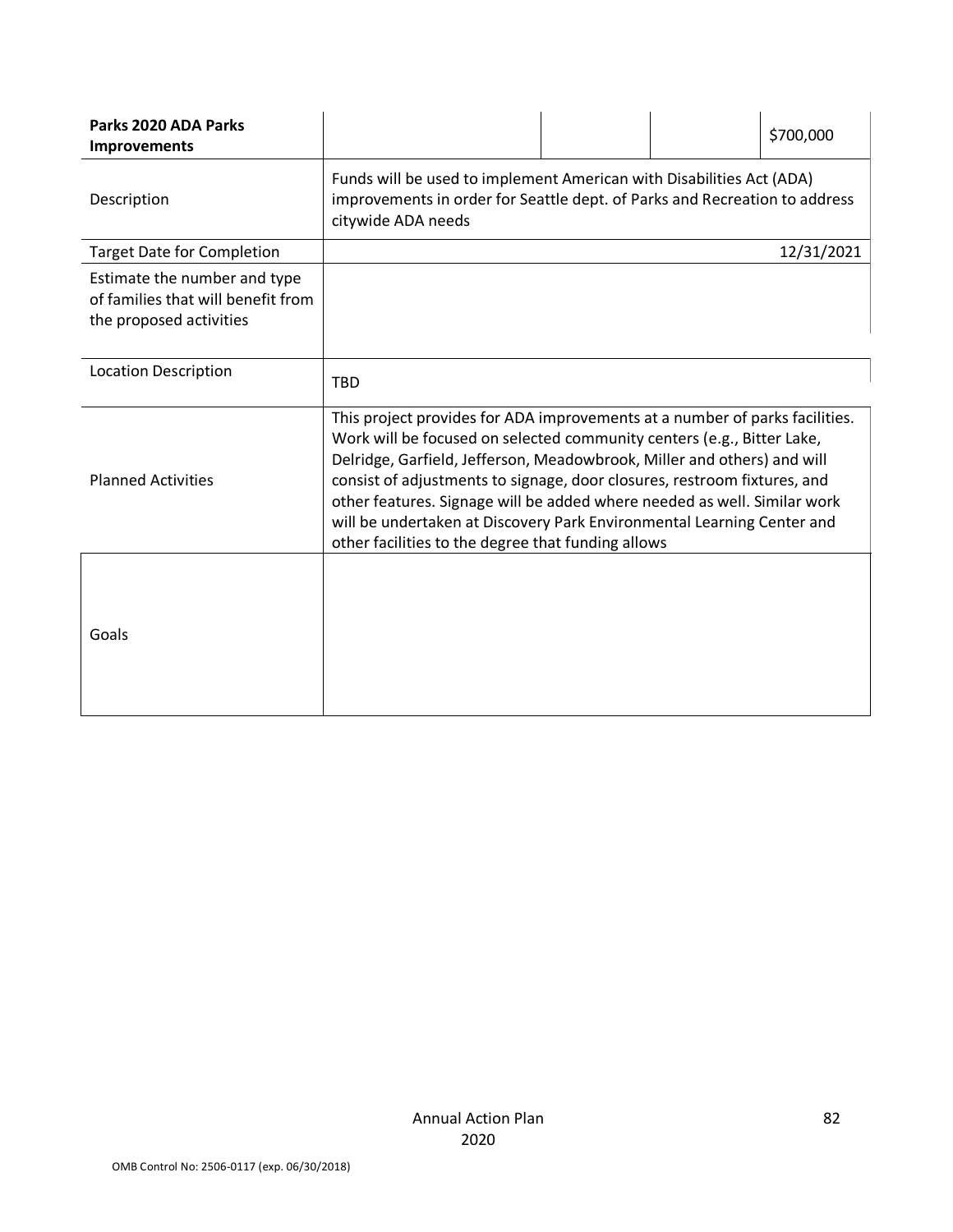| **Parks 2020 ADA Parks Improvements** | | | | $700,000 |
|---|---|---|---|---|
| Description | Funds will be used to implement American with Disabilities Act (ADA) improvements in order for Seattle dept. of Parks and Recreation to address citywide ADA needs | | | |
| Target Date for Completion | | | | 12/31/2021 |
| Estimate the number and type of families that will benefit from the proposed activities | | | | |
| Location Description | TBD | | | |
| Planned Activities | This project provides for ADA improvements at a number of parks facilities. Work will be focused on selected community centers (e.g., Bitter Lake, Delridge, Garfield, Jefferson, Meadowbrook, Miller and others) and will consist of adjustments to signage, door closures, restroom fixtures, and other features. Signage will be added where needed as well. Similar work will be undertaken at Discovery Park Environmental Learning Center and other facilities to the degree that funding allows | | | |
| Goals | | | | |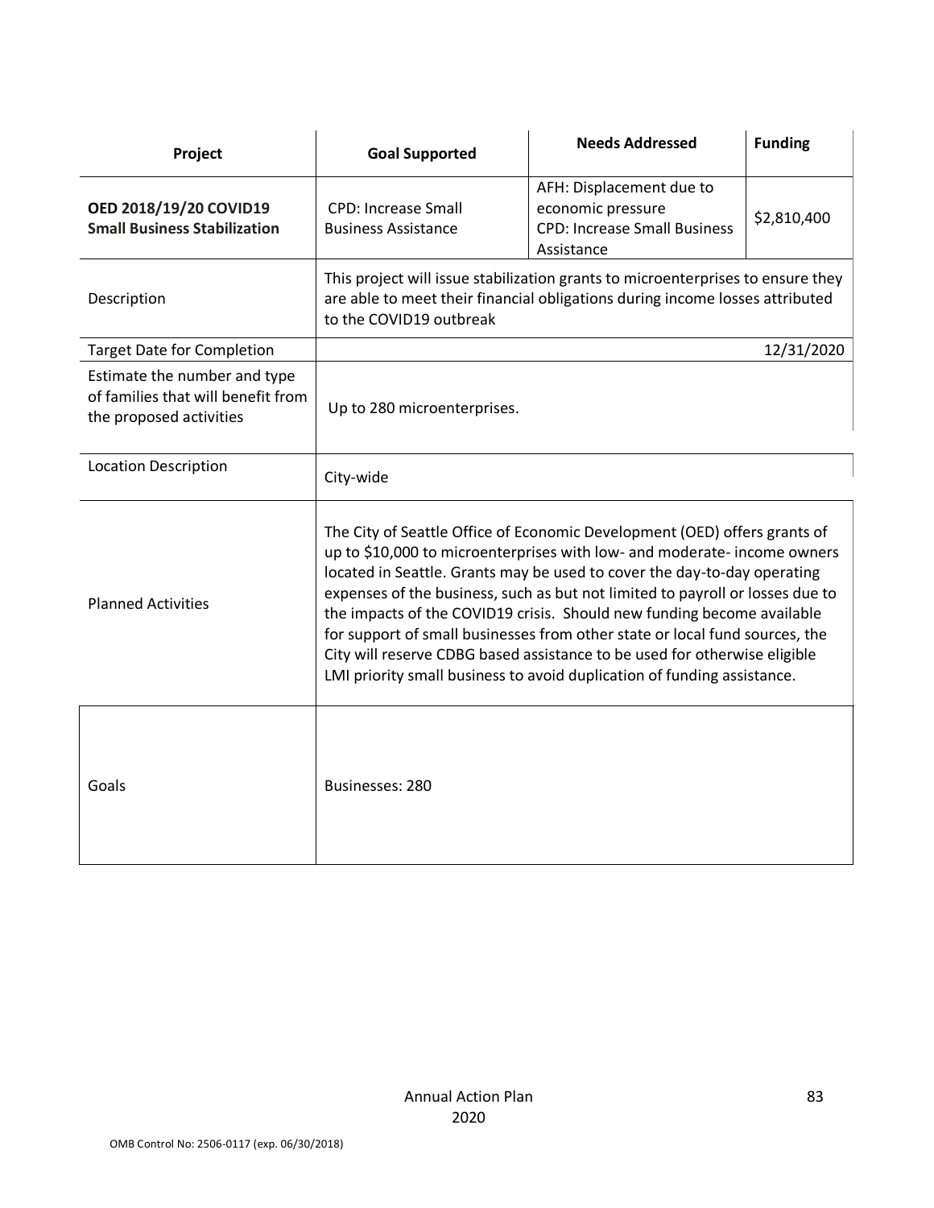| Project | Goal Supported | Needs Addressed | Funding |
|---|---|---|---|
| **OED 2018/19/20 COVID19 Small Business Stabilization** | CPD: Increase Small Business Assistance | AFH: Displacement due to economic pressure<br>CPD: Increase Small Business Assistance | $2,810,400 |
| Description | This project will issue stabilization grants to microenterprises to ensure they are able to meet their financial obligations during income losses attributed to the COVID19 outbreak | | |
| Target Date for Completion | 12/31/2020 | | |
| Estimate the number and type of families that will benefit from the proposed activities | Up to 280 microenterprises. | | |
| Location Description | City-wide | | |
| Planned Activities | The City of Seattle Office of Economic Development (OED) offers grants of up to $10,000 to microenterprises with low- and moderate- income owners located in Seattle. Grants may be used to cover the day-to-day operating expenses of the business, such as but not limited to payroll or losses due to the impacts of the COVID19 crisis. Should new funding become available for support of small businesses from other state or local fund sources, the City will reserve CDBG based assistance to be used for otherwise eligible LMI priority small business to avoid duplication of funding assistance. | | |
| Goals | Businesses: 280 | | |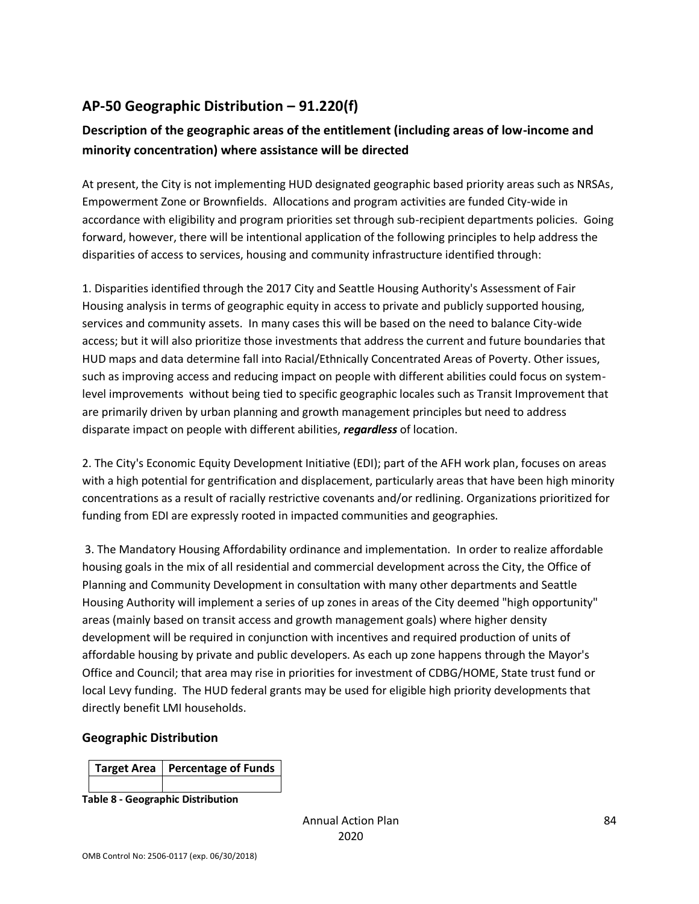## AP-50 Geographic Distribution – 91.220(f)

### Description of the geographic areas of the entitlement (including areas of low-income and minority concentration) where assistance will be directed

At present, the City is not implementing HUD designated geographic based priority areas such as NRSAs, Empowerment Zone or Brownfields. Allocations and program activities are funded City-wide in accordance with eligibility and program priorities set through sub-recipient departments policies. Going forward, however, there will be intentional application of the following principles to help address the disparities of access to services, housing and community infrastructure identified through:

1. Disparities identified through the 2017 City and Seattle Housing Authority's Assessment of Fair Housing analysis in terms of geographic equity in access to private and publicly supported housing, services and community assets. In many cases this will be based on the need to balance City-wide access; but it will also prioritize those investments that address the current and future boundaries that HUD maps and data determine fall into Racial/Ethnically Concentrated Areas of Poverty. Other issues, such as improving access and reducing impact on people with different abilities could focus on system-level improvements without being tied to specific geographic locales such as Transit Improvement that are primarily driven by urban planning and growth management principles but need to address disparate impact on people with different abilities, ***regardless*** of location.

2. The City's Economic Equity Development Initiative (EDI); part of the AFH work plan, focuses on areas with a high potential for gentrification and displacement, particularly areas that have been high minority concentrations as a result of racially restrictive covenants and/or redlining. Organizations prioritized for funding from EDI are expressly rooted in impacted communities and geographies.

3. The Mandatory Housing Affordability ordinance and implementation. In order to realize affordable housing goals in the mix of all residential and commercial development across the City, the Office of Planning and Community Development in consultation with many other departments and Seattle Housing Authority will implement a series of up zones in areas of the City deemed "high opportunity" areas (mainly based on transit access and growth management goals) where higher density development will be required in conjunction with incentives and required production of units of affordable housing by private and public developers. As each up zone happens through the Mayor's Office and Council; that area may rise in priorities for investment of CDBG/HOME, State trust fund or local Levy funding. The HUD federal grants may be used for eligible high priority developments that directly benefit LMI households.

### Geographic Distribution

| Target Area | Percentage of Funds |
|---|---|
| | |

**Table 8 - Geographic Distribution**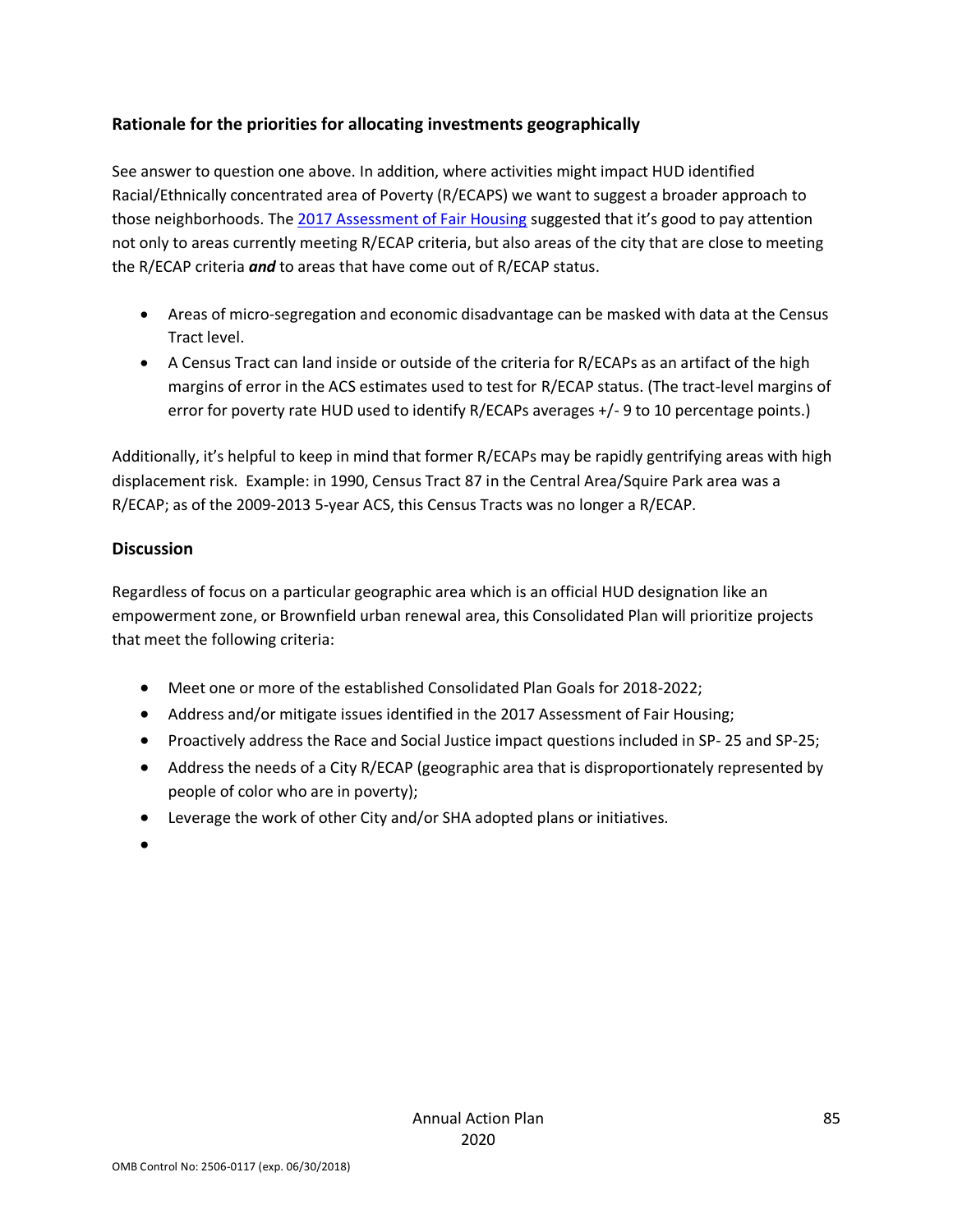### Rationale for the priorities for allocating investments geographically

See answer to question one above. In addition, where activities might impact HUD identified Racial/Ethnically concentrated area of Poverty (R/ECAPS) we want to suggest a broader approach to those neighborhoods. The [2017 Assessment of Fair Housing]() suggested that it's good to pay attention not only to areas currently meeting R/ECAP criteria, but also areas of the city that are close to meeting the R/ECAP criteria ***and*** to areas that have come out of R/ECAP status.

- Areas of micro-segregation and economic disadvantage can be masked with data at the Census Tract level.
- A Census Tract can land inside or outside of the criteria for R/ECAPs as an artifact of the high margins of error in the ACS estimates used to test for R/ECAP status. (The tract-level margins of error for poverty rate HUD used to identify R/ECAPs averages +/- 9 to 10 percentage points.)

Additionally, it's helpful to keep in mind that former R/ECAPs may be rapidly gentrifying areas with high displacement risk. Example: in 1990, Census Tract 87 in the Central Area/Squire Park area was a R/ECAP; as of the 2009-2013 5-year ACS, this Census Tracts was no longer a R/ECAP.

### Discussion

Regardless of focus on a particular geographic area which is an official HUD designation like an empowerment zone, or Brownfield urban renewal area, this Consolidated Plan will prioritize projects that meet the following criteria:

- Meet one or more of the established Consolidated Plan Goals for 2018-2022;
- Address and/or mitigate issues identified in the 2017 Assessment of Fair Housing;
- Proactively address the Race and Social Justice impact questions included in SP- 25 and SP-25;
- Address the needs of a City R/ECAP (geographic area that is disproportionately represented by people of color who are in poverty);
- Leverage the work of other City and/or SHA adopted plans or initiatives.
-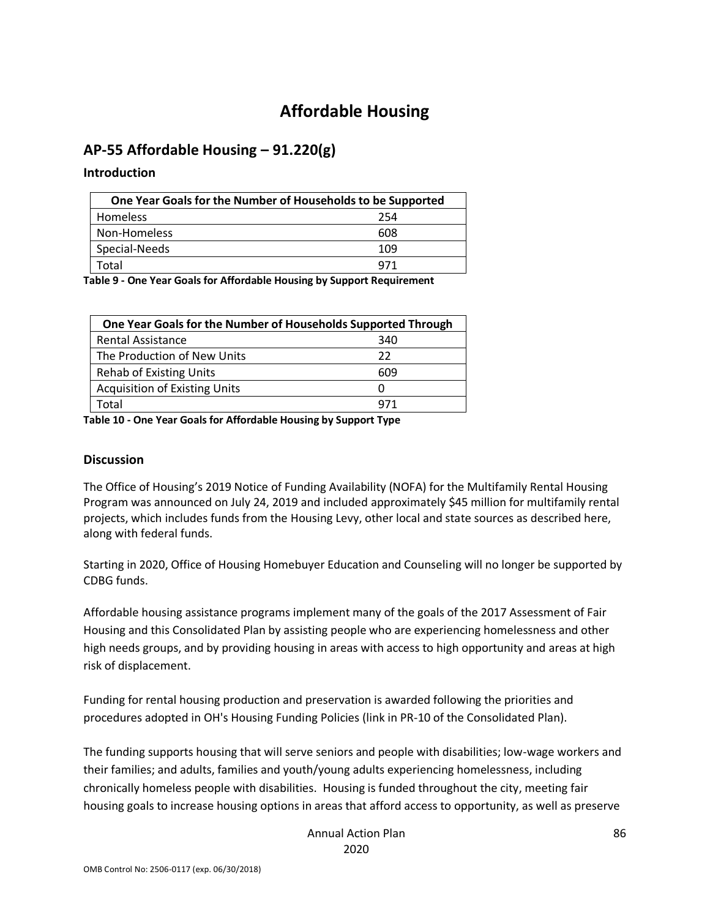# Affordable Housing

## AP-55 Affordable Housing – 91.220(g)

### Introduction

| One Year Goals for the Number of Households to be Supported | |
|---|---|
| Homeless | 254 |
| Non-Homeless | 608 |
| Special-Needs | 109 |
| Total | 971 |

**Table 9 - One Year Goals for Affordable Housing by Support Requirement**

| One Year Goals for the Number of Households Supported Through | |
|---|---|
| Rental Assistance | 340 |
| The Production of New Units | 22 |
| Rehab of Existing Units | 609 |
| Acquisition of Existing Units | 0 |
| Total | 971 |

**Table 10 - One Year Goals for Affordable Housing by Support Type**

### Discussion

The Office of Housing's 2019 Notice of Funding Availability (NOFA) for the Multifamily Rental Housing Program was announced on July 24, 2019 and included approximately $45 million for multifamily rental projects, which includes funds from the Housing Levy, other local and state sources as described here, along with federal funds.

Starting in 2020, Office of Housing Homebuyer Education and Counseling will no longer be supported by CDBG funds.

Affordable housing assistance programs implement many of the goals of the 2017 Assessment of Fair Housing and this Consolidated Plan by assisting people who are experiencing homelessness and other high needs groups, and by providing housing in areas with access to high opportunity and areas at high risk of displacement.

Funding for rental housing production and preservation is awarded following the priorities and procedures adopted in OH's Housing Funding Policies (link in PR-10 of the Consolidated Plan).

The funding supports housing that will serve seniors and people with disabilities; low-wage workers and their families; and adults, families and youth/young adults experiencing homelessness, including chronically homeless people with disabilities. Housing is funded throughout the city, meeting fair housing goals to increase housing options in areas that afford access to opportunity, as well as preserve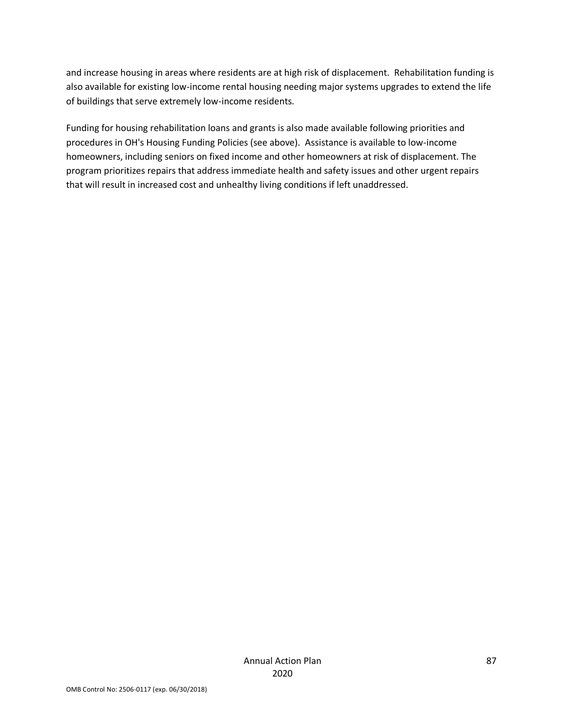and increase housing in areas where residents are at high risk of displacement. Rehabilitation funding is also available for existing low-income rental housing needing major systems upgrades to extend the life of buildings that serve extremely low-income residents.

Funding for housing rehabilitation loans and grants is also made available following priorities and procedures in OH's Housing Funding Policies (see above). Assistance is available to low-income homeowners, including seniors on fixed income and other homeowners at risk of displacement. The program prioritizes repairs that address immediate health and safety issues and other urgent repairs that will result in increased cost and unhealthy living conditions if left unaddressed.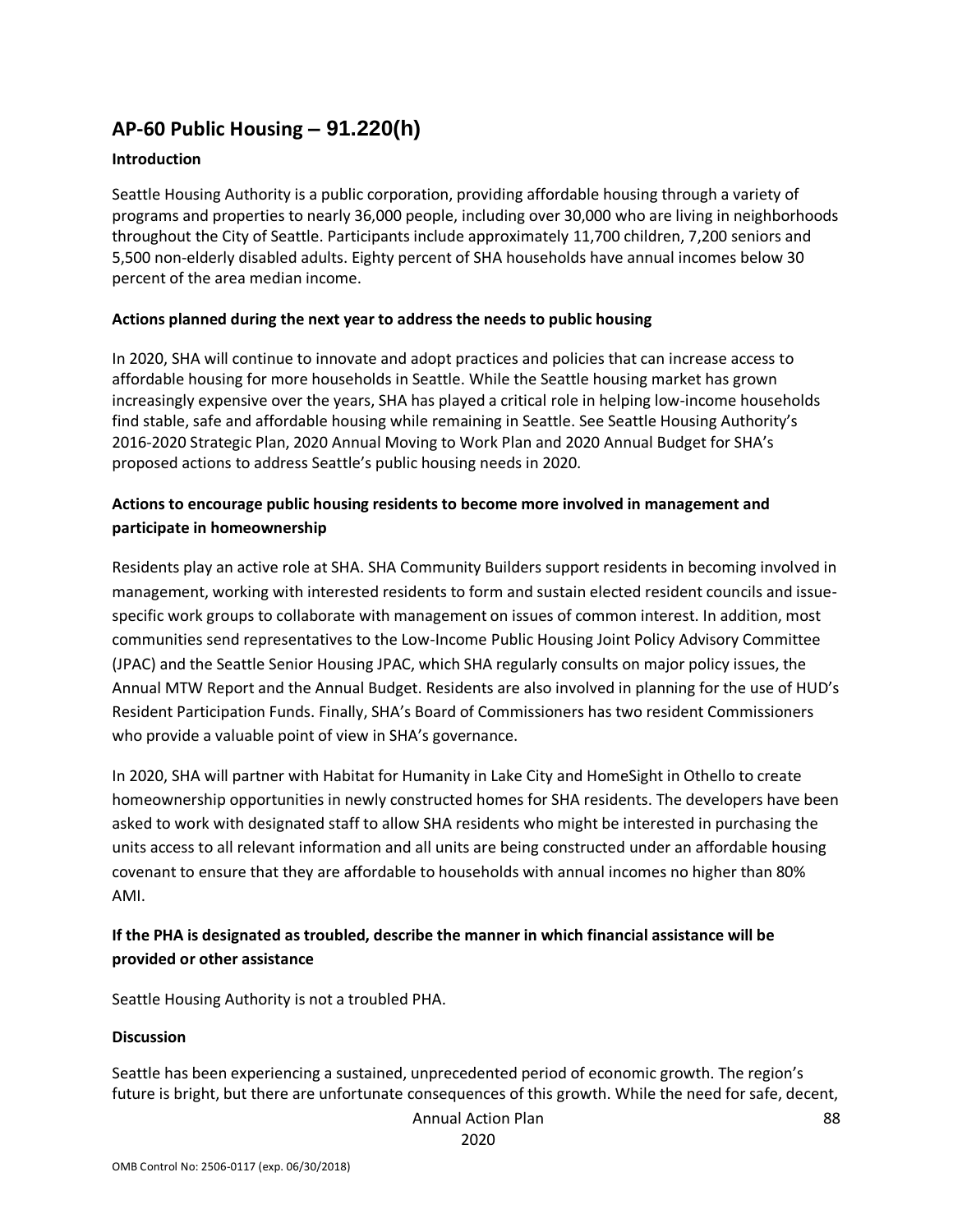## AP-60 Public Housing – 91.220(h)

**Introduction**

Seattle Housing Authority is a public corporation, providing affordable housing through a variety of programs and properties to nearly 36,000 people, including over 30,000 who are living in neighborhoods throughout the City of Seattle. Participants include approximately 11,700 children, 7,200 seniors and 5,500 non-elderly disabled adults. Eighty percent of SHA households have annual incomes below 30 percent of the area median income.

**Actions planned during the next year to address the needs to public housing**

In 2020, SHA will continue to innovate and adopt practices and policies that can increase access to affordable housing for more households in Seattle. While the Seattle housing market has grown increasingly expensive over the years, SHA has played a critical role in helping low-income households find stable, safe and affordable housing while remaining in Seattle. See Seattle Housing Authority's 2016-2020 Strategic Plan, 2020 Annual Moving to Work Plan and 2020 Annual Budget for SHA's proposed actions to address Seattle's public housing needs in 2020.

**Actions to encourage public housing residents to become more involved in management and participate in homeownership**

Residents play an active role at SHA. SHA Community Builders support residents in becoming involved in management, working with interested residents to form and sustain elected resident councils and issue-specific work groups to collaborate with management on issues of common interest. In addition, most communities send representatives to the Low-Income Public Housing Joint Policy Advisory Committee (JPAC) and the Seattle Senior Housing JPAC, which SHA regularly consults on major policy issues, the Annual MTW Report and the Annual Budget. Residents are also involved in planning for the use of HUD's Resident Participation Funds. Finally, SHA's Board of Commissioners has two resident Commissioners who provide a valuable point of view in SHA's governance.

In 2020, SHA will partner with Habitat for Humanity in Lake City and HomeSight in Othello to create homeownership opportunities in newly constructed homes for SHA residents. The developers have been asked to work with designated staff to allow SHA residents who might be interested in purchasing the units access to all relevant information and all units are being constructed under an affordable housing covenant to ensure that they are affordable to households with annual incomes no higher than 80% AMI.

**If the PHA is designated as troubled, describe the manner in which financial assistance will be provided or other assistance**

Seattle Housing Authority is not a troubled PHA.

**Discussion**

Seattle has been experiencing a sustained, unprecedented period of economic growth. The region's future is bright, but there are unfortunate consequences of this growth. While the need for safe, decent,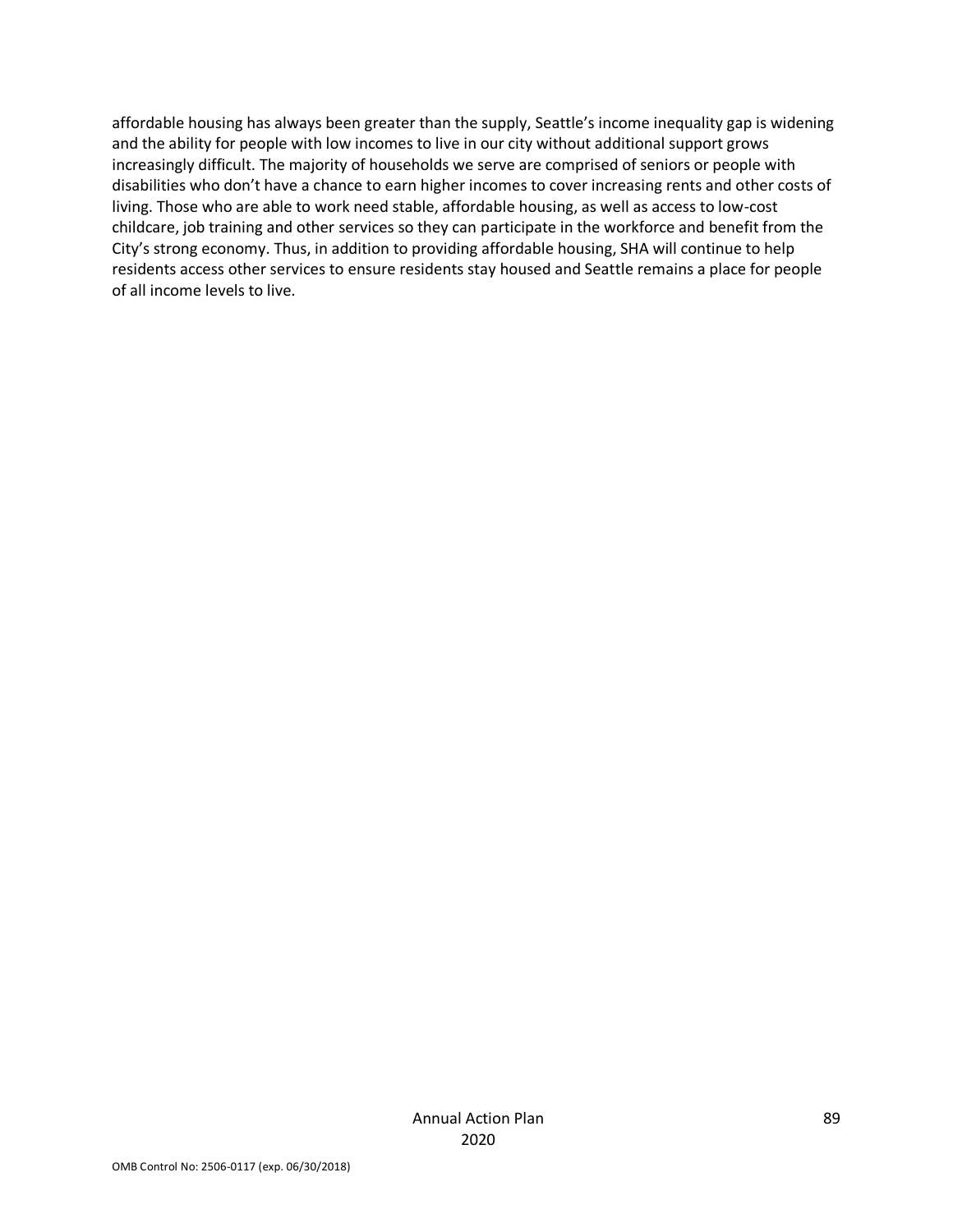affordable housing has always been greater than the supply, Seattle's income inequality gap is widening and the ability for people with low incomes to live in our city without additional support grows increasingly difficult. The majority of households we serve are comprised of seniors or people with disabilities who don't have a chance to earn higher incomes to cover increasing rents and other costs of living. Those who are able to work need stable, affordable housing, as well as access to low-cost childcare, job training and other services so they can participate in the workforce and benefit from the City's strong economy. Thus, in addition to providing affordable housing, SHA will continue to help residents access other services to ensure residents stay housed and Seattle remains a place for people of all income levels to live.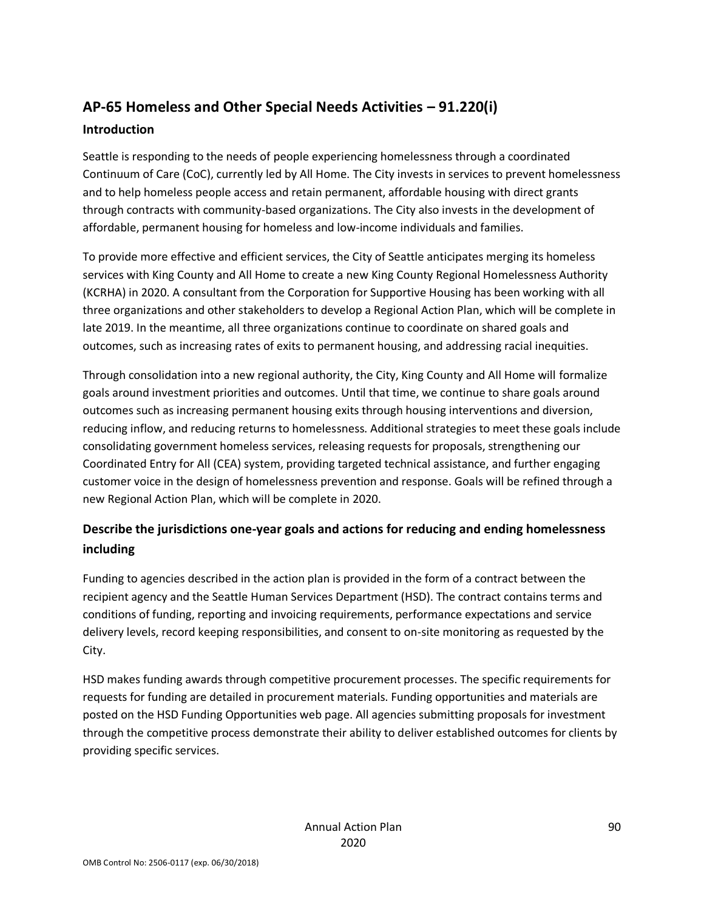## AP-65 Homeless and Other Special Needs Activities – 91.220(i)

### Introduction

Seattle is responding to the needs of people experiencing homelessness through a coordinated Continuum of Care (CoC), currently led by All Home. The City invests in services to prevent homelessness and to help homeless people access and retain permanent, affordable housing with direct grants through contracts with community-based organizations. The City also invests in the development of affordable, permanent housing for homeless and low-income individuals and families.

To provide more effective and efficient services, the City of Seattle anticipates merging its homeless services with King County and All Home to create a new King County Regional Homelessness Authority (KCRHA) in 2020. A consultant from the Corporation for Supportive Housing has been working with all three organizations and other stakeholders to develop a Regional Action Plan, which will be complete in late 2019. In the meantime, all three organizations continue to coordinate on shared goals and outcomes, such as increasing rates of exits to permanent housing, and addressing racial inequities.

Through consolidation into a new regional authority, the City, King County and All Home will formalize goals around investment priorities and outcomes. Until that time, we continue to share goals around outcomes such as increasing permanent housing exits through housing interventions and diversion, reducing inflow, and reducing returns to homelessness. Additional strategies to meet these goals include consolidating government homeless services, releasing requests for proposals, strengthening our Coordinated Entry for All (CEA) system, providing targeted technical assistance, and further engaging customer voice in the design of homelessness prevention and response. Goals will be refined through a new Regional Action Plan, which will be complete in 2020.

### Describe the jurisdictions one-year goals and actions for reducing and ending homelessness including

Funding to agencies described in the action plan is provided in the form of a contract between the recipient agency and the Seattle Human Services Department (HSD). The contract contains terms and conditions of funding, reporting and invoicing requirements, performance expectations and service delivery levels, record keeping responsibilities, and consent to on-site monitoring as requested by the City.

HSD makes funding awards through competitive procurement processes. The specific requirements for requests for funding are detailed in procurement materials. Funding opportunities and materials are posted on the HSD Funding Opportunities web page. All agencies submitting proposals for investment through the competitive process demonstrate their ability to deliver established outcomes for clients by providing specific services.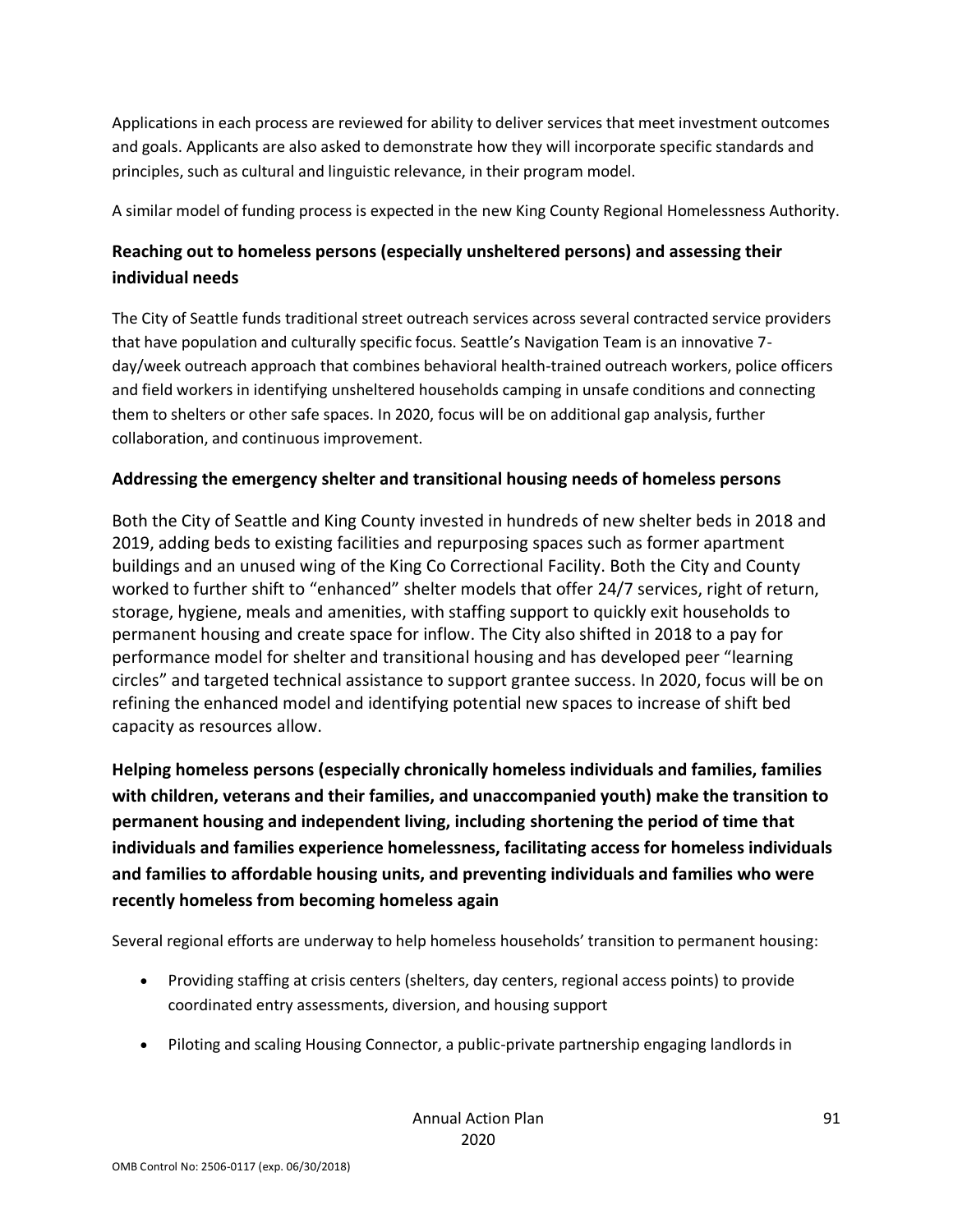Applications in each process are reviewed for ability to deliver services that meet investment outcomes and goals. Applicants are also asked to demonstrate how they will incorporate specific standards and principles, such as cultural and linguistic relevance, in their program model.

A similar model of funding process is expected in the new King County Regional Homelessness Authority.

### Reaching out to homeless persons (especially unsheltered persons) and assessing their individual needs

The City of Seattle funds traditional street outreach services across several contracted service providers that have population and culturally specific focus. Seattle's Navigation Team is an innovative 7-day/week outreach approach that combines behavioral health-trained outreach workers, police officers and field workers in identifying unsheltered households camping in unsafe conditions and connecting them to shelters or other safe spaces. In 2020, focus will be on additional gap analysis, further collaboration, and continuous improvement.

### Addressing the emergency shelter and transitional housing needs of homeless persons

Both the City of Seattle and King County invested in hundreds of new shelter beds in 2018 and 2019, adding beds to existing facilities and repurposing spaces such as former apartment buildings and an unused wing of the King Co Correctional Facility. Both the City and County worked to further shift to "enhanced" shelter models that offer 24/7 services, right of return, storage, hygiene, meals and amenities, with staffing support to quickly exit households to permanent housing and create space for inflow. The City also shifted in 2018 to a pay for performance model for shelter and transitional housing and has developed peer "learning circles" and targeted technical assistance to support grantee success. In 2020, focus will be on refining the enhanced model and identifying potential new spaces to increase of shift bed capacity as resources allow.

### Helping homeless persons (especially chronically homeless individuals and families, families with children, veterans and their families, and unaccompanied youth) make the transition to permanent housing and independent living, including shortening the period of time that individuals and families experience homelessness, facilitating access for homeless individuals and families to affordable housing units, and preventing individuals and families who were recently homeless from becoming homeless again

Several regional efforts are underway to help homeless households' transition to permanent housing:

- Providing staffing at crisis centers (shelters, day centers, regional access points) to provide coordinated entry assessments, diversion, and housing support
- Piloting and scaling Housing Connector, a public-private partnership engaging landlords in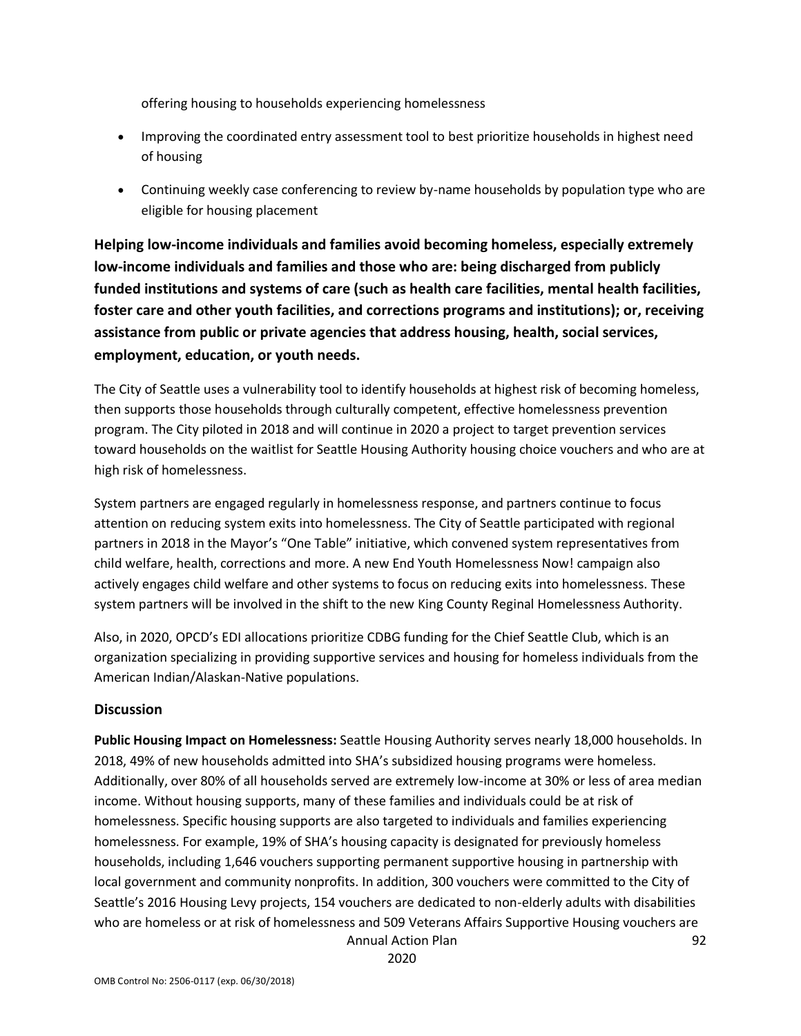offering housing to households experiencing homelessness

- Improving the coordinated entry assessment tool to best prioritize households in highest need of housing
- Continuing weekly case conferencing to review by-name households by population type who are eligible for housing placement

**Helping low-income individuals and families avoid becoming homeless, especially extremely low-income individuals and families and those who are: being discharged from publicly funded institutions and systems of care (such as health care facilities, mental health facilities, foster care and other youth facilities, and corrections programs and institutions); or, receiving assistance from public or private agencies that address housing, health, social services, employment, education, or youth needs.**

The City of Seattle uses a vulnerability tool to identify households at highest risk of becoming homeless, then supports those households through culturally competent, effective homelessness prevention program. The City piloted in 2018 and will continue in 2020 a project to target prevention services toward households on the waitlist for Seattle Housing Authority housing choice vouchers and who are at high risk of homelessness.

System partners are engaged regularly in homelessness response, and partners continue to focus attention on reducing system exits into homelessness. The City of Seattle participated with regional partners in 2018 in the Mayor's "One Table" initiative, which convened system representatives from child welfare, health, corrections and more. A new End Youth Homelessness Now! campaign also actively engages child welfare and other systems to focus on reducing exits into homelessness. These system partners will be involved in the shift to the new King County Reginal Homelessness Authority.

Also, in 2020, OPCD's EDI allocations prioritize CDBG funding for the Chief Seattle Club, which is an organization specializing in providing supportive services and housing for homeless individuals from the American Indian/Alaskan-Native populations.

## Discussion

**Public Housing Impact on Homelessness:** Seattle Housing Authority serves nearly 18,000 households. In 2018, 49% of new households admitted into SHA's subsidized housing programs were homeless. Additionally, over 80% of all households served are extremely low-income at 30% or less of area median income. Without housing supports, many of these families and individuals could be at risk of homelessness. Specific housing supports are also targeted to individuals and families experiencing homelessness. For example, 19% of SHA's housing capacity is designated for previously homeless households, including 1,646 vouchers supporting permanent supportive housing in partnership with local government and community nonprofits. In addition, 300 vouchers were committed to the City of Seattle's 2016 Housing Levy projects, 154 vouchers are dedicated to non-elderly adults with disabilities who are homeless or at risk of homelessness and 509 Veterans Affairs Supportive Housing vouchers are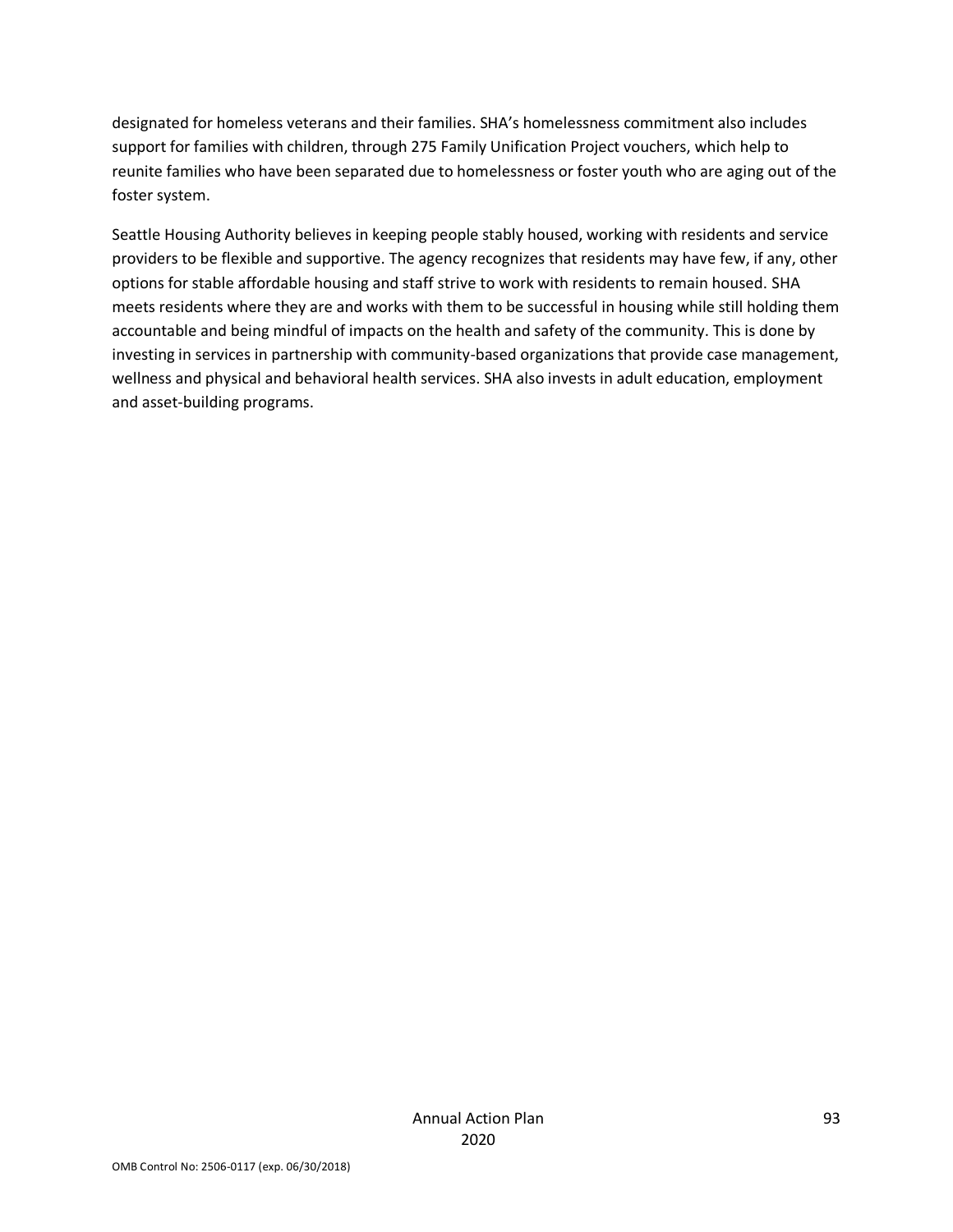designated for homeless veterans and their families. SHA's homelessness commitment also includes support for families with children, through 275 Family Unification Project vouchers, which help to reunite families who have been separated due to homelessness or foster youth who are aging out of the foster system.

Seattle Housing Authority believes in keeping people stably housed, working with residents and service providers to be flexible and supportive. The agency recognizes that residents may have few, if any, other options for stable affordable housing and staff strive to work with residents to remain housed. SHA meets residents where they are and works with them to be successful in housing while still holding them accountable and being mindful of impacts on the health and safety of the community. This is done by investing in services in partnership with community-based organizations that provide case management, wellness and physical and behavioral health services. SHA also invests in adult education, employment and asset-building programs.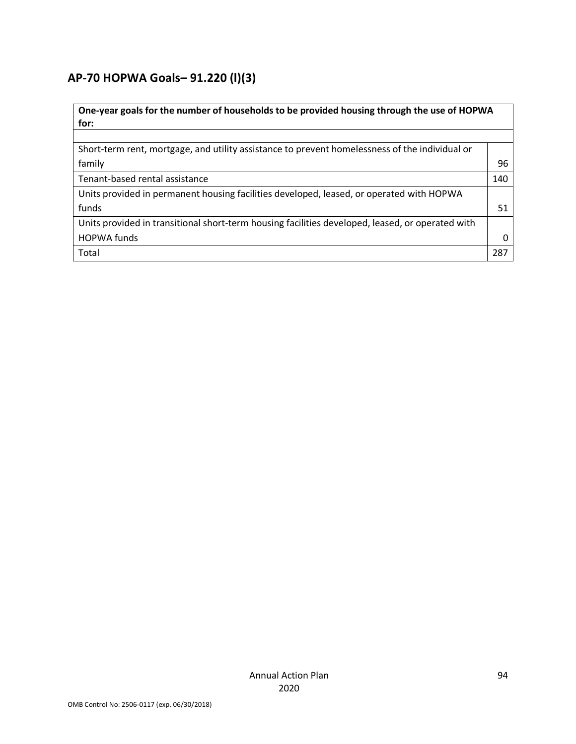## AP-70 HOPWA Goals– 91.220 (l)(3)

| One-year goals for the number of households to be provided housing through the use of HOPWA for: | |
|---|---|
| | |
| Short-term rent, mortgage, and utility assistance to prevent homelessness of the individual or family | 96 |
| Tenant-based rental assistance | 140 |
| Units provided in permanent housing facilities developed, leased, or operated with HOPWA funds | 51 |
| Units provided in transitional short-term housing facilities developed, leased, or operated with HOPWA funds | 0 |
| Total | 287 |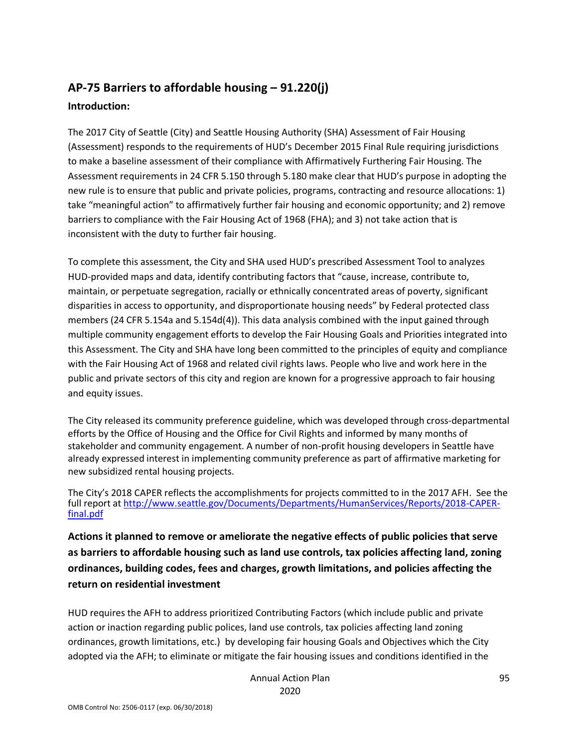## AP-75 Barriers to affordable housing – 91.220(j)

### Introduction:

The 2017 City of Seattle (City) and Seattle Housing Authority (SHA) Assessment of Fair Housing (Assessment) responds to the requirements of HUD's December 2015 Final Rule requiring jurisdictions to make a baseline assessment of their compliance with Affirmatively Furthering Fair Housing. The Assessment requirements in 24 CFR 5.150 through 5.180 make clear that HUD's purpose in adopting the new rule is to ensure that public and private policies, programs, contracting and resource allocations: 1) take "meaningful action" to affirmatively further fair housing and economic opportunity; and 2) remove barriers to compliance with the Fair Housing Act of 1968 (FHA); and 3) not take action that is inconsistent with the duty to further fair housing.

To complete this assessment, the City and SHA used HUD's prescribed Assessment Tool to analyzes HUD-provided maps and data, identify contributing factors that "cause, increase, contribute to, maintain, or perpetuate segregation, racially or ethnically concentrated areas of poverty, significant disparities in access to opportunity, and disproportionate housing needs" by Federal protected class members (24 CFR 5.154a and 5.154d(4)). This data analysis combined with the input gained through multiple community engagement efforts to develop the Fair Housing Goals and Priorities integrated into this Assessment. The City and SHA have long been committed to the principles of equity and compliance with the Fair Housing Act of 1968 and related civil rights laws. People who live and work here in the public and private sectors of this city and region are known for a progressive approach to fair housing and equity issues.

The City released its community preference guideline, which was developed through cross-departmental efforts by the Office of Housing and the Office for Civil Rights and informed by many months of stakeholder and community engagement. A number of non-profit housing developers in Seattle have already expressed interest in implementing community preference as part of affirmative marketing for new subsidized rental housing projects.

The City's 2018 CAPER reflects the accomplishments for projects committed to in the 2017 AFH. See the full report at [http://www.seattle.gov/Documents/Departments/HumanServices/Reports/2018-CAPER-final.pdf](http://www.seattle.gov/Documents/Departments/HumanServices/Reports/2018-CAPER-final.pdf)

### Actions it planned to remove or ameliorate the negative effects of public policies that serve as barriers to affordable housing such as land use controls, tax policies affecting land, zoning ordinances, building codes, fees and charges, growth limitations, and policies affecting the return on residential investment

HUD requires the AFH to address prioritized Contributing Factors (which include public and private action or inaction regarding public polices, land use controls, tax policies affecting land zoning ordinances, growth limitations, etc.) by developing fair housing Goals and Objectives which the City adopted via the AFH; to eliminate or mitigate the fair housing issues and conditions identified in the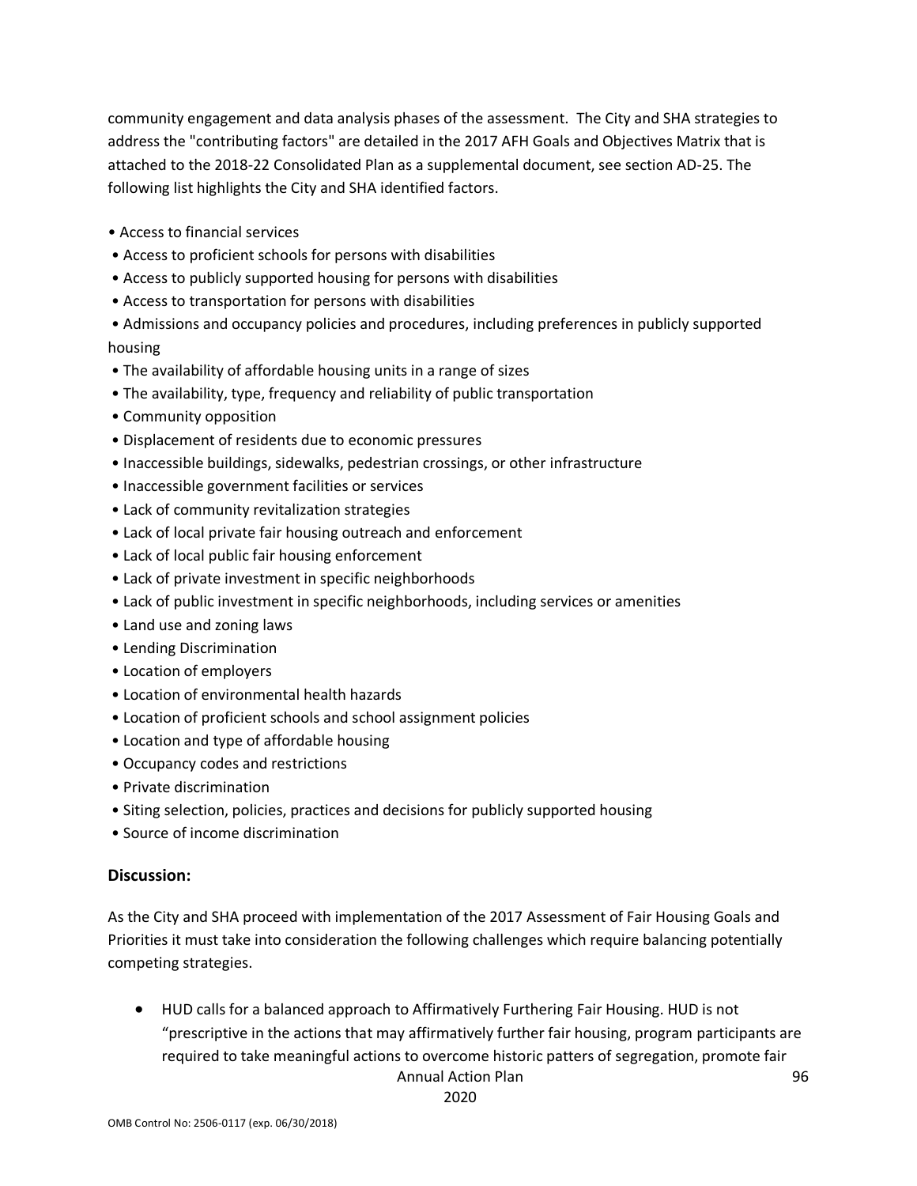community engagement and data analysis phases of the assessment. The City and SHA strategies to address the "contributing factors" are detailed in the 2017 AFH Goals and Objectives Matrix that is attached to the 2018-22 Consolidated Plan as a supplemental document, see section AD-25. The following list highlights the City and SHA identified factors.

- Access to financial services
- Access to proficient schools for persons with disabilities
- Access to publicly supported housing for persons with disabilities
- Access to transportation for persons with disabilities
- Admissions and occupancy policies and procedures, including preferences in publicly supported housing
- The availability of affordable housing units in a range of sizes
- The availability, type, frequency and reliability of public transportation
- Community opposition
- Displacement of residents due to economic pressures
- Inaccessible buildings, sidewalks, pedestrian crossings, or other infrastructure
- Inaccessible government facilities or services
- Lack of community revitalization strategies
- Lack of local private fair housing outreach and enforcement
- Lack of local public fair housing enforcement
- Lack of private investment in specific neighborhoods
- Lack of public investment in specific neighborhoods, including services or amenities
- Land use and zoning laws
- Lending Discrimination
- Location of employers
- Location of environmental health hazards
- Location of proficient schools and school assignment policies
- Location and type of affordable housing
- Occupancy codes and restrictions
- Private discrimination
- Siting selection, policies, practices and decisions for publicly supported housing
- Source of income discrimination

### Discussion:

As the City and SHA proceed with implementation of the 2017 Assessment of Fair Housing Goals and Priorities it must take into consideration the following challenges which require balancing potentially competing strategies.

- HUD calls for a balanced approach to Affirmatively Furthering Fair Housing. HUD is not "prescriptive in the actions that may affirmatively further fair housing, program participants are required to take meaningful actions to overcome historic patters of segregation, promote fair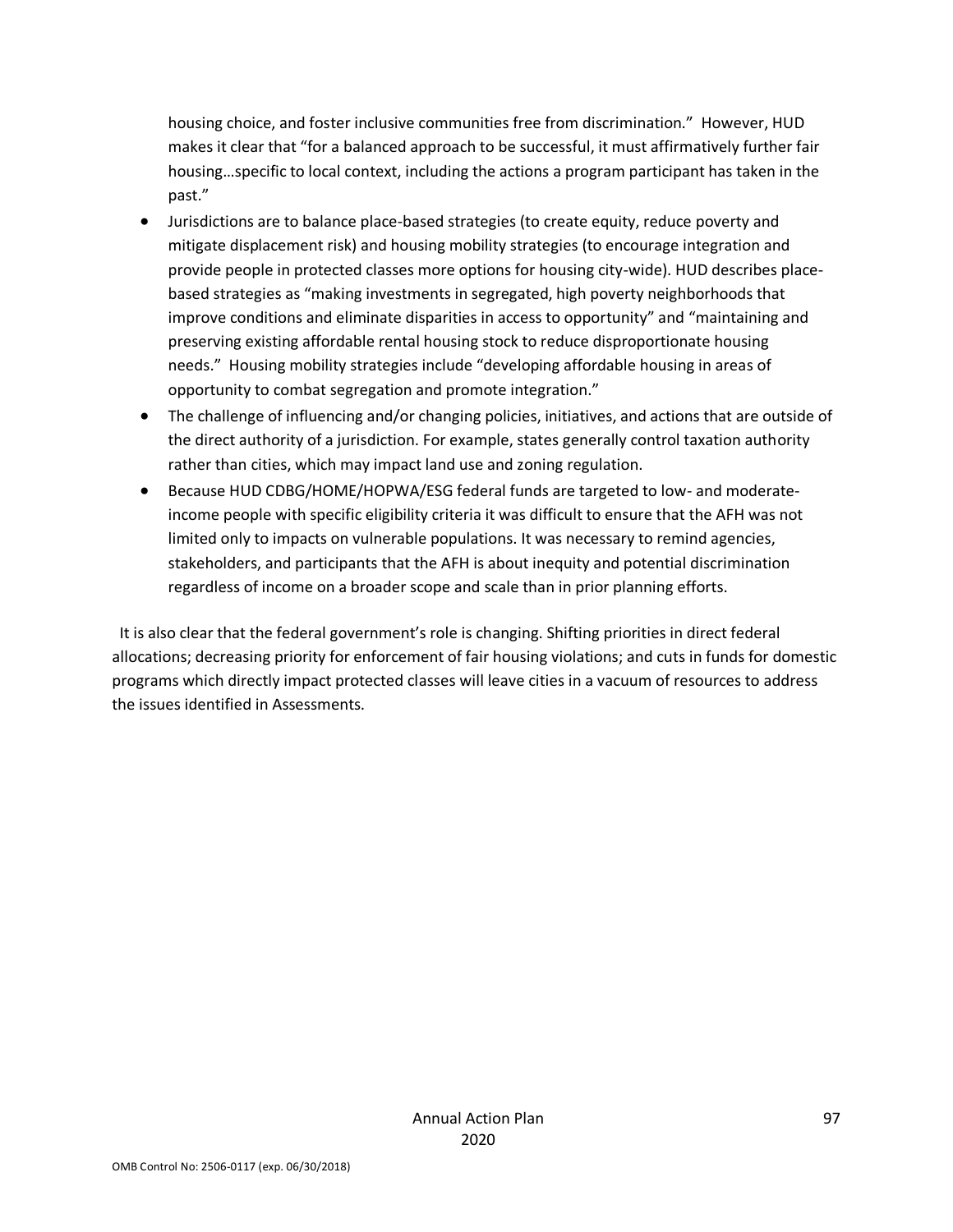housing choice, and foster inclusive communities free from discrimination." However, HUD makes it clear that "for a balanced approach to be successful, it must affirmatively further fair housing…specific to local context, including the actions a program participant has taken in the past."

- Jurisdictions are to balance place-based strategies (to create equity, reduce poverty and mitigate displacement risk) and housing mobility strategies (to encourage integration and provide people in protected classes more options for housing city-wide). HUD describes place-based strategies as "making investments in segregated, high poverty neighborhoods that improve conditions and eliminate disparities in access to opportunity" and "maintaining and preserving existing affordable rental housing stock to reduce disproportionate housing needs." Housing mobility strategies include "developing affordable housing in areas of opportunity to combat segregation and promote integration."
- The challenge of influencing and/or changing policies, initiatives, and actions that are outside of the direct authority of a jurisdiction. For example, states generally control taxation authority rather than cities, which may impact land use and zoning regulation.
- Because HUD CDBG/HOME/HOPWA/ESG federal funds are targeted to low- and moderate-income people with specific eligibility criteria it was difficult to ensure that the AFH was not limited only to impacts on vulnerable populations. It was necessary to remind agencies, stakeholders, and participants that the AFH is about inequity and potential discrimination regardless of income on a broader scope and scale than in prior planning efforts.

It is also clear that the federal government's role is changing. Shifting priorities in direct federal allocations; decreasing priority for enforcement of fair housing violations; and cuts in funds for domestic programs which directly impact protected classes will leave cities in a vacuum of resources to address the issues identified in Assessments.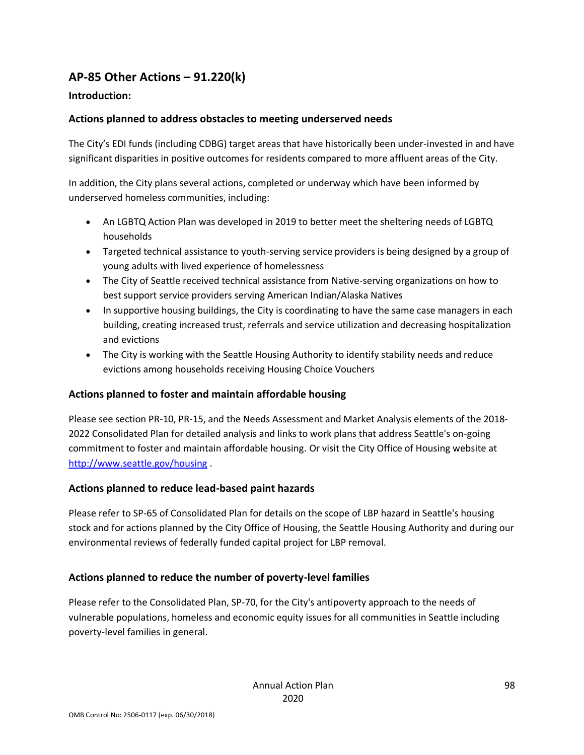## AP-85 Other Actions – 91.220(k)

### Introduction:

### Actions planned to address obstacles to meeting underserved needs

The City's EDI funds (including CDBG) target areas that have historically been under-invested in and have significant disparities in positive outcomes for residents compared to more affluent areas of the City.

In addition, the City plans several actions, completed or underway which have been informed by underserved homeless communities, including:

- An LGBTQ Action Plan was developed in 2019 to better meet the sheltering needs of LGBTQ households
- Targeted technical assistance to youth-serving service providers is being designed by a group of young adults with lived experience of homelessness
- The City of Seattle received technical assistance from Native-serving organizations on how to best support service providers serving American Indian/Alaska Natives
- In supportive housing buildings, the City is coordinating to have the same case managers in each building, creating increased trust, referrals and service utilization and decreasing hospitalization and evictions
- The City is working with the Seattle Housing Authority to identify stability needs and reduce evictions among households receiving Housing Choice Vouchers

### Actions planned to foster and maintain affordable housing

Please see section PR-10, PR-15, and the Needs Assessment and Market Analysis elements of the 2018-2022 Consolidated Plan for detailed analysis and links to work plans that address Seattle's on-going commitment to foster and maintain affordable housing. Or visit the City Office of Housing website at [http://www.seattle.gov/housing](http://www.seattle.gov/housing) .

### Actions planned to reduce lead-based paint hazards

Please refer to SP-65 of Consolidated Plan for details on the scope of LBP hazard in Seattle's housing stock and for actions planned by the City Office of Housing, the Seattle Housing Authority and during our environmental reviews of federally funded capital project for LBP removal.

### Actions planned to reduce the number of poverty-level families

Please refer to the Consolidated Plan, SP-70, for the City's antipoverty approach to the needs of vulnerable populations, homeless and economic equity issues for all communities in Seattle including poverty-level families in general.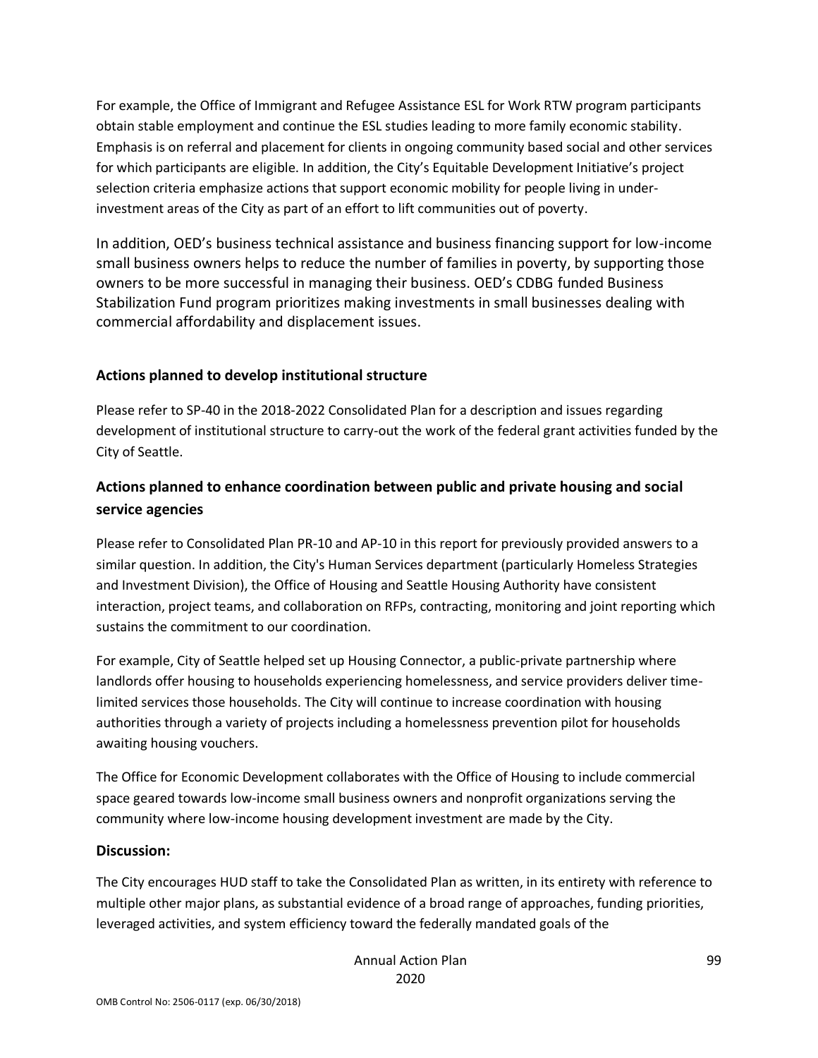For example, the Office of Immigrant and Refugee Assistance ESL for Work RTW program participants obtain stable employment and continue the ESL studies leading to more family economic stability. Emphasis is on referral and placement for clients in ongoing community based social and other services for which participants are eligible. In addition, the City's Equitable Development Initiative's project selection criteria emphasize actions that support economic mobility for people living in under-investment areas of the City as part of an effort to lift communities out of poverty.

In addition, OED's business technical assistance and business financing support for low-income small business owners helps to reduce the number of families in poverty, by supporting those owners to be more successful in managing their business. OED's CDBG funded Business Stabilization Fund program prioritizes making investments in small businesses dealing with commercial affordability and displacement issues.

### Actions planned to develop institutional structure

Please refer to SP-40 in the 2018-2022 Consolidated Plan for a description and issues regarding development of institutional structure to carry-out the work of the federal grant activities funded by the City of Seattle.

### Actions planned to enhance coordination between public and private housing and social service agencies

Please refer to Consolidated Plan PR-10 and AP-10 in this report for previously provided answers to a similar question. In addition, the City's Human Services department (particularly Homeless Strategies and Investment Division), the Office of Housing and Seattle Housing Authority have consistent interaction, project teams, and collaboration on RFPs, contracting, monitoring and joint reporting which sustains the commitment to our coordination.

For example, City of Seattle helped set up Housing Connector, a public-private partnership where landlords offer housing to households experiencing homelessness, and service providers deliver time-limited services those households. The City will continue to increase coordination with housing authorities through a variety of projects including a homelessness prevention pilot for households awaiting housing vouchers.

The Office for Economic Development collaborates with the Office of Housing to include commercial space geared towards low-income small business owners and nonprofit organizations serving the community where low-income housing development investment are made by the City.

### Discussion:

The City encourages HUD staff to take the Consolidated Plan as written, in its entirety with reference to multiple other major plans, as substantial evidence of a broad range of approaches, funding priorities, leveraged activities, and system efficiency toward the federally mandated goals of the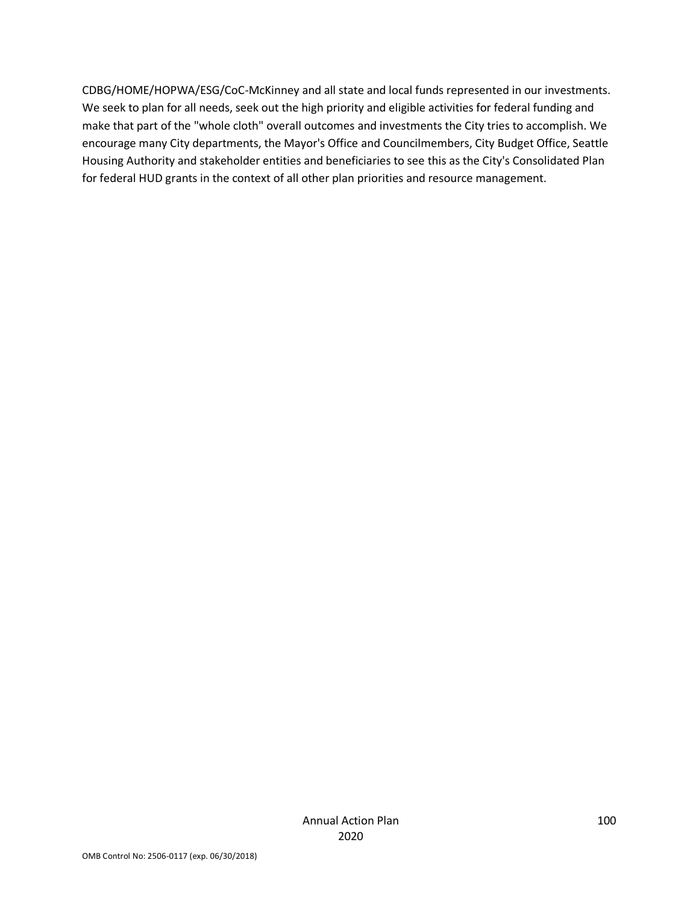CDBG/HOME/HOPWA/ESG/CoC-McKinney and all state and local funds represented in our investments. We seek to plan for all needs, seek out the high priority and eligible activities for federal funding and make that part of the "whole cloth" overall outcomes and investments the City tries to accomplish. We encourage many City departments, the Mayor's Office and Councilmembers, City Budget Office, Seattle Housing Authority and stakeholder entities and beneficiaries to see this as the City's Consolidated Plan for federal HUD grants in the context of all other plan priorities and resource management.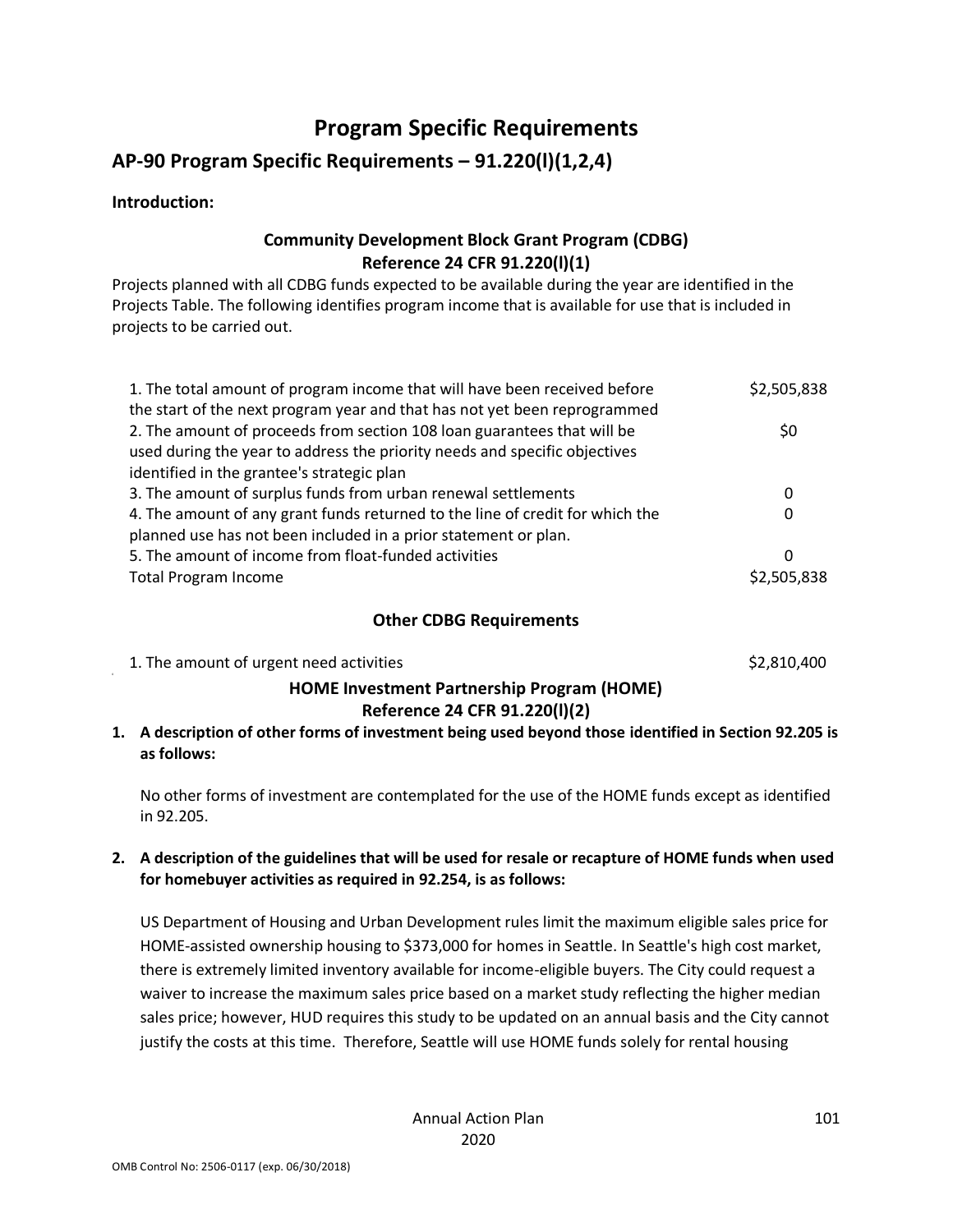# Program Specific Requirements

## AP-90 Program Specific Requirements – 91.220(l)(1,2,4)

**Introduction:**

### Community Development Block Grant Program (CDBG)
### Reference 24 CFR 91.220(l)(1)

Projects planned with all CDBG funds expected to be available during the year are identified in the Projects Table. The following identifies program income that is available for use that is included in projects to be carried out.

| | |
|---|---|
| 1. The total amount of program income that will have been received before the start of the next program year and that has not yet been reprogrammed | \$2,505,838 |
| 2. The amount of proceeds from section 108 loan guarantees that will be used during the year to address the priority needs and specific objectives identified in the grantee's strategic plan | \$0 |
| 3. The amount of surplus funds from urban renewal settlements | 0 |
| 4. The amount of any grant funds returned to the line of credit for which the planned use has not been included in a prior statement or plan. | 0 |
| 5. The amount of income from float-funded activities | 0 |
| Total Program Income | \$2,505,838 |

### Other CDBG Requirements

| | |
|---|---|
| 1. The amount of urgent need activities | \$2,810,400 |

### HOME Investment Partnership Program (HOME)
### Reference 24 CFR 91.220(l)(2)

1. **A description of other forms of investment being used beyond those identified in Section 92.205 is as follows:**

   No other forms of investment are contemplated for the use of the HOME funds except as identified in 92.205.

2. **A description of the guidelines that will be used for resale or recapture of HOME funds when used for homebuyer activities as required in 92.254, is as follows:**

   US Department of Housing and Urban Development rules limit the maximum eligible sales price for HOME-assisted ownership housing to \$373,000 for homes in Seattle. In Seattle's high cost market, there is extremely limited inventory available for income-eligible buyers. The City could request a waiver to increase the maximum sales price based on a market study reflecting the higher median sales price; however, HUD requires this study to be updated on an annual basis and the City cannot justify the costs at this time. Therefore, Seattle will use HOME funds solely for rental housing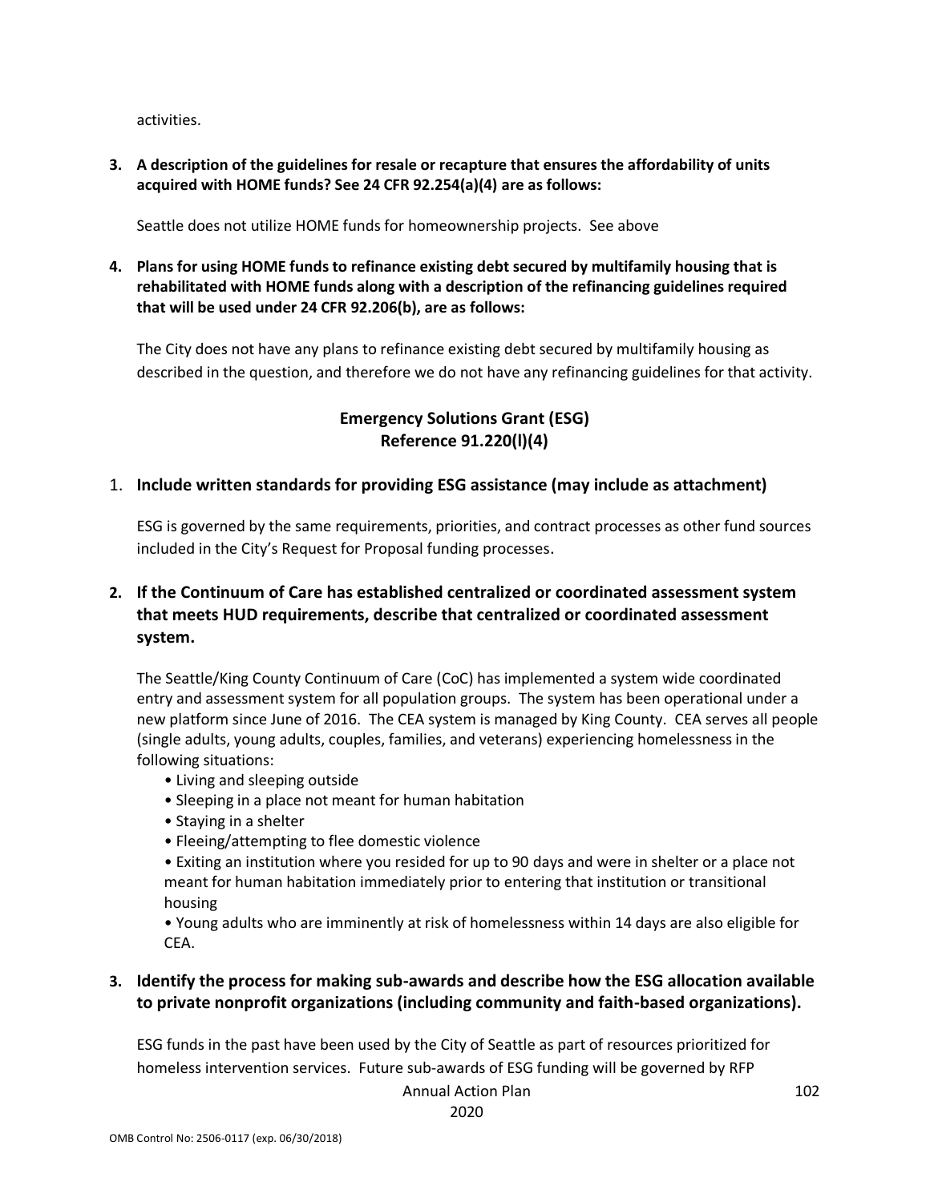activities.

**3. A description of the guidelines for resale or recapture that ensures the affordability of units acquired with HOME funds? See 24 CFR 92.254(a)(4) are as follows:**

Seattle does not utilize HOME funds for homeownership projects. See above

**4. Plans for using HOME funds to refinance existing debt secured by multifamily housing that is rehabilitated with HOME funds along with a description of the refinancing guidelines required that will be used under 24 CFR 92.206(b), are as follows:**

The City does not have any plans to refinance existing debt secured by multifamily housing as described in the question, and therefore we do not have any refinancing guidelines for that activity.

## Emergency Solutions Grant (ESG)
## Reference 91.220(l)(4)

1. **Include written standards for providing ESG assistance (may include as attachment)**

ESG is governed by the same requirements, priorities, and contract processes as other fund sources included in the City's Request for Proposal funding processes.

**2. If the Continuum of Care has established centralized or coordinated assessment system that meets HUD requirements, describe that centralized or coordinated assessment system.**

The Seattle/King County Continuum of Care (CoC) has implemented a system wide coordinated entry and assessment system for all population groups. The system has been operational under a new platform since June of 2016. The CEA system is managed by King County. CEA serves all people (single adults, young adults, couples, families, and veterans) experiencing homelessness in the following situations:

- Living and sleeping outside
- Sleeping in a place not meant for human habitation
- Staying in a shelter
- Fleeing/attempting to flee domestic violence
- Exiting an institution where you resided for up to 90 days and were in shelter or a place not meant for human habitation immediately prior to entering that institution or transitional housing
- Young adults who are imminently at risk of homelessness within 14 days are also eligible for CEA.

**3. Identify the process for making sub-awards and describe how the ESG allocation available to private nonprofit organizations (including community and faith-based organizations).**

ESG funds in the past have been used by the City of Seattle as part of resources prioritized for homeless intervention services. Future sub-awards of ESG funding will be governed by RFP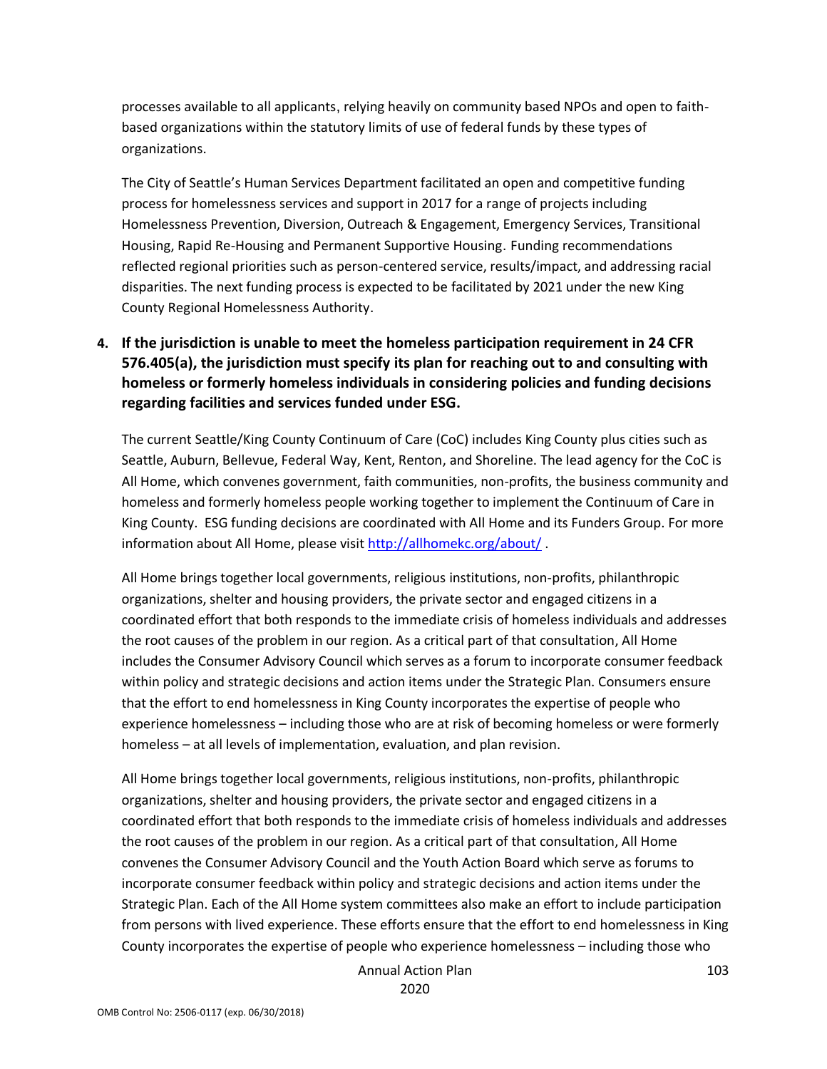processes available to all applicants, relying heavily on community based NPOs and open to faith-based organizations within the statutory limits of use of federal funds by these types of organizations.

The City of Seattle's Human Services Department facilitated an open and competitive funding process for homelessness services and support in 2017 for a range of projects including Homelessness Prevention, Diversion, Outreach & Engagement, Emergency Services, Transitional Housing, Rapid Re-Housing and Permanent Supportive Housing. Funding recommendations reflected regional priorities such as person-centered service, results/impact, and addressing racial disparities. The next funding process is expected to be facilitated by 2021 under the new King County Regional Homelessness Authority.

**4. If the jurisdiction is unable to meet the homeless participation requirement in 24 CFR 576.405(a), the jurisdiction must specify its plan for reaching out to and consulting with homeless or formerly homeless individuals in considering policies and funding decisions regarding facilities and services funded under ESG.**

The current Seattle/King County Continuum of Care (CoC) includes King County plus cities such as Seattle, Auburn, Bellevue, Federal Way, Kent, Renton, and Shoreline. The lead agency for the CoC is All Home, which convenes government, faith communities, non-profits, the business community and homeless and formerly homeless people working together to implement the Continuum of Care in King County. ESG funding decisions are coordinated with All Home and its Funders Group. For more information about All Home, please visit http://allhomekc.org/about/ .

All Home brings together local governments, religious institutions, non-profits, philanthropic organizations, shelter and housing providers, the private sector and engaged citizens in a coordinated effort that both responds to the immediate crisis of homeless individuals and addresses the root causes of the problem in our region. As a critical part of that consultation, All Home includes the Consumer Advisory Council which serves as a forum to incorporate consumer feedback within policy and strategic decisions and action items under the Strategic Plan. Consumers ensure that the effort to end homelessness in King County incorporates the expertise of people who experience homelessness – including those who are at risk of becoming homeless or were formerly homeless – at all levels of implementation, evaluation, and plan revision.

All Home brings together local governments, religious institutions, non-profits, philanthropic organizations, shelter and housing providers, the private sector and engaged citizens in a coordinated effort that both responds to the immediate crisis of homeless individuals and addresses the root causes of the problem in our region. As a critical part of that consultation, All Home convenes the Consumer Advisory Council and the Youth Action Board which serve as forums to incorporate consumer feedback within policy and strategic decisions and action items under the Strategic Plan. Each of the All Home system committees also make an effort to include participation from persons with lived experience. These efforts ensure that the effort to end homelessness in King County incorporates the expertise of people who experience homelessness – including those who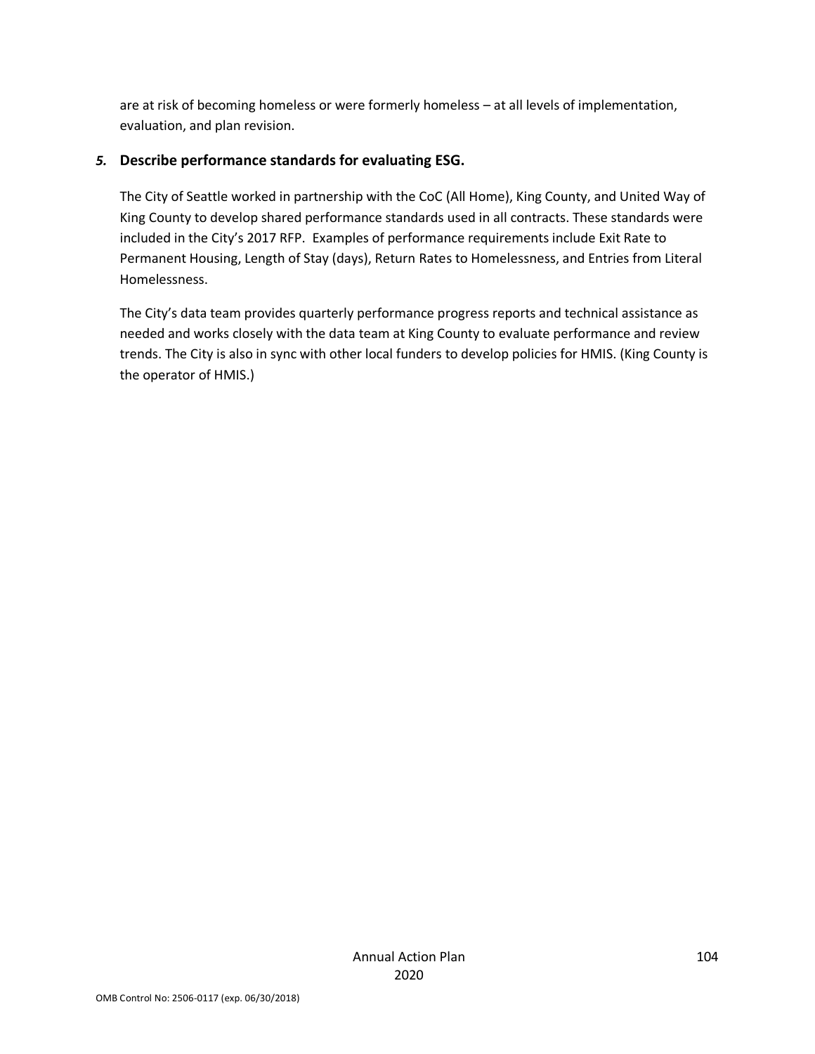are at risk of becoming homeless or were formerly homeless – at all levels of implementation, evaluation, and plan revision.

### *5.* Describe performance standards for evaluating ESG.

The City of Seattle worked in partnership with the CoC (All Home), King County, and United Way of King County to develop shared performance standards used in all contracts. These standards were included in the City's 2017 RFP. Examples of performance requirements include Exit Rate to Permanent Housing, Length of Stay (days), Return Rates to Homelessness, and Entries from Literal Homelessness.

The City's data team provides quarterly performance progress reports and technical assistance as needed and works closely with the data team at King County to evaluate performance and review trends. The City is also in sync with other local funders to develop policies for HMIS. (King County is the operator of HMIS.)